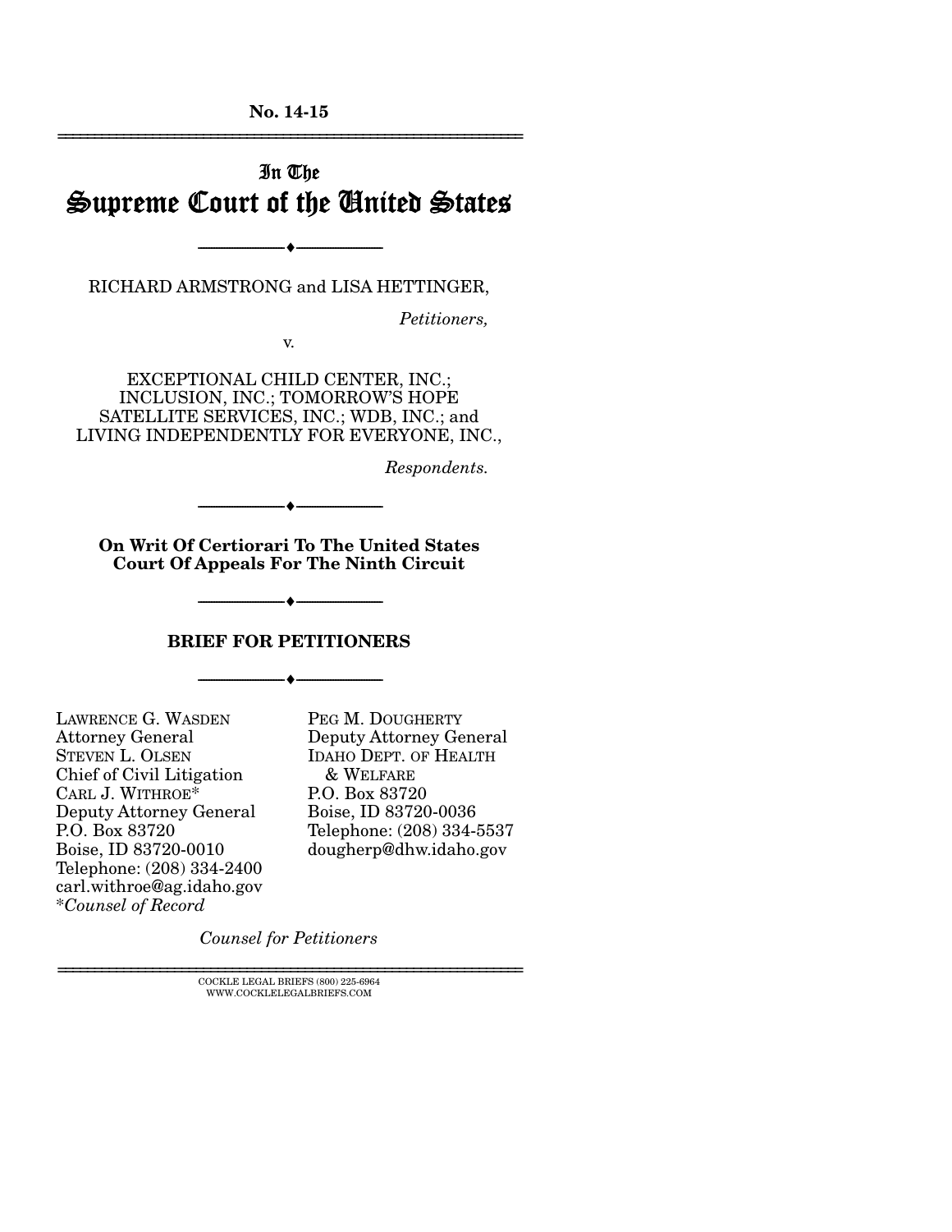**No. 14-15**

---

# In The Supreme Court of the United States

---

RICHARD ARMSTRONG and LISA HETTINGER,

*Petitioners,*

v.

EXCEPTIONAL CHILD CENTER, INC.; INCLUSION, INC.; TOMORROW'S HOPE SATELLITE SERVICES, INC.; WDB, INC.; and LIVING INDEPENDENTLY FOR EVERYONE, INC.,

*Respondents.*

---

**On Writ Of Certiorari To The United States Court Of Appeals For The Ninth Circuit**

---

## BRIEF FOR PETITIONERS

---

LAWRENCE G. WASDEN
Attorney General
STEVEN L. OLSEN
Chief of Civil Litigation
CARL J. WITHROE*
Deputy Attorney General
P.O. Box 83720
Boise, ID 83720-0010
Telephone: (208) 334-2400
carl.withroe@ag.idaho.gov
**Counsel of Record*

PEG M. DOUGHERTY
Deputy Attorney General
IDAHO DEPT. OF HEALTH & WELFARE
P.O. Box 83720
Boise, ID 83720-0036
Telephone: (208) 334-5537
dougherp@dhw.idaho.gov

*Counsel for Petitioners*

---

COCKLE LEGAL BRIEFS (800) 225-6964
WWW.COCKLELEGALBRIEFS.COM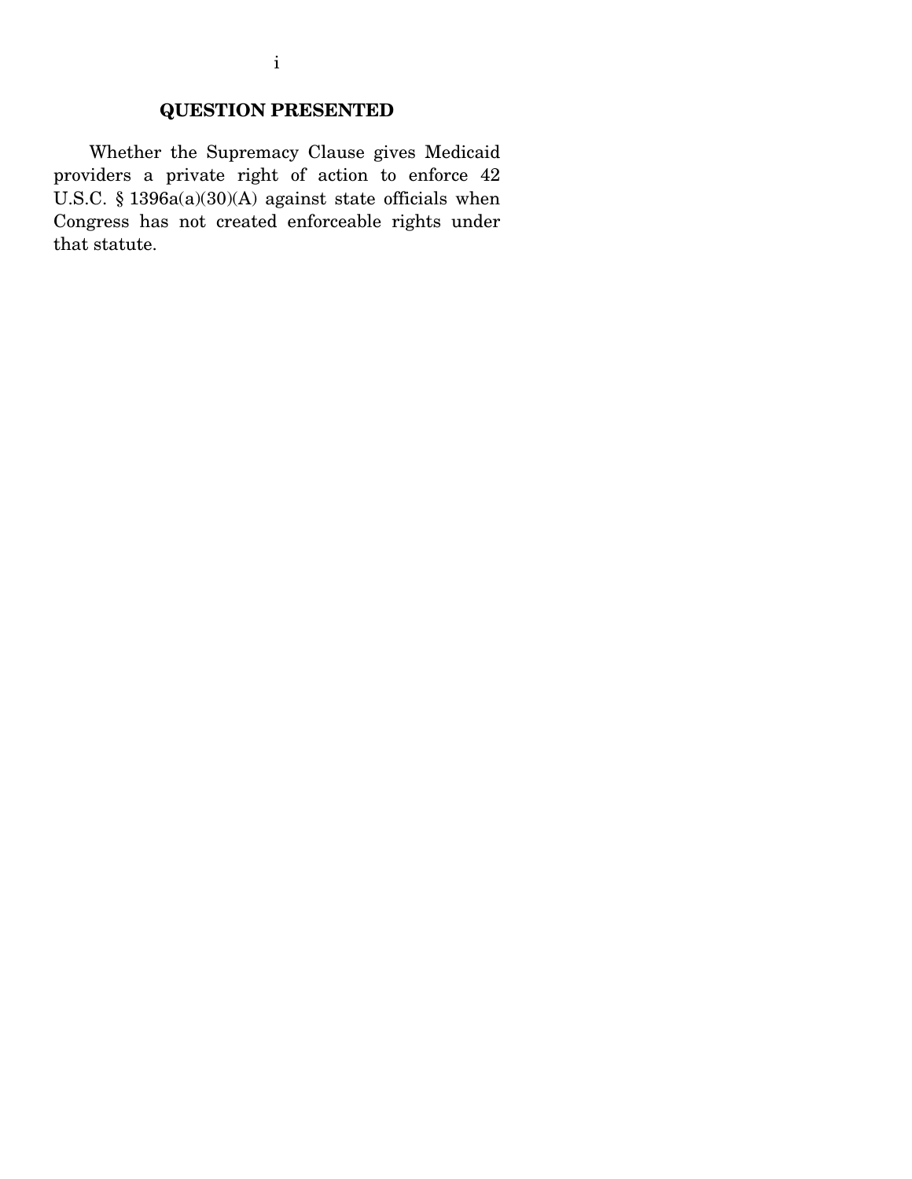## QUESTION PRESENTED

Whether the Supremacy Clause gives Medicaid providers a private right of action to enforce 42 U.S.C. § 1396a(a)(30)(A) against state officials when Congress has not created enforceable rights under that statute.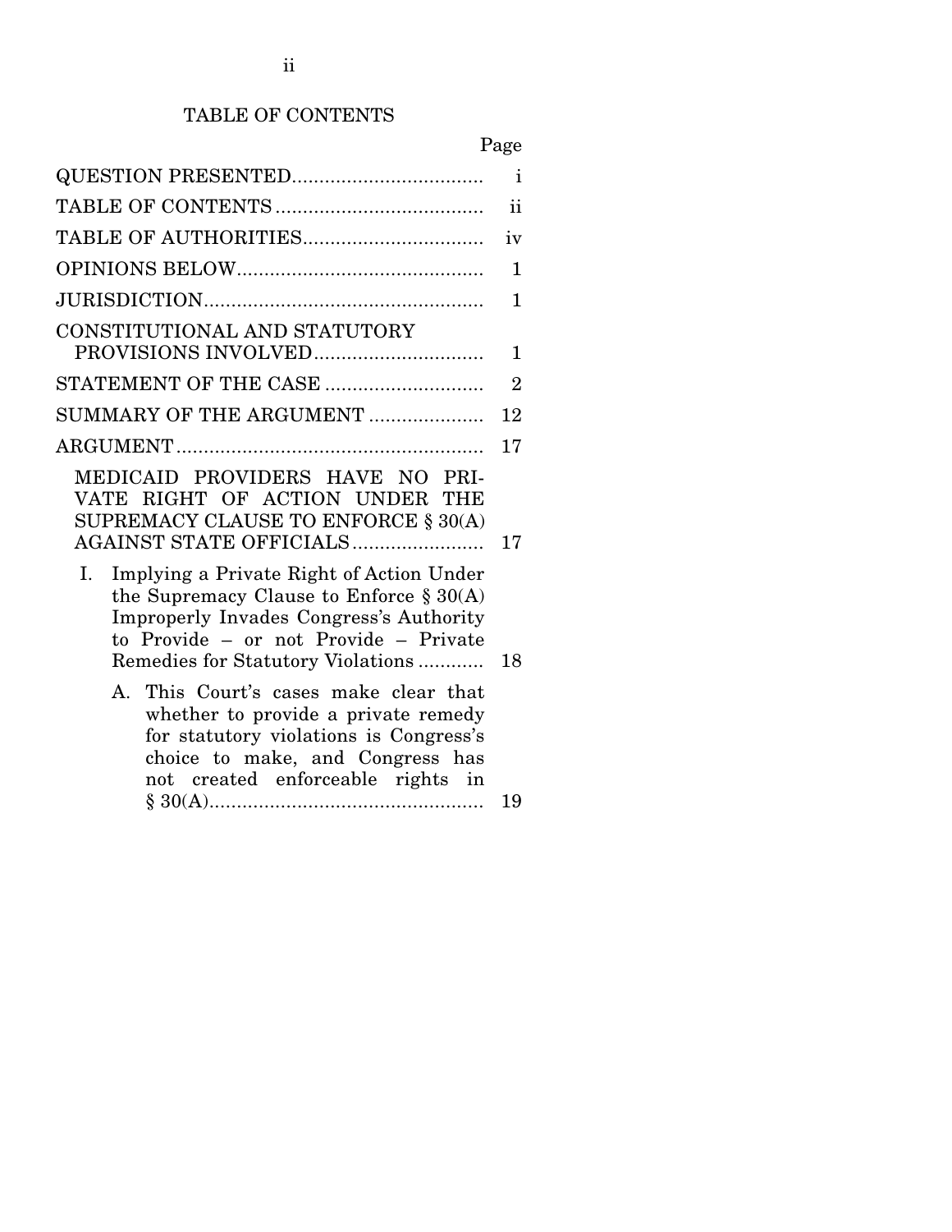## TABLE OF CONTENTS

| | Page |
|---|---|
| QUESTION PRESENTED | i |
| TABLE OF CONTENTS | ii |
| TABLE OF AUTHORITIES | iv |
| OPINIONS BELOW | 1 |
| JURISDICTION | 1 |
| CONSTITUTIONAL AND STATUTORY PROVISIONS INVOLVED | 1 |
| STATEMENT OF THE CASE | 2 |
| SUMMARY OF THE ARGUMENT | 12 |
| ARGUMENT | 17 |
| MEDICAID PROVIDERS HAVE NO PRIVATE RIGHT OF ACTION UNDER THE SUPREMACY CLAUSE TO ENFORCE § 30(A) AGAINST STATE OFFICIALS | 17 |
| I. Implying a Private Right of Action Under the Supremacy Clause to Enforce § 30(A) Improperly Invades Congress's Authority to Provide – or not Provide – Private Remedies for Statutory Violations | 18 |
| A. This Court's cases make clear that whether to provide a private remedy for statutory violations is Congress's choice to make, and Congress has not created enforceable rights in § 30(A) | 19 |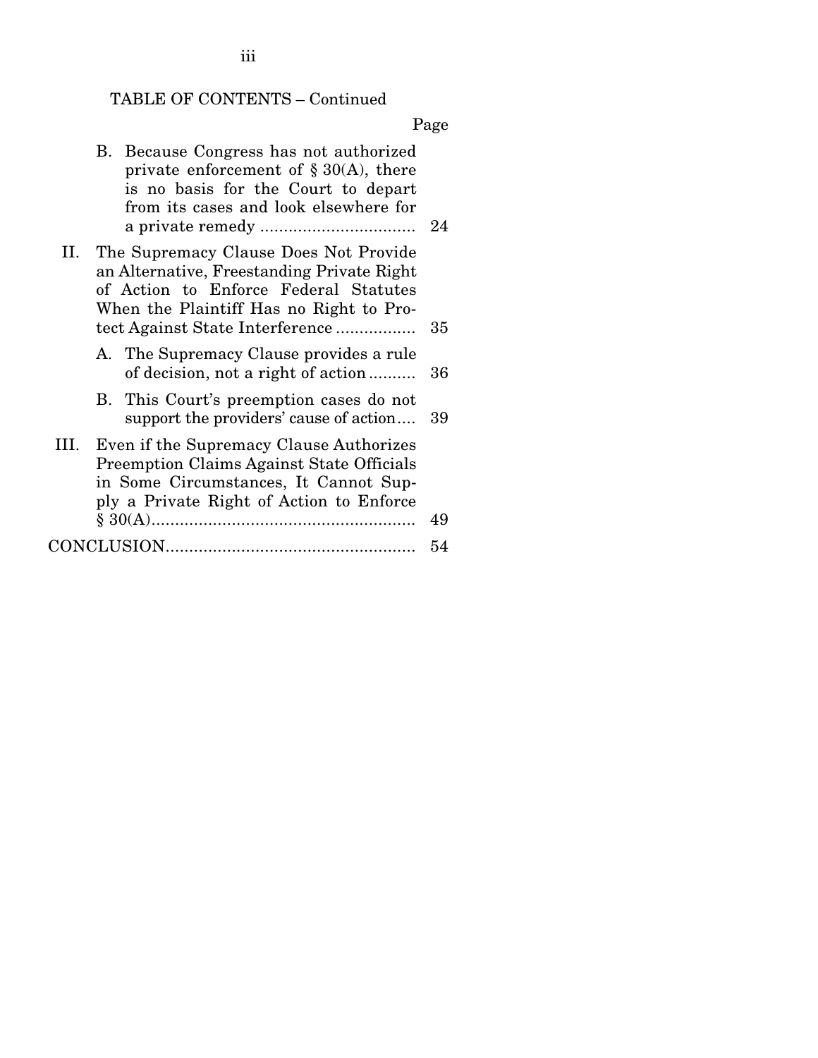TABLE OF CONTENTS – Continued

| | Page |
|---|---|
| B. Because Congress has not authorized private enforcement of § 30(A), there is no basis for the Court to depart from its cases and look elsewhere for a private remedy | 24 |
| II. The Supremacy Clause Does Not Provide an Alternative, Freestanding Private Right of Action to Enforce Federal Statutes When the Plaintiff Has no Right to Protect Against State Interference | 35 |
| A. The Supremacy Clause provides a rule of decision, not a right of action | 36 |
| B. This Court's preemption cases do not support the providers' cause of action | 39 |
| III. Even if the Supremacy Clause Authorizes Preemption Claims Against State Officials in Some Circumstances, It Cannot Supply a Private Right of Action to Enforce § 30(A) | 49 |
| CONCLUSION | 54 |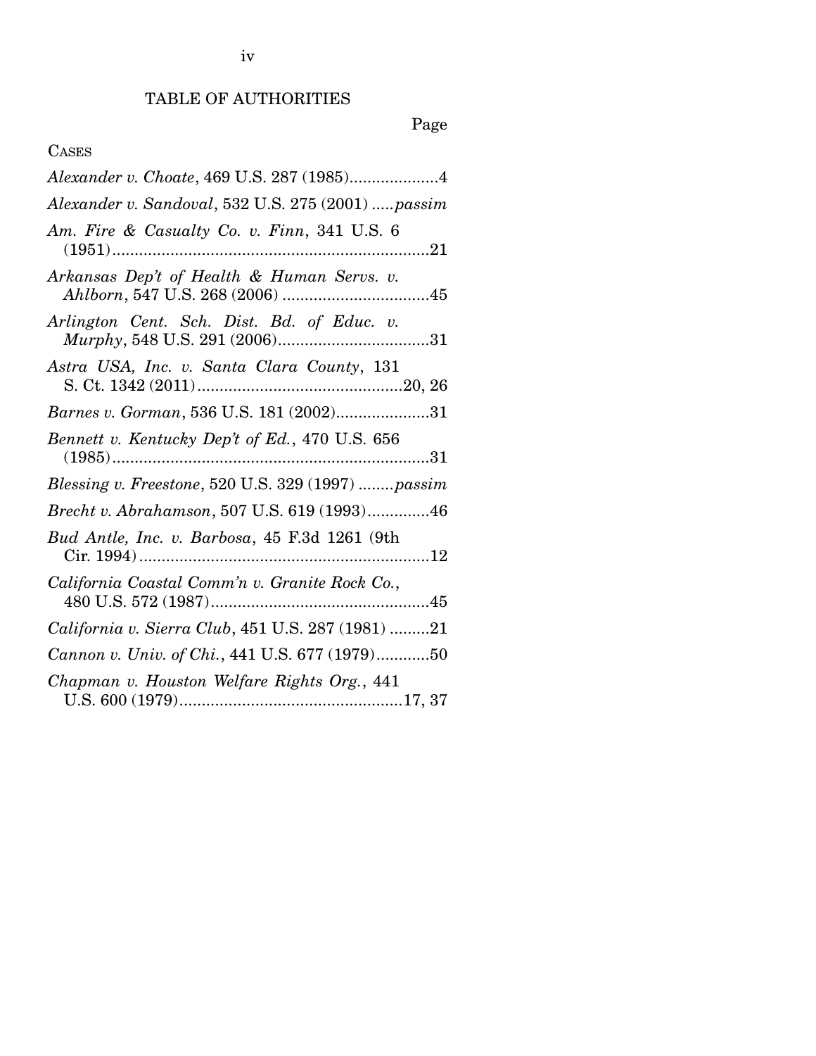# TABLE OF AUTHORITIES

Page

CASES

*Alexander v. Choate*, 469 U.S. 287 (1985)....................4

*Alexander v. Sandoval*, 532 U.S. 275 (2001) .....*passim*

*Am. Fire & Casualty Co. v. Finn*, 341 U.S. 6 (1951).......................................................................21

*Arkansas Dep't of Health & Human Servs. v. Ahlborn*, 547 U.S. 268 (2006) .................................45

*Arlington Cent. Sch. Dist. Bd. of Educ. v. Murphy*, 548 U.S. 291 (2006)..................................31

*Astra USA, Inc. v. Santa Clara County*, 131 S. Ct. 1342 (2011)..............................................20, 26

*Barnes v. Gorman*, 536 U.S. 181 (2002).....................31

*Bennett v. Kentucky Dep't of Ed.*, 470 U.S. 656 (1985).......................................................................31

*Blessing v. Freestone*, 520 U.S. 329 (1997) ........*passim*

*Brecht v. Abrahamson*, 507 U.S. 619 (1993)..............46

*Bud Antle, Inc. v. Barbosa*, 45 F.3d 1261 (9th Cir. 1994).................................................................12

*California Coastal Comm'n v. Granite Rock Co.*, 480 U.S. 572 (1987).................................................45

*California v. Sierra Club*, 451 U.S. 287 (1981) .........21

*Cannon v. Univ. of Chi.*, 441 U.S. 677 (1979)............50

*Chapman v. Houston Welfare Rights Org.*, 441 U.S. 600 (1979).................................................17, 37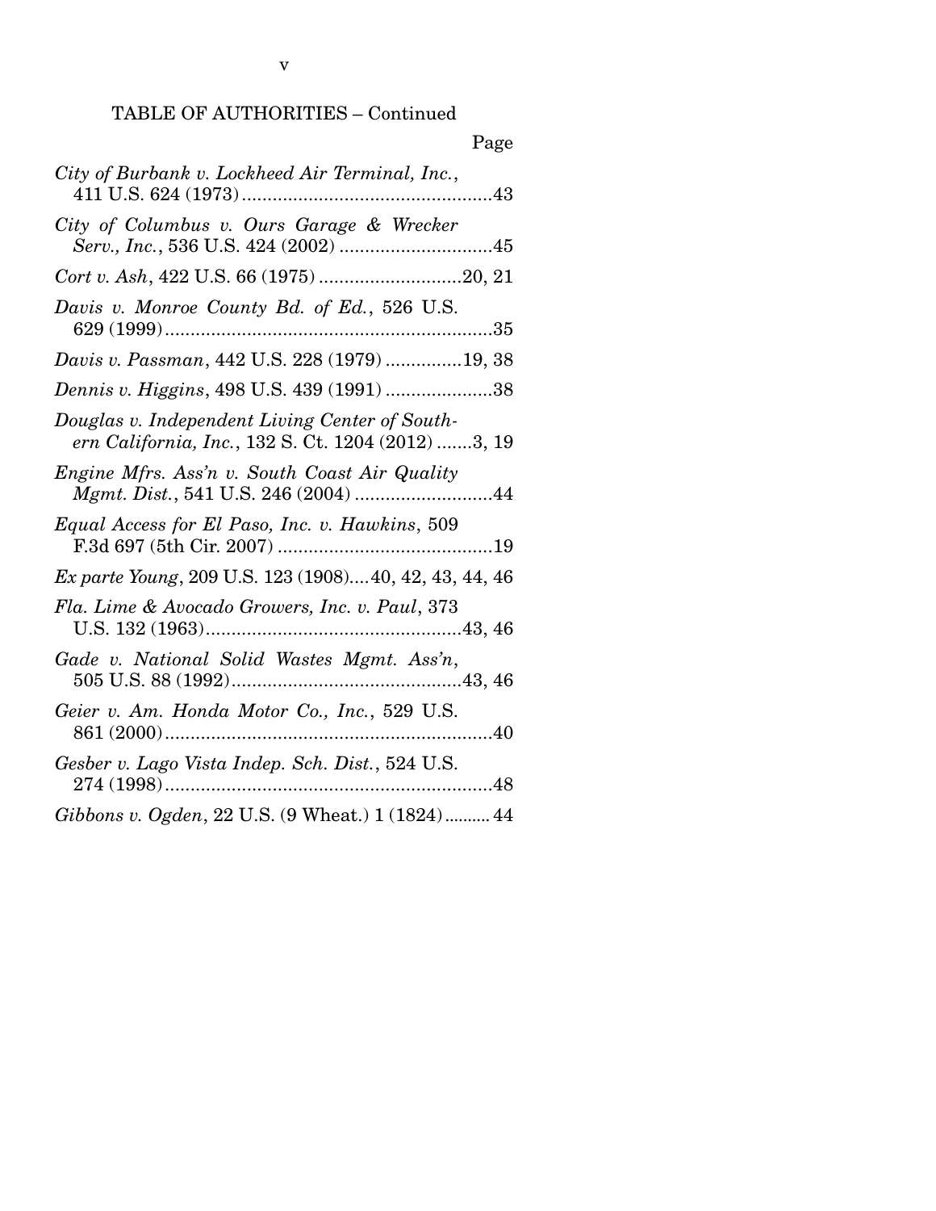TABLE OF AUTHORITIES – Continued

Page

*City of Burbank v. Lockheed Air Terminal, Inc.*, 411 U.S. 624 (1973) ....................................................43

*City of Columbus v. Ours Garage & Wrecker Serv., Inc.*, 536 U.S. 424 (2002) ..............................45

*Cort v. Ash*, 422 U.S. 66 (1975) ...........................20, 21

*Davis v. Monroe County Bd. of Ed.*, 526 U.S. 629 (1999) ................................................................35

*Davis v. Passman*, 442 U.S. 228 (1979) ...............19, 38

*Dennis v. Higgins*, 498 U.S. 439 (1991) .....................38

*Douglas v. Independent Living Center of Southern California, Inc.*, 132 S. Ct. 1204 (2012) .......3, 19

*Engine Mfrs. Ass'n v. South Coast Air Quality Mgmt. Dist.*, 541 U.S. 246 (2004) ...........................44

*Equal Access for El Paso, Inc. v. Hawkins*, 509 F.3d 697 (5th Cir. 2007) ..........................................19

*Ex parte Young*, 209 U.S. 123 (1908)....40, 42, 43, 44, 46

*Fla. Lime & Avocado Growers, Inc. v. Paul*, 373 U.S. 132 (1963)..................................................43, 46

*Gade v. National Solid Wastes Mgmt. Ass'n*, 505 U.S. 88 (1992).............................................43, 46

*Geier v. Am. Honda Motor Co., Inc.*, 529 U.S. 861 (2000) ................................................................40

*Gesber v. Lago Vista Indep. Sch. Dist.*, 524 U.S. 274 (1998) ................................................................48

*Gibbons v. Ogden*, 22 U.S. (9 Wheat.) 1 (1824).......... 44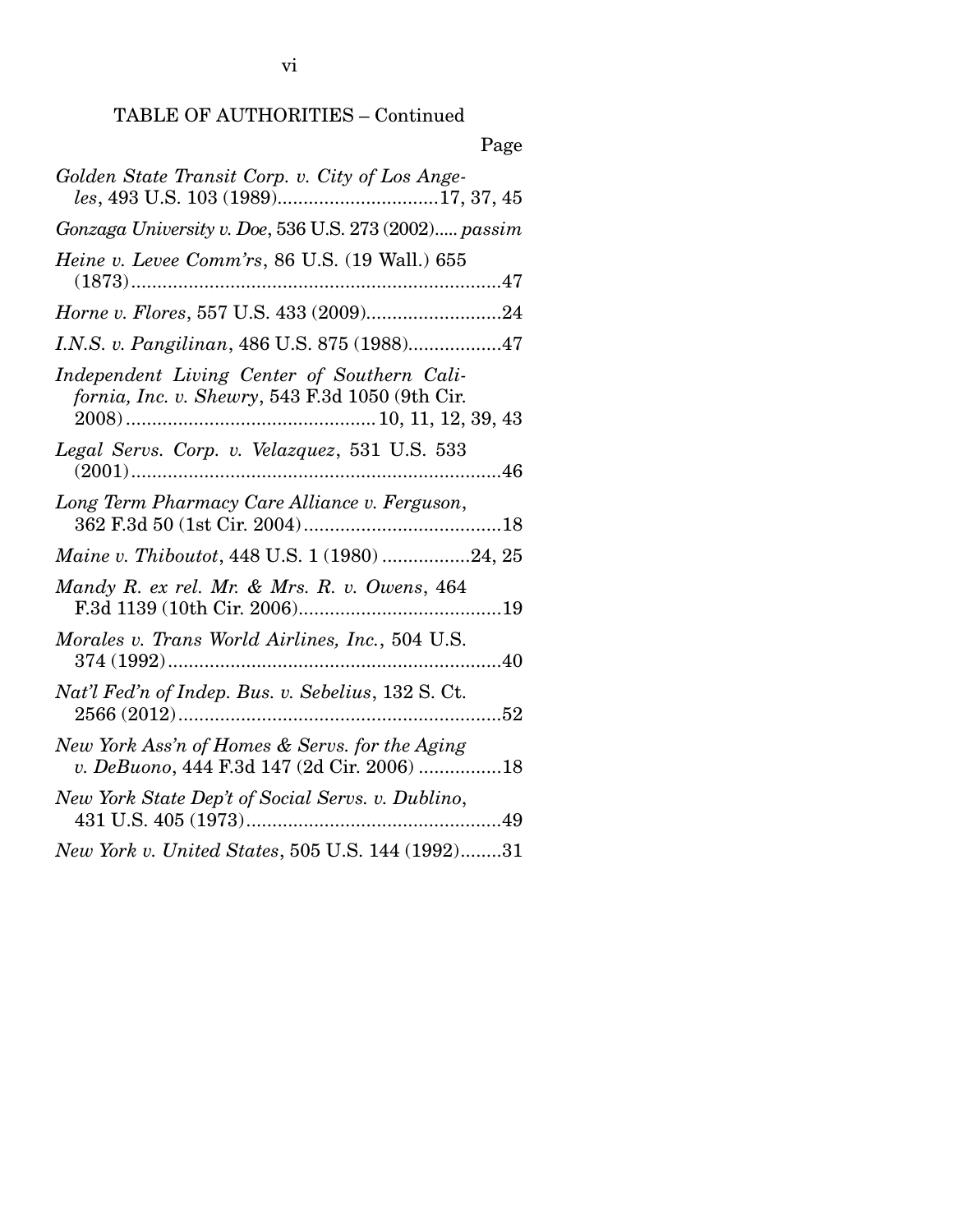TABLE OF AUTHORITIES – Continued

Page

*Golden State Transit Corp. v. City of Los Angeles*, 493 U.S. 103 (1989)...............................17, 37, 45

*Gonzaga University v. Doe*, 536 U.S. 273 (2002)..... *passim*

*Heine v. Levee Comm'rs*, 86 U.S. (19 Wall.) 655 (1873)........................................................................47

*Horne v. Flores*, 557 U.S. 433 (2009)..........................24

*I.N.S. v. Pangilinan*, 486 U.S. 875 (1988)..................47

*Independent Living Center of Southern California, Inc. v. Shewry*, 543 F.3d 1050 (9th Cir. 2008)................................................10, 11, 12, 39, 43

*Legal Servs. Corp. v. Velazquez*, 531 U.S. 533 (2001).......................................................................46

*Long Term Pharmacy Care Alliance v. Ferguson*, 362 F.3d 50 (1st Cir. 2004)......................................18

*Maine v. Thiboutot*, 448 U.S. 1 (1980) .................24, 25

*Mandy R. ex rel. Mr. & Mrs. R. v. Owens*, 464 F.3d 1139 (10th Cir. 2006).......................................19

*Morales v. Trans World Airlines, Inc.*, 504 U.S. 374 (1992).................................................................40

*Nat'l Fed'n of Indep. Bus. v. Sebelius*, 132 S. Ct. 2566 (2012)..............................................................52

*New York Ass'n of Homes & Servs. for the Aging v. DeBuono*, 444 F.3d 147 (2d Cir. 2006) ................18

*New York State Dep't of Social Servs. v. Dublino*, 431 U.S. 405 (1973).................................................49

*New York v. United States*, 505 U.S. 144 (1992)........31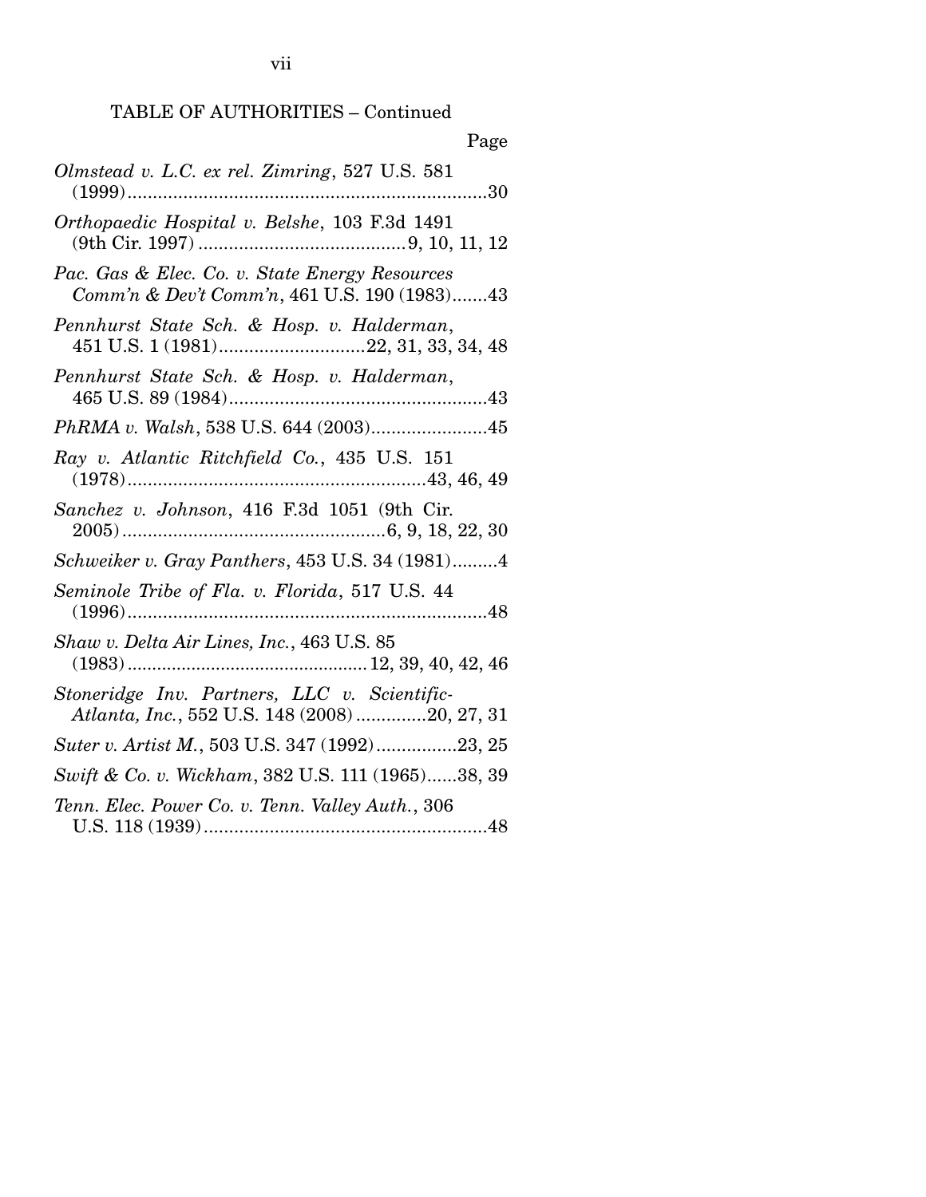TABLE OF AUTHORITIES – Continued

Page

*Olmstead v. L.C. ex rel. Zimring*, 527 U.S. 581 (1999) ........................................................................30

*Orthopaedic Hospital v. Belshe*, 103 F.3d 1491 (9th Cir. 1997) ..........................................9, 10, 11, 12

*Pac. Gas & Elec. Co. v. State Energy Resources Comm'n & Dev't Comm'n*, 461 U.S. 190 (1983).......43

*Pennhurst State Sch. & Hosp. v. Halderman*, 451 U.S. 1 (1981).............................22, 31, 33, 34, 48

*Pennhurst State Sch. & Hosp. v. Halderman*, 465 U.S. 89 (1984)....................................................43

*PhRMA v. Walsh*, 538 U.S. 644 (2003).......................45

*Ray v. Atlantic Ritchfield Co.*, 435 U.S. 151 (1978)...........................................................43, 46, 49

*Sanchez v. Johnson*, 416 F.3d 1051 (9th Cir. 2005)....................................................6, 9, 18, 22, 30

*Schweiker v. Gray Panthers*, 453 U.S. 34 (1981).........4

*Seminole Tribe of Fla. v. Florida*, 517 U.S. 44 (1996)........................................................................48

*Shaw v. Delta Air Lines, Inc.*, 463 U.S. 85 (1983)................................................12, 39, 40, 42, 46

*Stoneridge Inv. Partners, LLC v. Scientific-Atlanta, Inc.*, 552 U.S. 148 (2008)..............20, 27, 31

*Suter v. Artist M.*, 503 U.S. 347 (1992)................23, 25

*Swift & Co. v. Wickham*, 382 U.S. 111 (1965)......38, 39

*Tenn. Elec. Power Co. v. Tenn. Valley Auth.*, 306 U.S. 118 (1939)........................................................48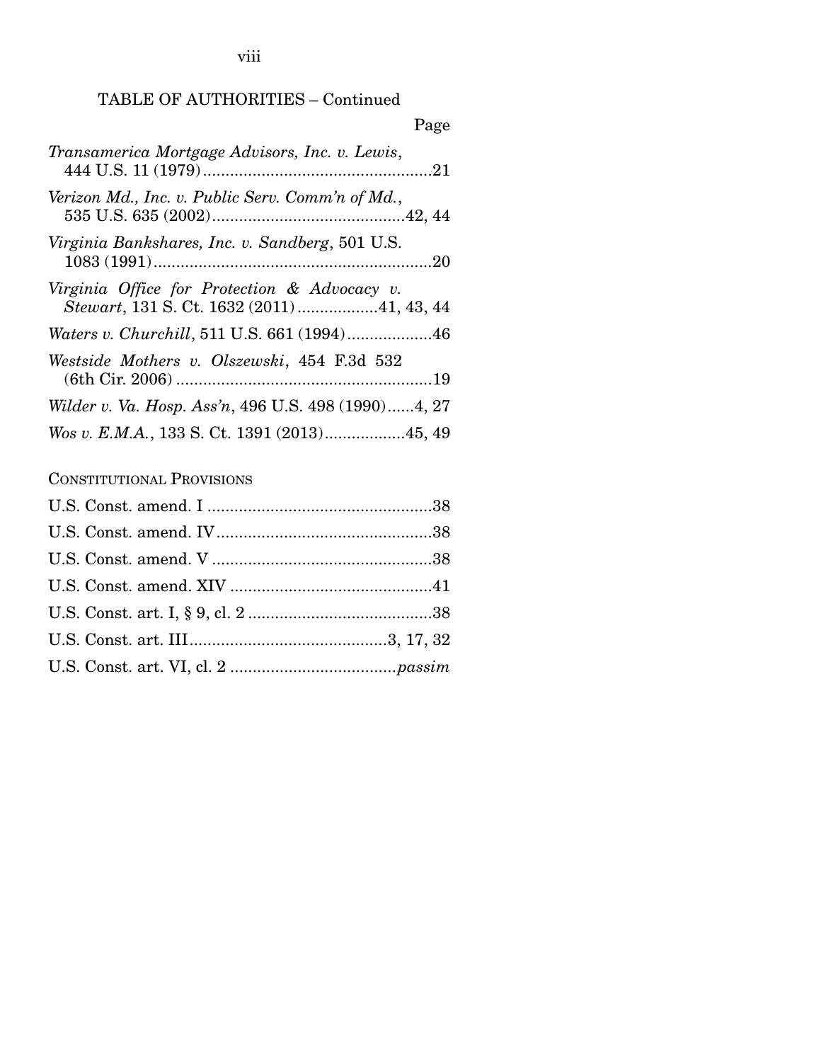TABLE OF AUTHORITIES – Continued

Page

*Transamerica Mortgage Advisors, Inc. v. Lewis*, 444 U.S. 11 (1979) ....................................................21

*Verizon Md., Inc. v. Public Serv. Comm'n of Md.*, 535 U.S. 635 (2002)...........................................42, 44

*Virginia Bankshares, Inc. v. Sandberg*, 501 U.S. 1083 (1991)..............................................................20

*Virginia Office for Protection & Advocacy v. Stewart*, 131 S. Ct. 1632 (2011) ..................41, 43, 44

*Waters v. Churchill*, 511 U.S. 661 (1994)...................46

*Westside Mothers v. Olszewski*, 454 F.3d 532 (6th Cir. 2006) ..........................................................19

*Wilder v. Va. Hosp. Ass'n*, 496 U.S. 498 (1990)......4, 27

*Wos v. E.M.A.*, 133 S. Ct. 1391 (2013)..................45, 49

CONSTITUTIONAL PROVISIONS

U.S. Const. amend. I ..................................................38

U.S. Const. amend. IV................................................38

U.S. Const. amend. V .................................................38

U.S. Const. amend. XIV .............................................41

U.S. Const. art. I, § 9, cl. 2 .........................................38

U.S. Const. art. III............................................3, 17, 32

U.S. Const. art. VI, cl. 2 ....................................*passim*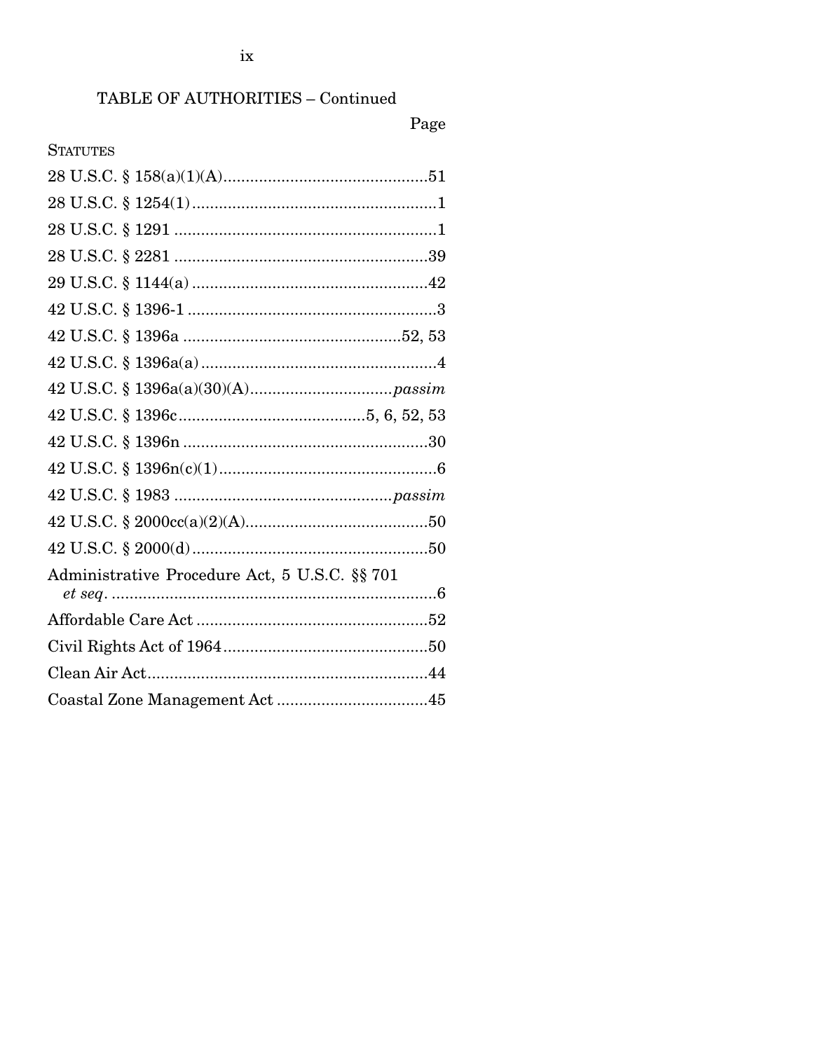TABLE OF AUTHORITIES – Continued

Page

STATUTES

28 U.S.C. § 158(a)(1)(A) .............................................51

28 U.S.C. § 1254(1) ......................................................1

28 U.S.C. § 1291 ..........................................................1

28 U.S.C. § 2281 ........................................................39

29 U.S.C. § 1144(a) ....................................................42

42 U.S.C. § 1396-1 .......................................................3

42 U.S.C. § 1396a ................................................52, 53

42 U.S.C. § 1396a(a) ....................................................4

42 U.S.C. § 1396a(a)(30)(A) ................................*passim*

42 U.S.C. § 1396c ..........................................5, 6, 52, 53

42 U.S.C. § 1396n ......................................................30

42 U.S.C. § 1396n(c)(1) ................................................6

42 U.S.C. § 1983 ................................................*passim*

42 U.S.C. § 2000cc(a)(2)(A) ........................................50

42 U.S.C. § 2000(d) ....................................................50

Administrative Procedure Act, 5 U.S.C. §§ 701 *et seq.* ........................................................................6

Affordable Care Act ....................................................52

Civil Rights Act of 1964 ..............................................50

Clean Air Act ...............................................................44

Coastal Zone Management Act .................................45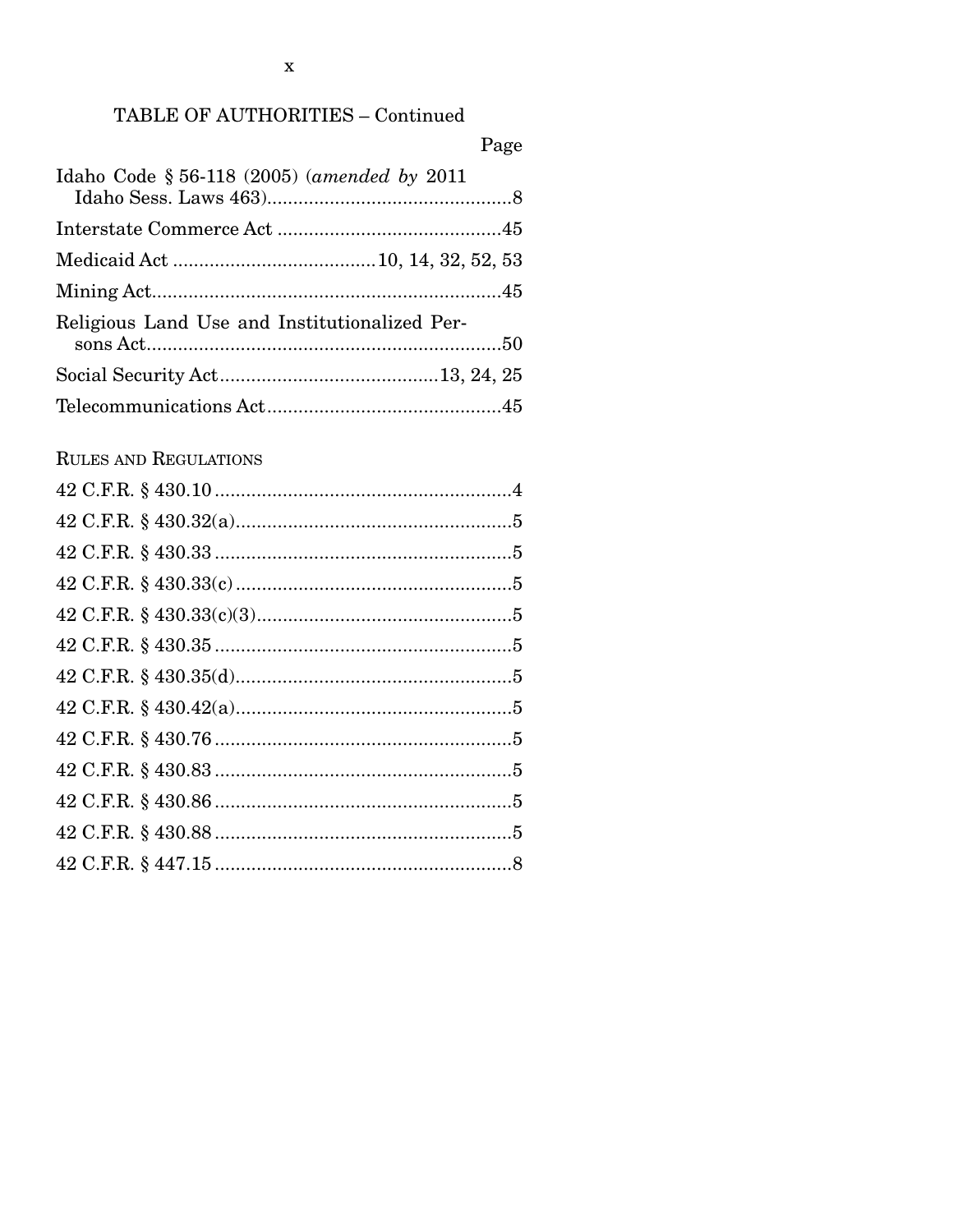## TABLE OF AUTHORITIES – Continued

Page

Idaho Code § 56-118 (2005) (*amended by* 2011 Idaho Sess. Laws 463)..............................................8

Interstate Commerce Act ..........................................45

Medicaid Act ......................................10, 14, 32, 52, 53

Mining Act..................................................................45

Religious Land Use and Institutionalized Persons Act...................................................................50

Social Security Act.........................................13, 24, 25

Telecommunications Act............................................45

RULES AND REGULATIONS

42 C.F.R. § 430.10........................................................4

42 C.F.R. § 430.32(a)....................................................5

42 C.F.R. § 430.33........................................................5

42 C.F.R. § 430.33(c)....................................................5

42 C.F.R. § 430.33(c)(3)................................................5

42 C.F.R. § 430.35........................................................5

42 C.F.R. § 430.35(d)....................................................5

42 C.F.R. § 430.42(a)....................................................5

42 C.F.R. § 430.76........................................................5

42 C.F.R. § 430.83........................................................5

42 C.F.R. § 430.86........................................................5

42 C.F.R. § 430.88........................................................5

42 C.F.R. § 447.15........................................................8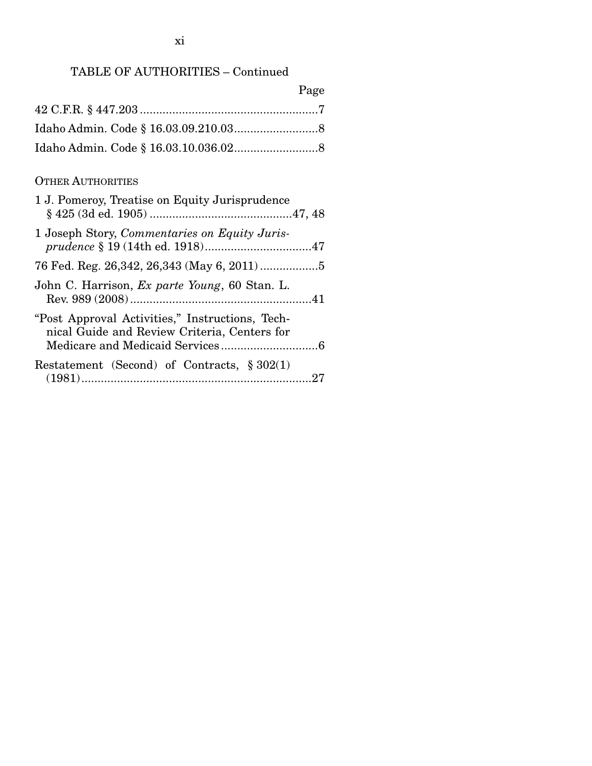TABLE OF AUTHORITIES – Continued

| | Page |
|---|---|
| 42 C.F.R. § 447.203 | 7 |
| Idaho Admin. Code § 16.03.09.210.03 | 8 |
| Idaho Admin. Code § 16.03.10.036.02 | 8 |

OTHER AUTHORITIES

| | |
|---|---|
| 1 J. Pomeroy, Treatise on Equity Jurisprudence § 425 (3d ed. 1905) | 47, 48 |
| 1 Joseph Story, *Commentaries on Equity Jurisprudence* § 19 (14th ed. 1918) | 47 |
| 76 Fed. Reg. 26,342, 26,343 (May 6, 2011) | 5 |
| John C. Harrison, *Ex parte Young*, 60 Stan. L. Rev. 989 (2008) | 41 |
| "Post Approval Activities," Instructions, Technical Guide and Review Criteria, Centers for Medicare and Medicaid Services | 6 |
| Restatement (Second) of Contracts, § 302(1) (1981) | 27 |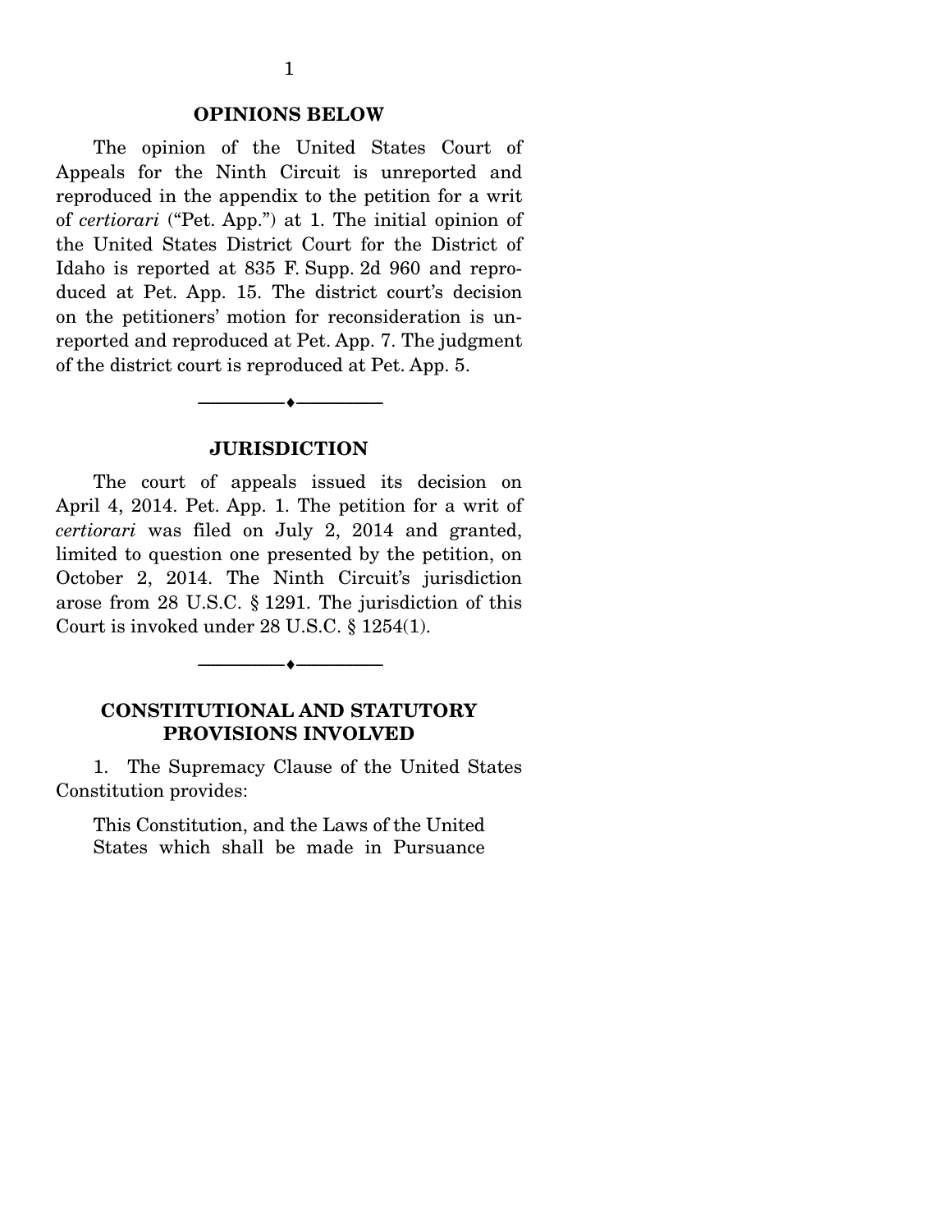## OPINIONS BELOW

The opinion of the United States Court of Appeals for the Ninth Circuit is unreported and reproduced in the appendix to the petition for a writ of *certiorari* ("Pet. App.") at 1. The initial opinion of the United States District Court for the District of Idaho is reported at 835 F. Supp. 2d 960 and reproduced at Pet. App. 15. The district court's decision on the petitioners' motion for reconsideration is unreported and reproduced at Pet. App. 7. The judgment of the district court is reproduced at Pet. App. 5.

## JURISDICTION

The court of appeals issued its decision on April 4, 2014. Pet. App. 1. The petition for a writ of *certiorari* was filed on July 2, 2014 and granted, limited to question one presented by the petition, on October 2, 2014. The Ninth Circuit's jurisdiction arose from 28 U.S.C. § 1291. The jurisdiction of this Court is invoked under 28 U.S.C. § 1254(1).

## CONSTITUTIONAL AND STATUTORY PROVISIONS INVOLVED

1. The Supremacy Clause of the United States Constitution provides:

> This Constitution, and the Laws of the United States which shall be made in Pursuance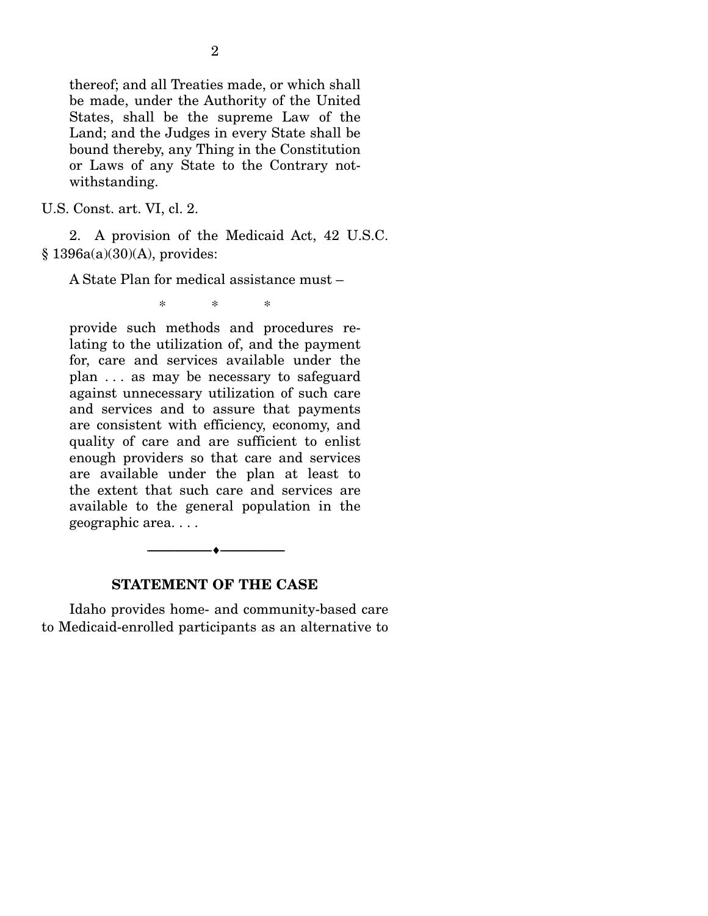> thereof; and all Treaties made, or which shall be made, under the Authority of the United States, shall be the supreme Law of the Land; and the Judges in every State shall be bound thereby, any Thing in the Constitution or Laws of any State to the Contrary notwithstanding.

U.S. Const. art. VI, cl. 2.

2. A provision of the Medicaid Act, 42 U.S.C. § 1396a(a)(30)(A), provides:

> A State Plan for medical assistance must –
>
> \* \* \*
>
> provide such methods and procedures relating to the utilization of, and the payment for, care and services available under the plan . . . as may be necessary to safeguard against unnecessary utilization of such care and services and to assure that payments are consistent with efficiency, economy, and quality of care and are sufficient to enlist enough providers so that care and services are available under the plan at least to the extent that such care and services are available to the general population in the geographic area. . . .

---

## STATEMENT OF THE CASE

Idaho provides home- and community-based care to Medicaid-enrolled participants as an alternative to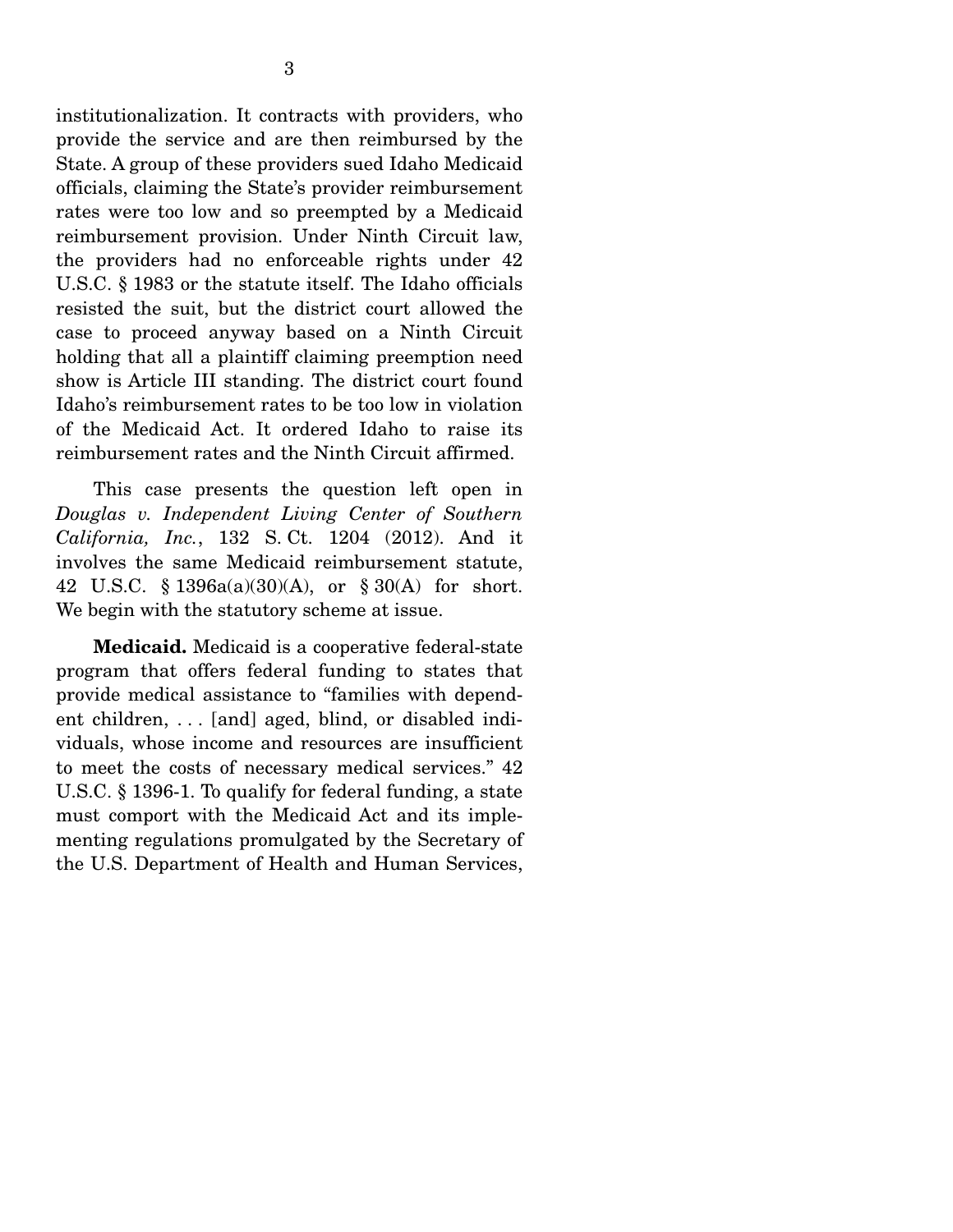institutionalization. It contracts with providers, who provide the service and are then reimbursed by the State. A group of these providers sued Idaho Medicaid officials, claiming the State's provider reimbursement rates were too low and so preempted by a Medicaid reimbursement provision. Under Ninth Circuit law, the providers had no enforceable rights under 42 U.S.C. § 1983 or the statute itself. The Idaho officials resisted the suit, but the district court allowed the case to proceed anyway based on a Ninth Circuit holding that all a plaintiff claiming preemption need show is Article III standing. The district court found Idaho's reimbursement rates to be too low in violation of the Medicaid Act. It ordered Idaho to raise its reimbursement rates and the Ninth Circuit affirmed.

This case presents the question left open in *Douglas v. Independent Living Center of Southern California, Inc.*, 132 S. Ct. 1204 (2012). And it involves the same Medicaid reimbursement statute, 42 U.S.C. § 1396a(a)(30)(A), or § 30(A) for short. We begin with the statutory scheme at issue.

**Medicaid.** Medicaid is a cooperative federal-state program that offers federal funding to states that provide medical assistance to "families with dependent children, . . . [and] aged, blind, or disabled individuals, whose income and resources are insufficient to meet the costs of necessary medical services." 42 U.S.C. § 1396-1. To qualify for federal funding, a state must comport with the Medicaid Act and its implementing regulations promulgated by the Secretary of the U.S. Department of Health and Human Services,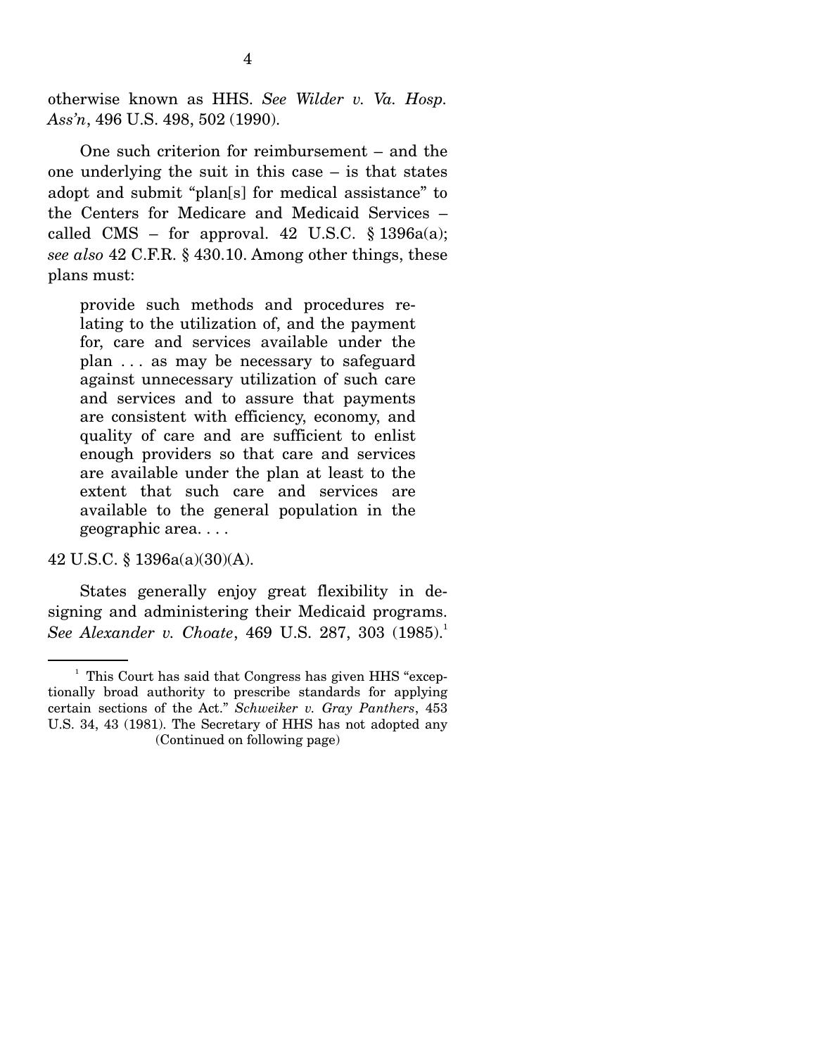otherwise known as HHS. *See Wilder v. Va. Hosp. Ass'n*, 496 U.S. 498, 502 (1990).

One such criterion for reimbursement – and the one underlying the suit in this case – is that states adopt and submit "plan[s] for medical assistance" to the Centers for Medicare and Medicaid Services – called CMS – for approval. 42 U.S.C. § 1396a(a); *see also* 42 C.F.R. § 430.10. Among other things, these plans must:

> provide such methods and procedures relating to the utilization of, and the payment for, care and services available under the plan . . . as may be necessary to safeguard against unnecessary utilization of such care and services and to assure that payments are consistent with efficiency, economy, and quality of care and are sufficient to enlist enough providers so that care and services are available under the plan at least to the extent that such care and services are available to the general population in the geographic area. . . .

42 U.S.C. § 1396a(a)(30)(A).

States generally enjoy great flexibility in designing and administering their Medicaid programs. *See Alexander v. Choate*, 469 U.S. 287, 303 (1985).[1]

---

[1] This Court has said that Congress has given HHS "exceptionally broad authority to prescribe standards for applying certain sections of the Act." *Schweiker v. Gray Panthers*, 453 U.S. 34, 43 (1981). The Secretary of HHS has not adopted any (Continued on following page)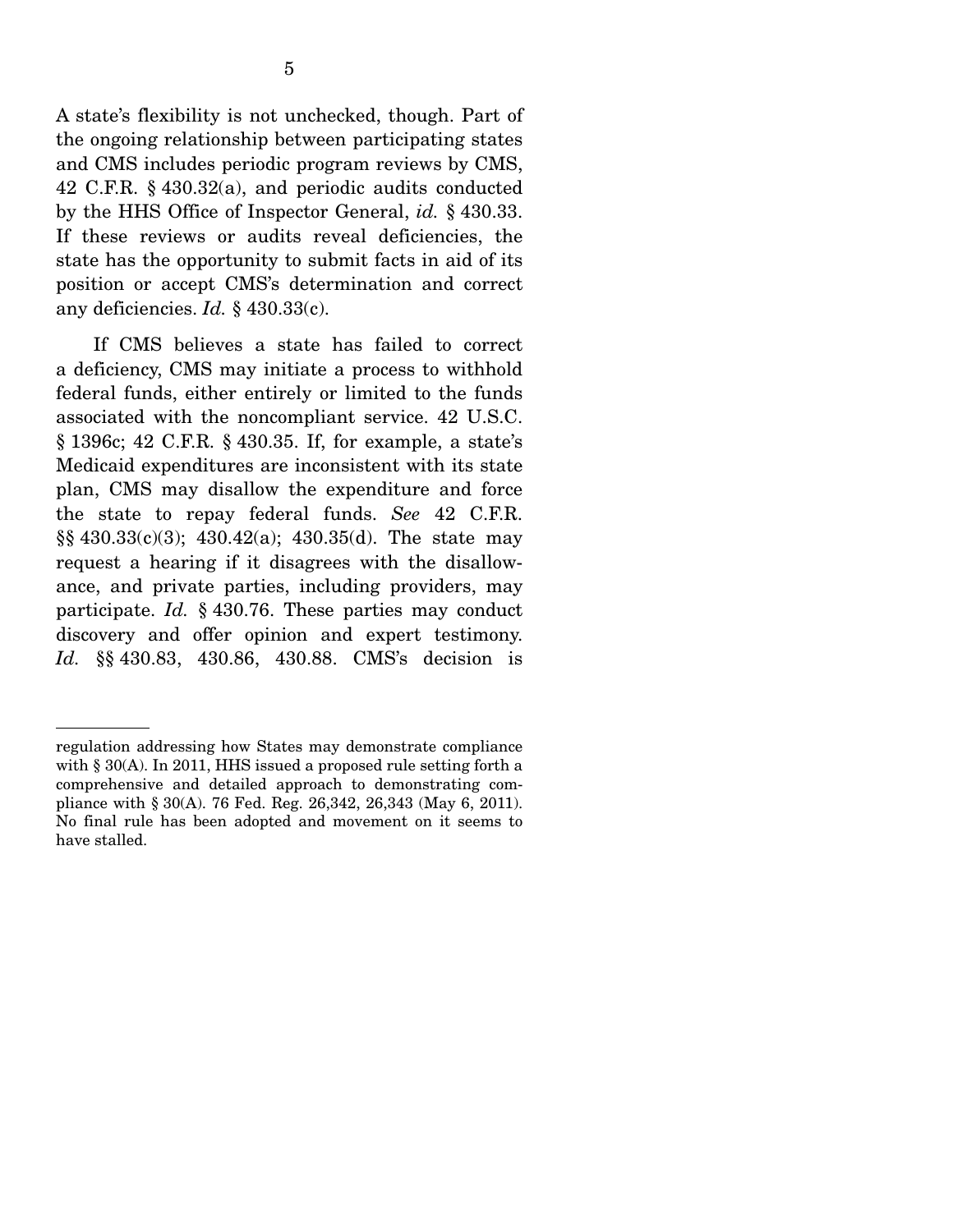A state's flexibility is not unchecked, though. Part of the ongoing relationship between participating states and CMS includes periodic program reviews by CMS, 42 C.F.R. § 430.32(a), and periodic audits conducted by the HHS Office of Inspector General, *id.* § 430.33. If these reviews or audits reveal deficiencies, the state has the opportunity to submit facts in aid of its position or accept CMS's determination and correct any deficiencies. *Id.* § 430.33(c).

If CMS believes a state has failed to correct a deficiency, CMS may initiate a process to withhold federal funds, either entirely or limited to the funds associated with the noncompliant service. 42 U.S.C. § 1396c; 42 C.F.R. § 430.35. If, for example, a state's Medicaid expenditures are inconsistent with its state plan, CMS may disallow the expenditure and force the state to repay federal funds. *See* 42 C.F.R. §§ 430.33(c)(3); 430.42(a); 430.35(d). The state may request a hearing if it disagrees with the disallowance, and private parties, including providers, may participate. *Id.* § 430.76. These parties may conduct discovery and offer opinion and expert testimony. *Id.* §§ 430.83, 430.86, 430.88. CMS's decision is

---

regulation addressing how States may demonstrate compliance with § 30(A). In 2011, HHS issued a proposed rule setting forth a comprehensive and detailed approach to demonstrating compliance with § 30(A). 76 Fed. Reg. 26,342, 26,343 (May 6, 2011). No final rule has been adopted and movement on it seems to have stalled.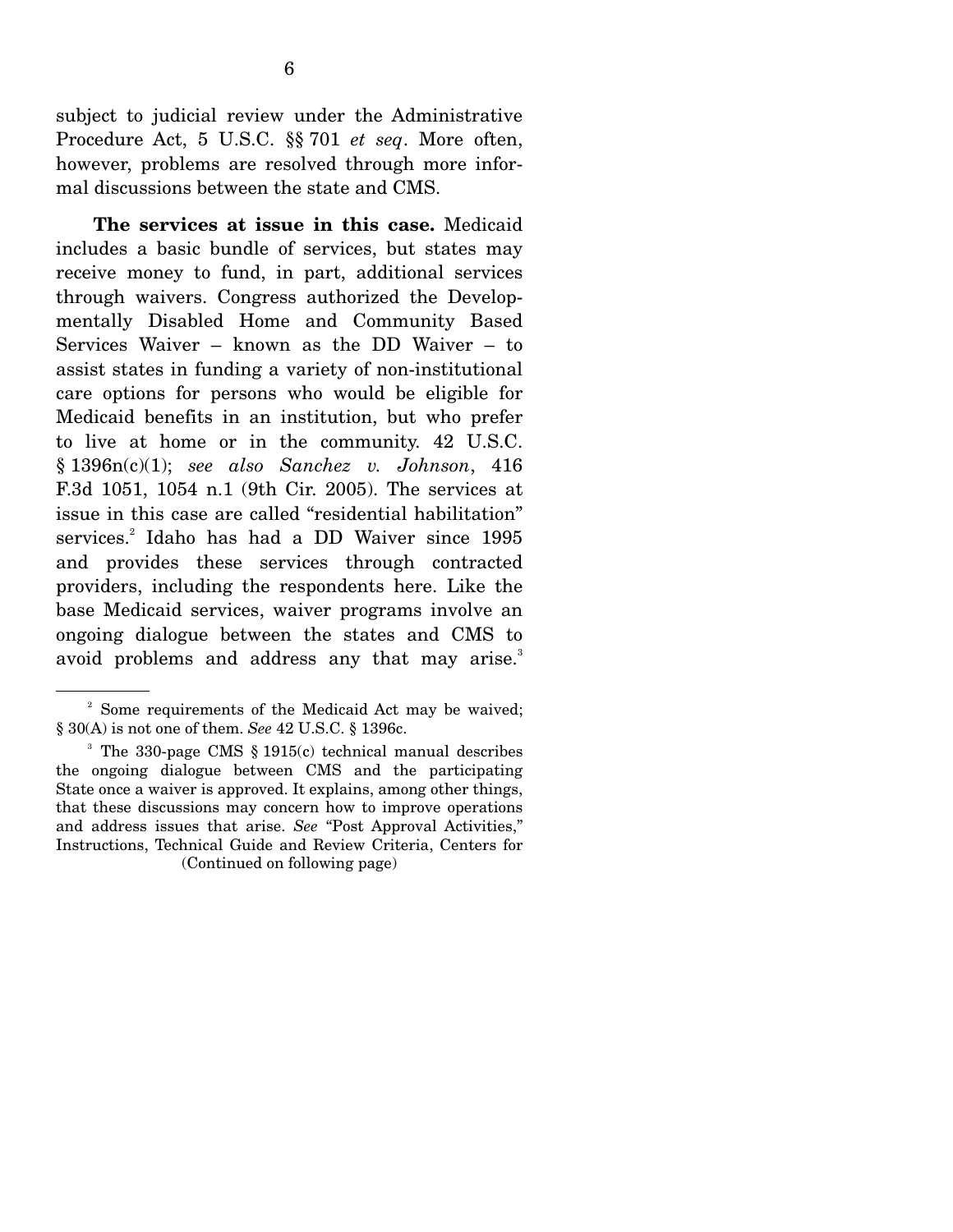subject to judicial review under the Administrative Procedure Act, 5 U.S.C. §§ 701 *et seq*. More often, however, problems are resolved through more informal discussions between the state and CMS.

**The services at issue in this case.** Medicaid includes a basic bundle of services, but states may receive money to fund, in part, additional services through waivers. Congress authorized the Developmentally Disabled Home and Community Based Services Waiver – known as the DD Waiver – to assist states in funding a variety of non-institutional care options for persons who would be eligible for Medicaid benefits in an institution, but who prefer to live at home or in the community. 42 U.S.C. § 1396n(c)(1); *see also Sanchez v. Johnson*, 416 F.3d 1051, 1054 n.1 (9th Cir. 2005). The services at issue in this case are called "residential habilitation" services.[2] Idaho has had a DD Waiver since 1995 and provides these services through contracted providers, including the respondents here. Like the base Medicaid services, waiver programs involve an ongoing dialogue between the states and CMS to avoid problems and address any that may arise.[3]

---

[2] Some requirements of the Medicaid Act may be waived; § 30(A) is not one of them. *See* 42 U.S.C. § 1396c.

[3] The 330-page CMS § 1915(c) technical manual describes the ongoing dialogue between CMS and the participating State once a waiver is approved. It explains, among other things, that these discussions may concern how to improve operations and address issues that arise. *See* "Post Approval Activities," Instructions, Technical Guide and Review Criteria, Centers for (Continued on following page)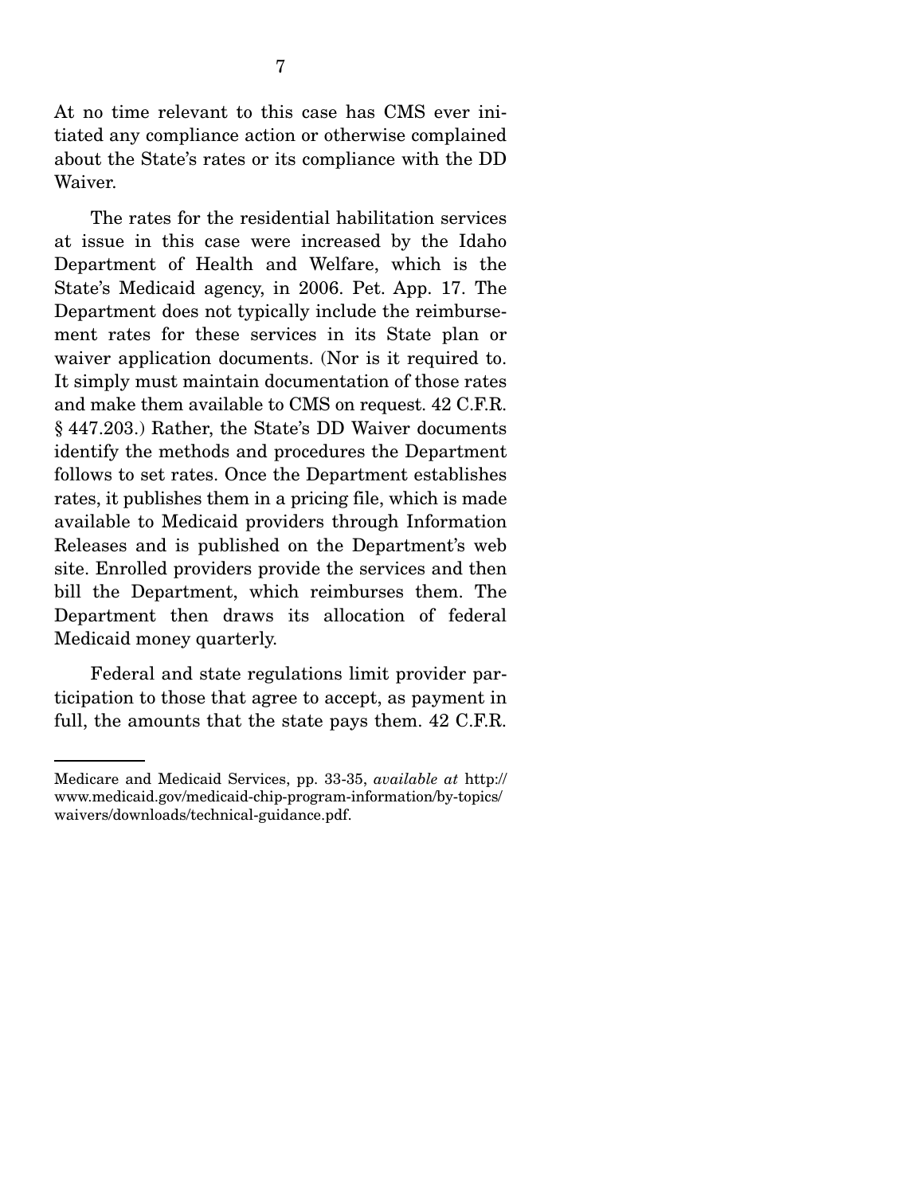At no time relevant to this case has CMS ever initiated any compliance action or otherwise complained about the State's rates or its compliance with the DD Waiver.

The rates for the residential habilitation services at issue in this case were increased by the Idaho Department of Health and Welfare, which is the State's Medicaid agency, in 2006. Pet. App. 17. The Department does not typically include the reimbursement rates for these services in its State plan or waiver application documents. (Nor is it required to. It simply must maintain documentation of those rates and make them available to CMS on request. 42 C.F.R. § 447.203.) Rather, the State's DD Waiver documents identify the methods and procedures the Department follows to set rates. Once the Department establishes rates, it publishes them in a pricing file, which is made available to Medicaid providers through Information Releases and is published on the Department's web site. Enrolled providers provide the services and then bill the Department, which reimburses them. The Department then draws its allocation of federal Medicaid money quarterly.

Federal and state regulations limit provider participation to those that agree to accept, as payment in full, the amounts that the state pays them. 42 C.F.R.

---

Medicare and Medicaid Services, pp. 33-35, *available at* http://www.medicaid.gov/medicaid-chip-program-information/by-topics/waivers/downloads/technical-guidance.pdf.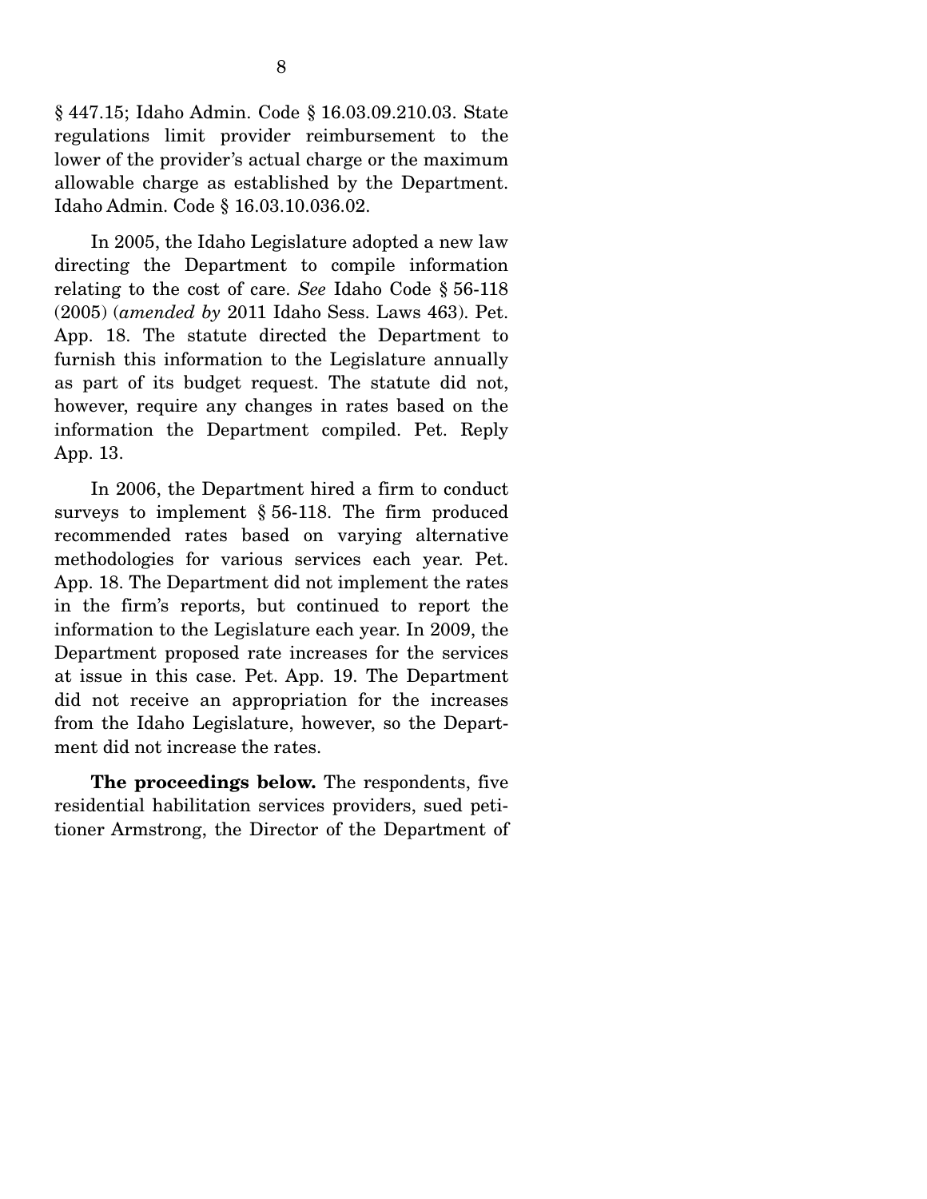§ 447.15; Idaho Admin. Code § 16.03.09.210.03. State regulations limit provider reimbursement to the lower of the provider's actual charge or the maximum allowable charge as established by the Department. Idaho Admin. Code § 16.03.10.036.02.

In 2005, the Idaho Legislature adopted a new law directing the Department to compile information relating to the cost of care. *See* Idaho Code § 56-118 (2005) (*amended by* 2011 Idaho Sess. Laws 463). Pet. App. 18. The statute directed the Department to furnish this information to the Legislature annually as part of its budget request. The statute did not, however, require any changes in rates based on the information the Department compiled. Pet. Reply App. 13.

In 2006, the Department hired a firm to conduct surveys to implement § 56-118. The firm produced recommended rates based on varying alternative methodologies for various services each year. Pet. App. 18. The Department did not implement the rates in the firm's reports, but continued to report the information to the Legislature each year. In 2009, the Department proposed rate increases for the services at issue in this case. Pet. App. 19. The Department did not receive an appropriation for the increases from the Idaho Legislature, however, so the Department did not increase the rates.

**The proceedings below.** The respondents, five residential habilitation services providers, sued petitioner Armstrong, the Director of the Department of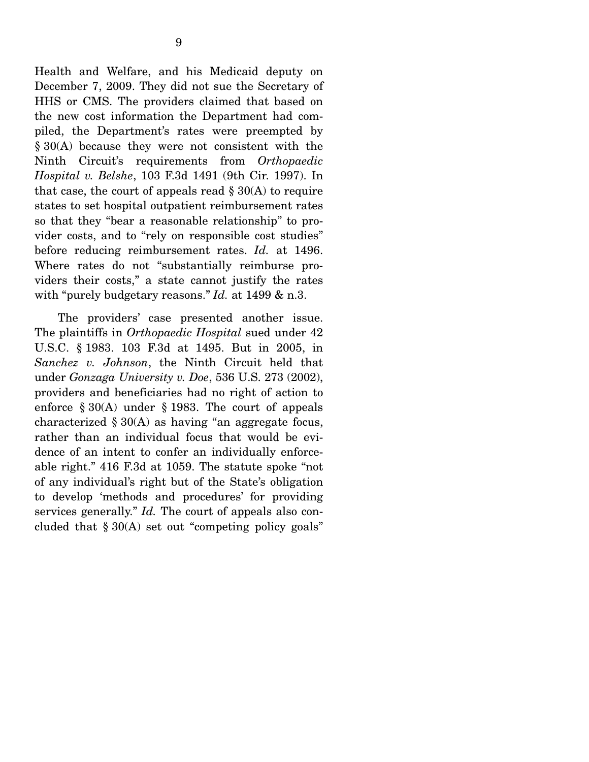Health and Welfare, and his Medicaid deputy on December 7, 2009. They did not sue the Secretary of HHS or CMS. The providers claimed that based on the new cost information the Department had compiled, the Department's rates were preempted by § 30(A) because they were not consistent with the Ninth Circuit's requirements from *Orthopaedic Hospital v. Belshe*, 103 F.3d 1491 (9th Cir. 1997). In that case, the court of appeals read § 30(A) to require states to set hospital outpatient reimbursement rates so that they "bear a reasonable relationship" to provider costs, and to "rely on responsible cost studies" before reducing reimbursement rates. *Id.* at 1496. Where rates do not "substantially reimburse providers their costs," a state cannot justify the rates with "purely budgetary reasons." *Id.* at 1499 & n.3.

The providers' case presented another issue. The plaintiffs in *Orthopaedic Hospital* sued under 42 U.S.C. § 1983. 103 F.3d at 1495. But in 2005, in *Sanchez v. Johnson*, the Ninth Circuit held that under *Gonzaga University v. Doe*, 536 U.S. 273 (2002), providers and beneficiaries had no right of action to enforce § 30(A) under § 1983. The court of appeals characterized § 30(A) as having "an aggregate focus, rather than an individual focus that would be evidence of an intent to confer an individually enforceable right." 416 F.3d at 1059. The statute spoke "not of any individual's right but of the State's obligation to develop 'methods and procedures' for providing services generally." *Id.* The court of appeals also concluded that § 30(A) set out "competing policy goals"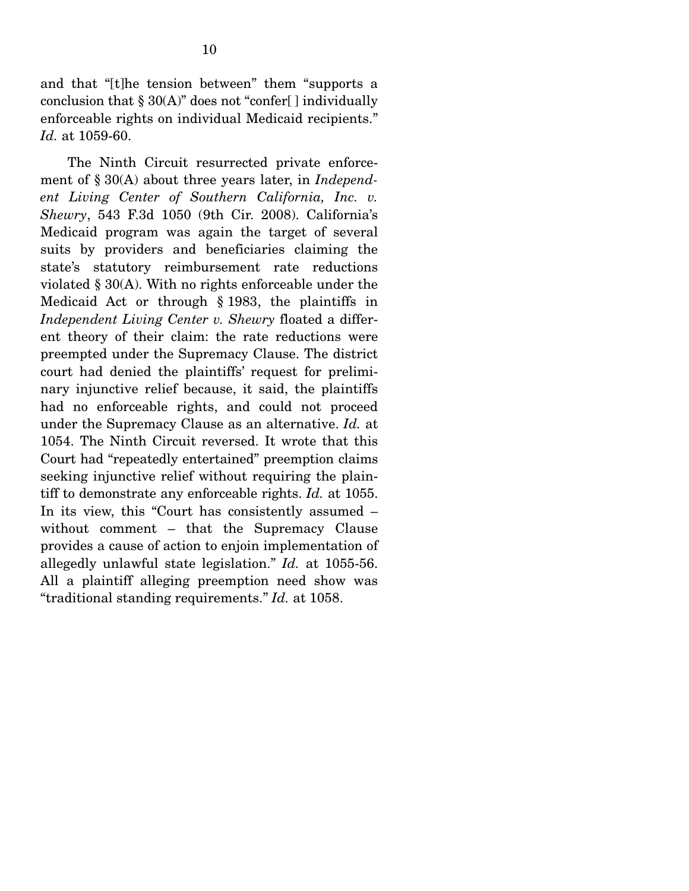and that "[t]he tension between" them "supports a conclusion that § 30(A)" does not "confer[ ] individually enforceable rights on individual Medicaid recipients." *Id.* at 1059-60.

The Ninth Circuit resurrected private enforcement of § 30(A) about three years later, in *Independent Living Center of Southern California, Inc. v. Shewry*, 543 F.3d 1050 (9th Cir. 2008). California's Medicaid program was again the target of several suits by providers and beneficiaries claiming the state's statutory reimbursement rate reductions violated § 30(A). With no rights enforceable under the Medicaid Act or through § 1983, the plaintiffs in *Independent Living Center v. Shewry* floated a different theory of their claim: the rate reductions were preempted under the Supremacy Clause. The district court had denied the plaintiffs' request for preliminary injunctive relief because, it said, the plaintiffs had no enforceable rights, and could not proceed under the Supremacy Clause as an alternative. *Id.* at 1054. The Ninth Circuit reversed. It wrote that this Court had "repeatedly entertained" preemption claims seeking injunctive relief without requiring the plaintiff to demonstrate any enforceable rights. *Id.* at 1055. In its view, this "Court has consistently assumed – without comment – that the Supremacy Clause provides a cause of action to enjoin implementation of allegedly unlawful state legislation." *Id.* at 1055-56. All a plaintiff alleging preemption need show was "traditional standing requirements." *Id.* at 1058.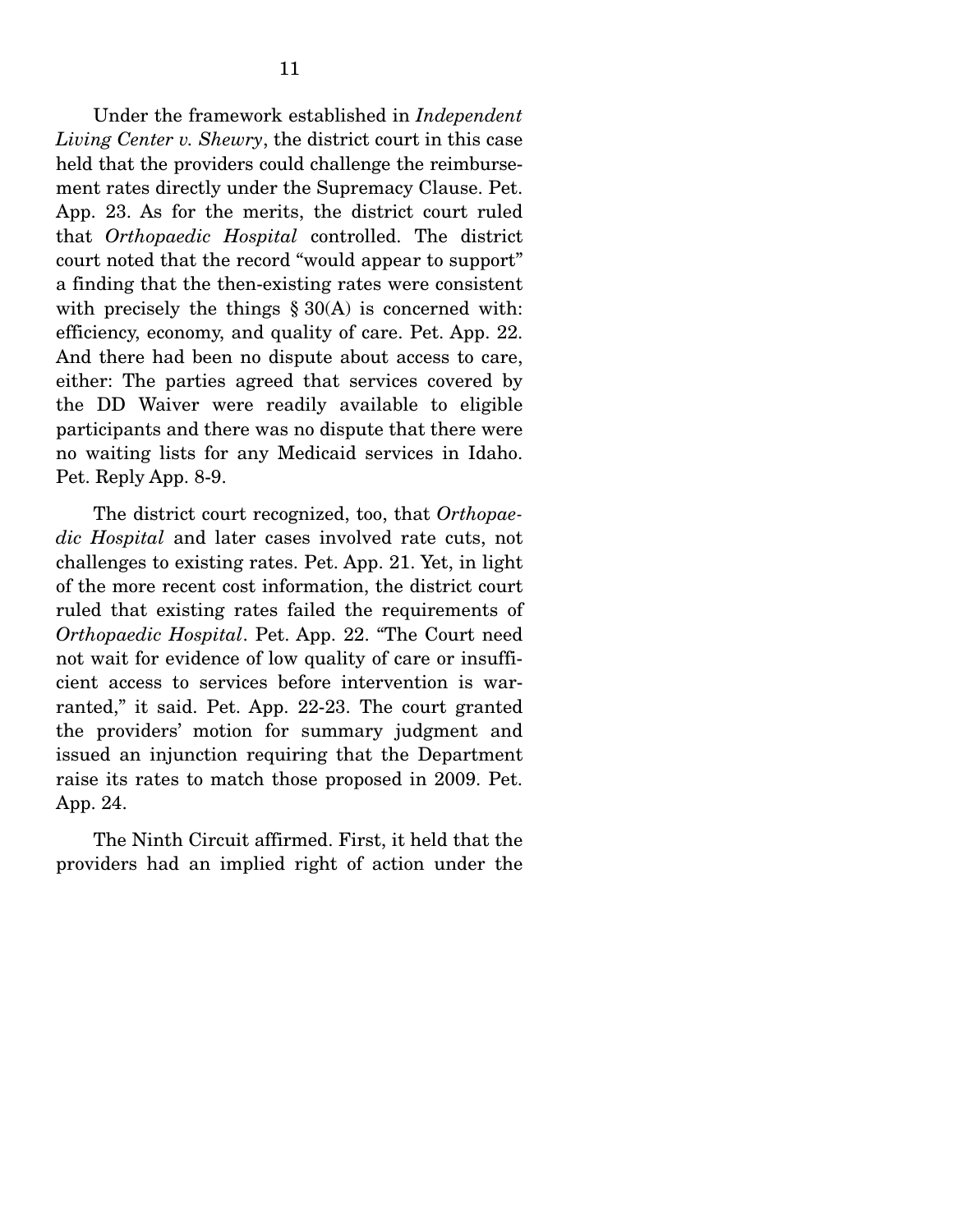Under the framework established in *Independent Living Center v. Shewry*, the district court in this case held that the providers could challenge the reimbursement rates directly under the Supremacy Clause. Pet. App. 23. As for the merits, the district court ruled that *Orthopaedic Hospital* controlled. The district court noted that the record "would appear to support" a finding that the then-existing rates were consistent with precisely the things § 30(A) is concerned with: efficiency, economy, and quality of care. Pet. App. 22. And there had been no dispute about access to care, either: The parties agreed that services covered by the DD Waiver were readily available to eligible participants and there was no dispute that there were no waiting lists for any Medicaid services in Idaho. Pet. Reply App. 8-9.

The district court recognized, too, that *Orthopaedic Hospital* and later cases involved rate cuts, not challenges to existing rates. Pet. App. 21. Yet, in light of the more recent cost information, the district court ruled that existing rates failed the requirements of *Orthopaedic Hospital*. Pet. App. 22. "The Court need not wait for evidence of low quality of care or insufficient access to services before intervention is warranted," it said. Pet. App. 22-23. The court granted the providers' motion for summary judgment and issued an injunction requiring that the Department raise its rates to match those proposed in 2009. Pet. App. 24.

The Ninth Circuit affirmed. First, it held that the providers had an implied right of action under the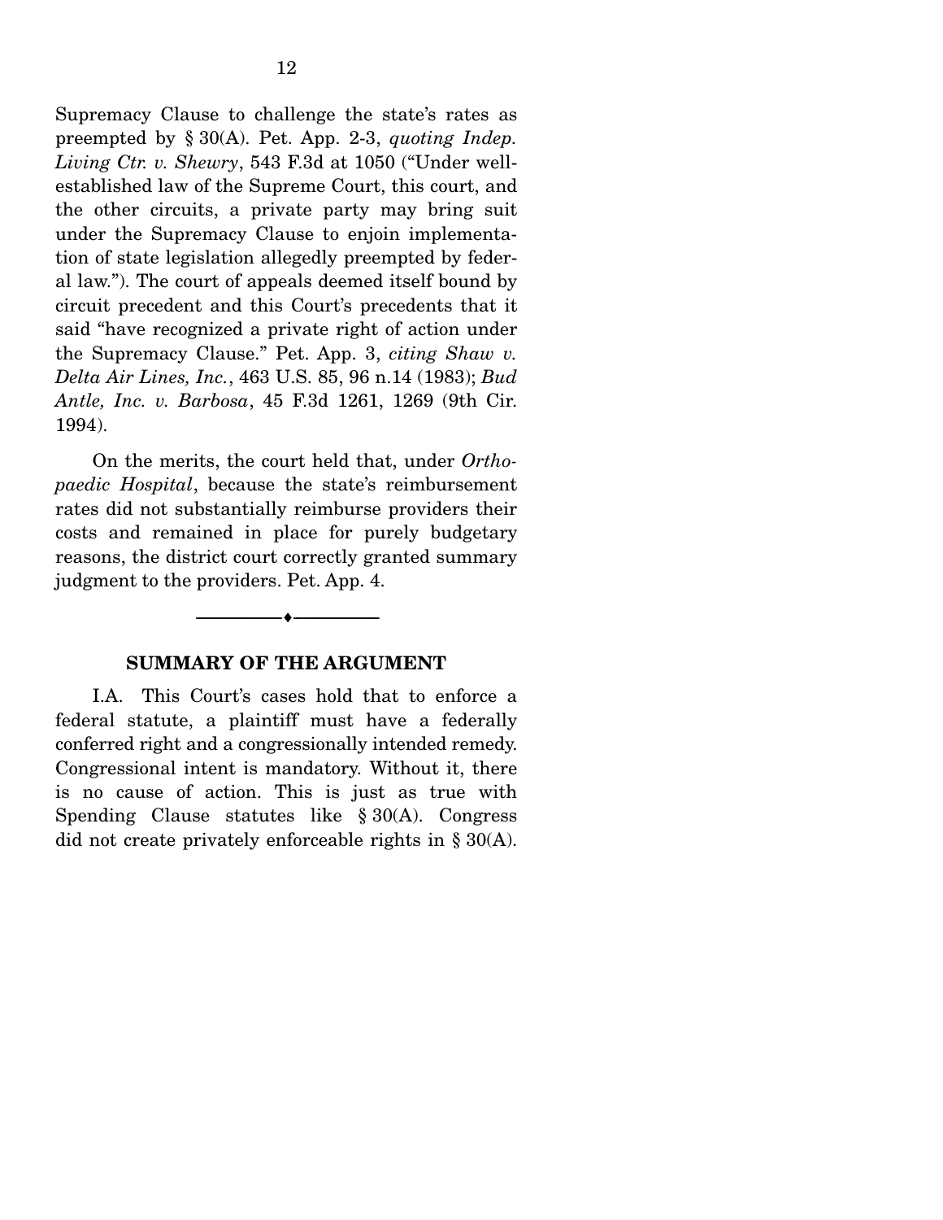Supremacy Clause to challenge the state's rates as preempted by § 30(A). Pet. App. 2-3, *quoting Indep. Living Ctr. v. Shewry*, 543 F.3d at 1050 ("Under well-established law of the Supreme Court, this court, and the other circuits, a private party may bring suit under the Supremacy Clause to enjoin implementation of state legislation allegedly preempted by federal law."). The court of appeals deemed itself bound by circuit precedent and this Court's precedents that it said "have recognized a private right of action under the Supremacy Clause." Pet. App. 3, *citing Shaw v. Delta Air Lines, Inc.*, 463 U.S. 85, 96 n.14 (1983); *Bud Antle, Inc. v. Barbosa*, 45 F.3d 1261, 1269 (9th Cir. 1994).

On the merits, the court held that, under *Orthopaedic Hospital*, because the state's reimbursement rates did not substantially reimburse providers their costs and remained in place for purely budgetary reasons, the district court correctly granted summary judgment to the providers. Pet. App. 4.

---

## SUMMARY OF THE ARGUMENT

I.A. This Court's cases hold that to enforce a federal statute, a plaintiff must have a federally conferred right and a congressionally intended remedy. Congressional intent is mandatory. Without it, there is no cause of action. This is just as true with Spending Clause statutes like § 30(A). Congress did not create privately enforceable rights in § 30(A).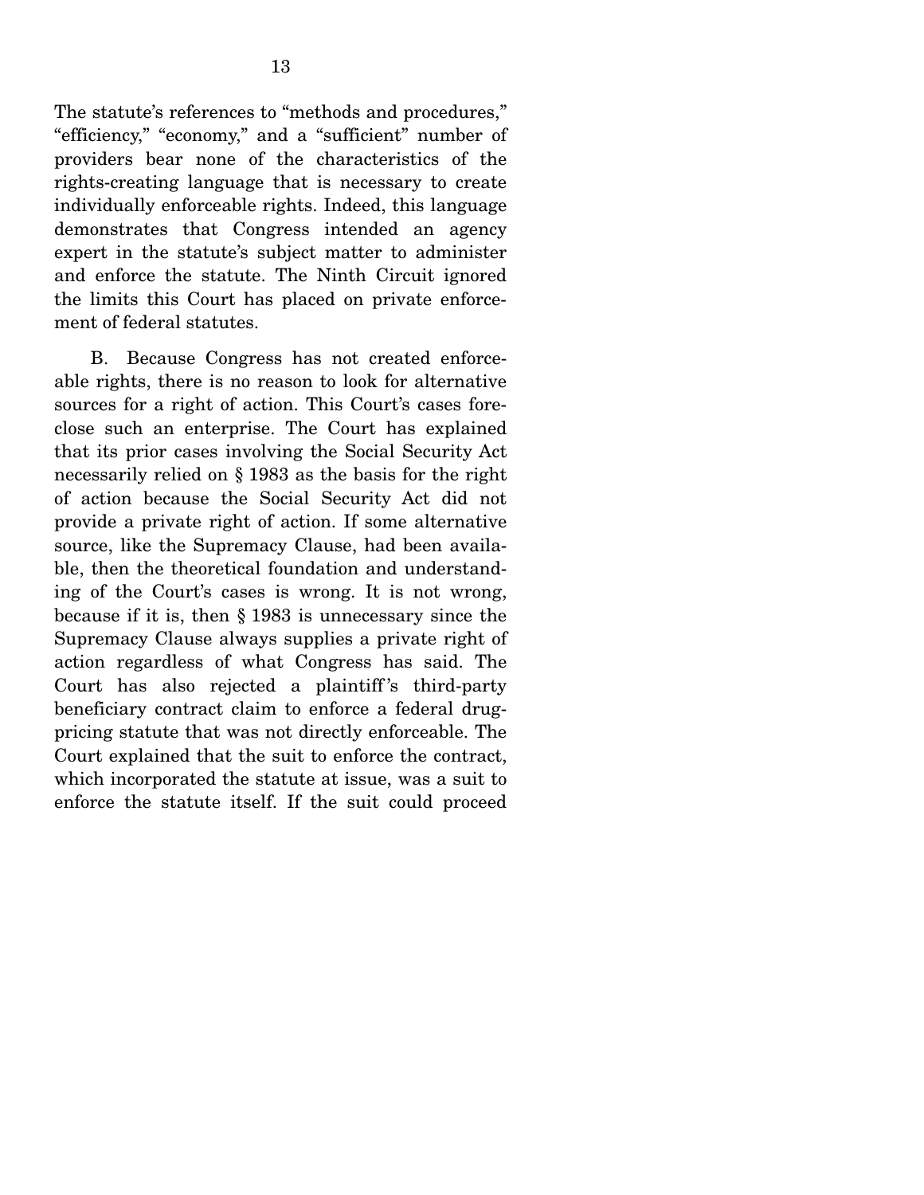The statute's references to "methods and procedures," "efficiency," "economy," and a "sufficient" number of providers bear none of the characteristics of the rights-creating language that is necessary to create individually enforceable rights. Indeed, this language demonstrates that Congress intended an agency expert in the statute's subject matter to administer and enforce the statute. The Ninth Circuit ignored the limits this Court has placed on private enforcement of federal statutes.

B. Because Congress has not created enforceable rights, there is no reason to look for alternative sources for a right of action. This Court's cases foreclose such an enterprise. The Court has explained that its prior cases involving the Social Security Act necessarily relied on § 1983 as the basis for the right of action because the Social Security Act did not provide a private right of action. If some alternative source, like the Supremacy Clause, had been available, then the theoretical foundation and understanding of the Court's cases is wrong. It is not wrong, because if it is, then § 1983 is unnecessary since the Supremacy Clause always supplies a private right of action regardless of what Congress has said. The Court has also rejected a plaintiff's third-party beneficiary contract claim to enforce a federal drug-pricing statute that was not directly enforceable. The Court explained that the suit to enforce the contract, which incorporated the statute at issue, was a suit to enforce the statute itself. If the suit could proceed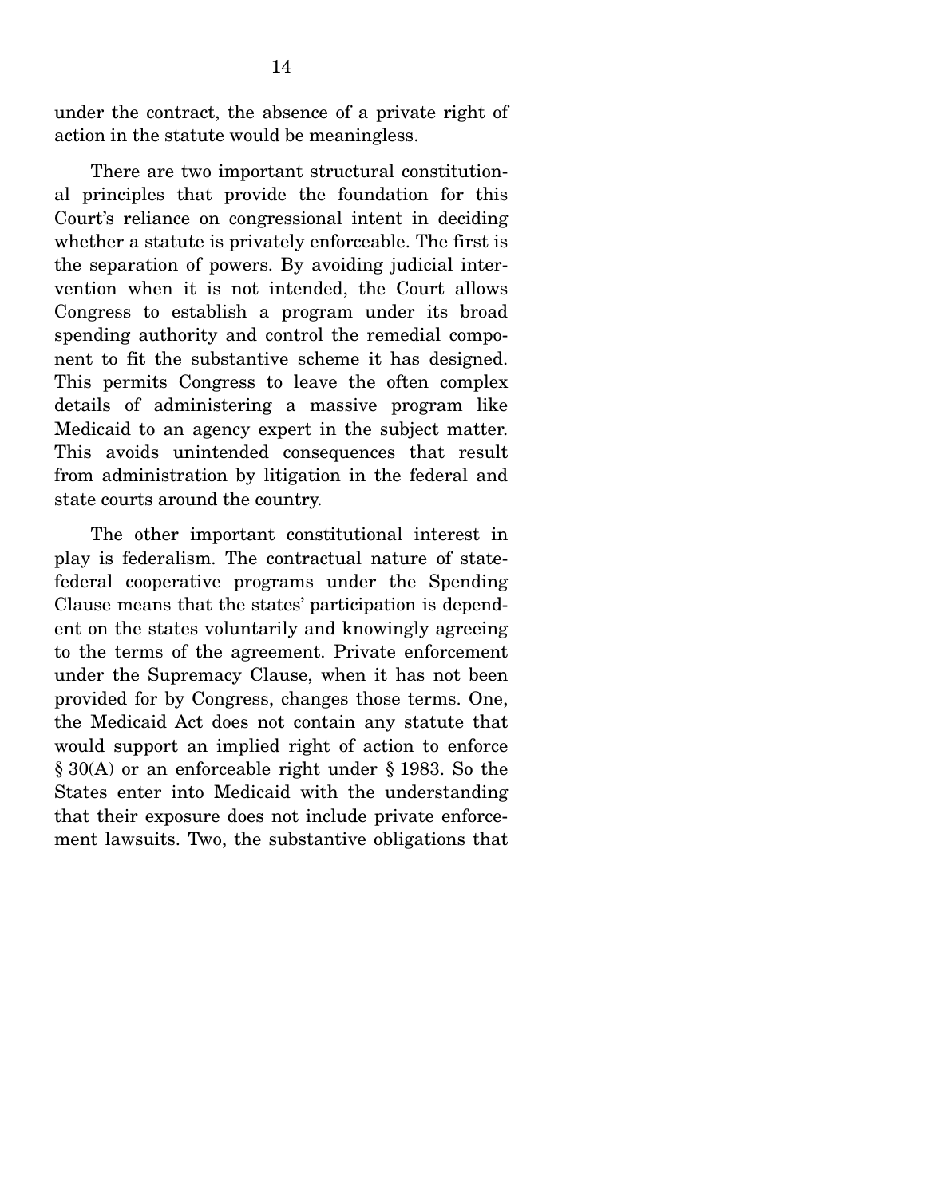under the contract, the absence of a private right of action in the statute would be meaningless.

There are two important structural constitutional principles that provide the foundation for this Court's reliance on congressional intent in deciding whether a statute is privately enforceable. The first is the separation of powers. By avoiding judicial intervention when it is not intended, the Court allows Congress to establish a program under its broad spending authority and control the remedial component to fit the substantive scheme it has designed. This permits Congress to leave the often complex details of administering a massive program like Medicaid to an agency expert in the subject matter. This avoids unintended consequences that result from administration by litigation in the federal and state courts around the country.

The other important constitutional interest in play is federalism. The contractual nature of state-federal cooperative programs under the Spending Clause means that the states' participation is dependent on the states voluntarily and knowingly agreeing to the terms of the agreement. Private enforcement under the Supremacy Clause, when it has not been provided for by Congress, changes those terms. One, the Medicaid Act does not contain any statute that would support an implied right of action to enforce § 30(A) or an enforceable right under § 1983. So the States enter into Medicaid with the understanding that their exposure does not include private enforcement lawsuits. Two, the substantive obligations that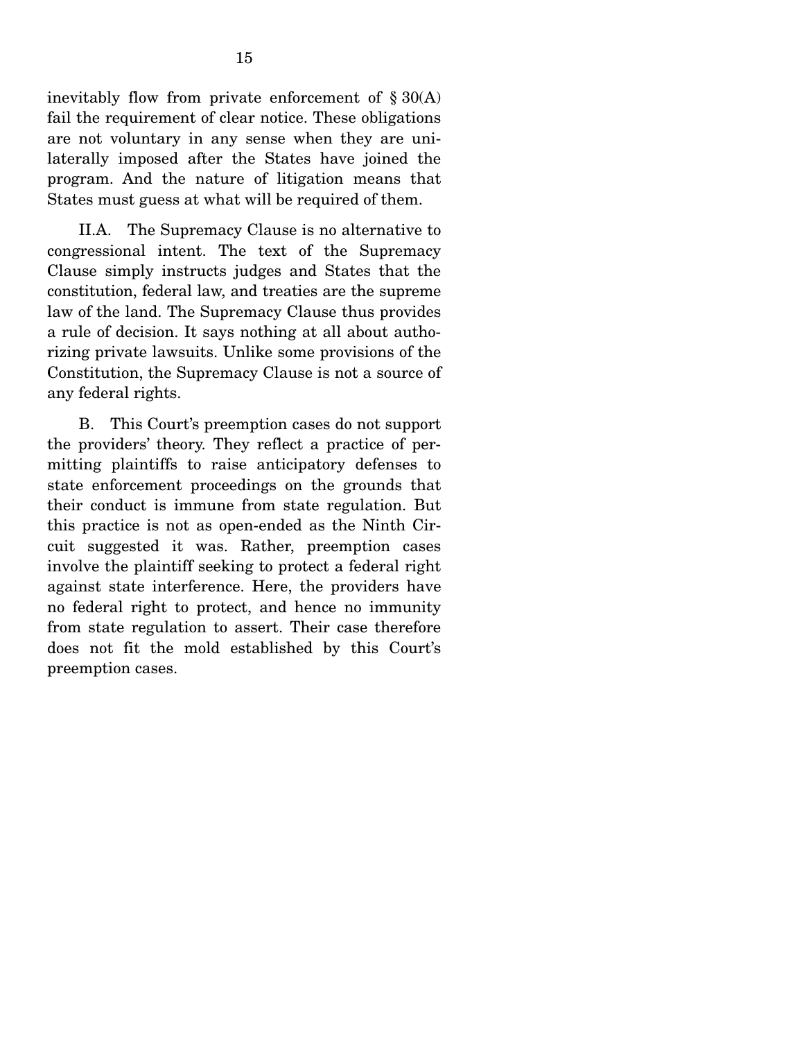inevitably flow from private enforcement of § 30(A) fail the requirement of clear notice. These obligations are not voluntary in any sense when they are unilaterally imposed after the States have joined the program. And the nature of litigation means that States must guess at what will be required of them.

II.A. The Supremacy Clause is no alternative to congressional intent. The text of the Supremacy Clause simply instructs judges and States that the constitution, federal law, and treaties are the supreme law of the land. The Supremacy Clause thus provides a rule of decision. It says nothing at all about authorizing private lawsuits. Unlike some provisions of the Constitution, the Supremacy Clause is not a source of any federal rights.

B. This Court's preemption cases do not support the providers' theory. They reflect a practice of permitting plaintiffs to raise anticipatory defenses to state enforcement proceedings on the grounds that their conduct is immune from state regulation. But this practice is not as open-ended as the Ninth Circuit suggested it was. Rather, preemption cases involve the plaintiff seeking to protect a federal right against state interference. Here, the providers have no federal right to protect, and hence no immunity from state regulation to assert. Their case therefore does not fit the mold established by this Court's preemption cases.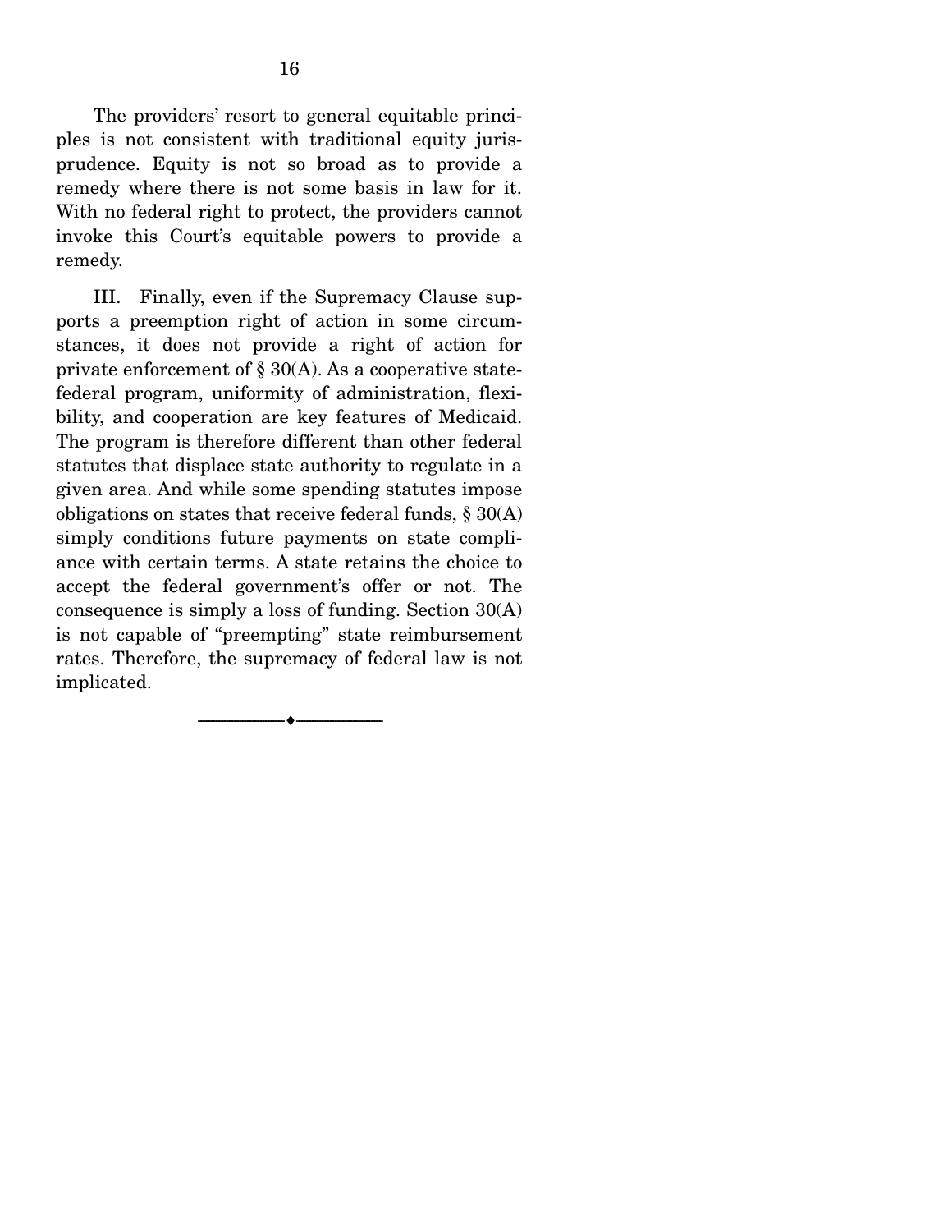The providers' resort to general equitable principles is not consistent with traditional equity jurisprudence. Equity is not so broad as to provide a remedy where there is not some basis in law for it. With no federal right to protect, the providers cannot invoke this Court's equitable powers to provide a remedy.

III. Finally, even if the Supremacy Clause supports a preemption right of action in some circumstances, it does not provide a right of action for private enforcement of § 30(A). As a cooperative state-federal program, uniformity of administration, flexibility, and cooperation are key features of Medicaid. The program is therefore different than other federal statutes that displace state authority to regulate in a given area. And while some spending statutes impose obligations on states that receive federal funds, § 30(A) simply conditions future payments on state compliance with certain terms. A state retains the choice to accept the federal government's offer or not. The consequence is simply a loss of funding. Section 30(A) is not capable of "preempting" state reimbursement rates. Therefore, the supremacy of federal law is not implicated.

---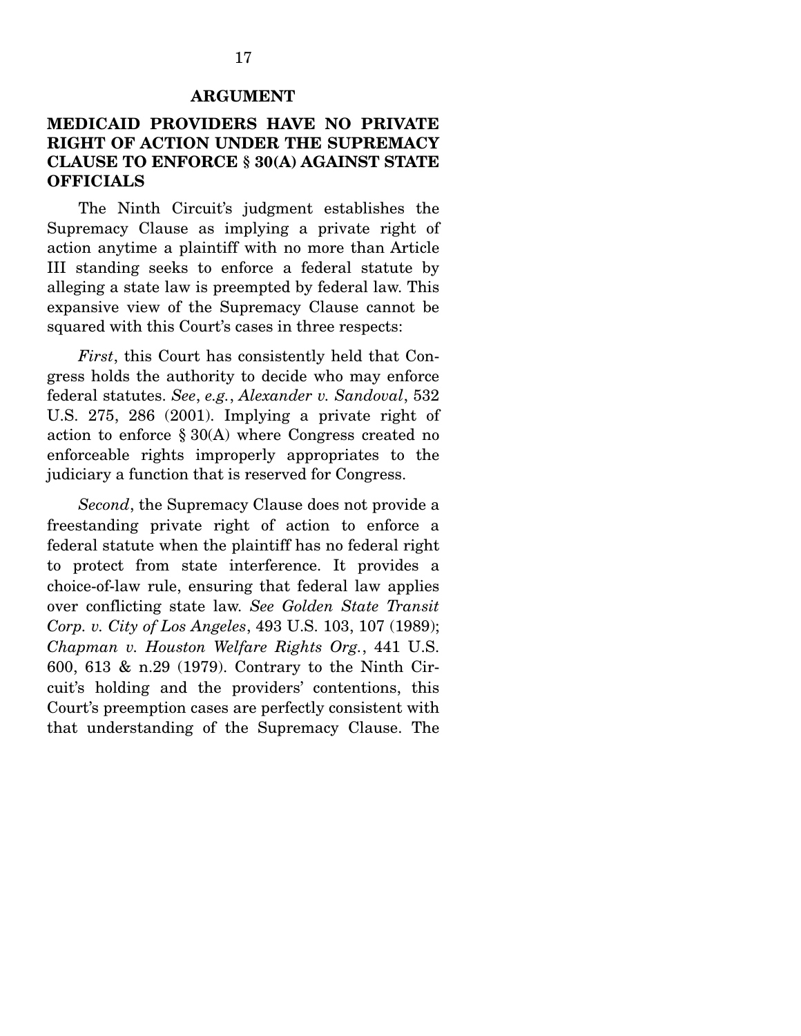# ARGUMENT

## MEDICAID PROVIDERS HAVE NO PRIVATE RIGHT OF ACTION UNDER THE SUPREMACY CLAUSE TO ENFORCE § 30(A) AGAINST STATE OFFICIALS

The Ninth Circuit's judgment establishes the Supremacy Clause as implying a private right of action anytime a plaintiff with no more than Article III standing seeks to enforce a federal statute by alleging a state law is preempted by federal law. This expansive view of the Supremacy Clause cannot be squared with this Court's cases in three respects:

*First*, this Court has consistently held that Congress holds the authority to decide who may enforce federal statutes. *See*, *e.g.*, *Alexander v. Sandoval*, 532 U.S. 275, 286 (2001). Implying a private right of action to enforce § 30(A) where Congress created no enforceable rights improperly appropriates to the judiciary a function that is reserved for Congress.

*Second*, the Supremacy Clause does not provide a freestanding private right of action to enforce a federal statute when the plaintiff has no federal right to protect from state interference. It provides a choice-of-law rule, ensuring that federal law applies over conflicting state law. *See Golden State Transit Corp. v. City of Los Angeles*, 493 U.S. 103, 107 (1989); *Chapman v. Houston Welfare Rights Org.*, 441 U.S. 600, 613 & n.29 (1979). Contrary to the Ninth Circuit's holding and the providers' contentions, this Court's preemption cases are perfectly consistent with that understanding of the Supremacy Clause. The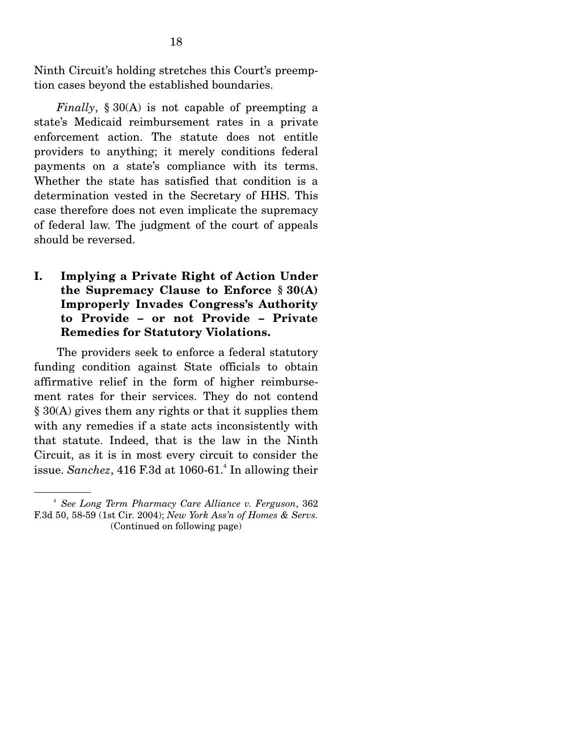Ninth Circuit's holding stretches this Court's preemption cases beyond the established boundaries.

*Finally*, § 30(A) is not capable of preempting a state's Medicaid reimbursement rates in a private enforcement action. The statute does not entitle providers to anything; it merely conditions federal payments on a state's compliance with its terms. Whether the state has satisfied that condition is a determination vested in the Secretary of HHS. This case therefore does not even implicate the supremacy of federal law. The judgment of the court of appeals should be reversed.

## I. Implying a Private Right of Action Under the Supremacy Clause to Enforce § 30(A) Improperly Invades Congress's Authority to Provide – or not Provide – Private Remedies for Statutory Violations.

The providers seek to enforce a federal statutory funding condition against State officials to obtain affirmative relief in the form of higher reimbursement rates for their services. They do not contend § 30(A) gives them any rights or that it supplies them with any remedies if a state acts inconsistently with that statute. Indeed, that is the law in the Ninth Circuit, as it is in most every circuit to consider the issue. *Sanchez*, 416 F.3d at 1060-61.[4] In allowing their

---

[4] *See Long Term Pharmacy Care Alliance v. Ferguson*, 362 F.3d 50, 58-59 (1st Cir. 2004); *New York Ass'n of Homes & Servs.* (Continued on following page)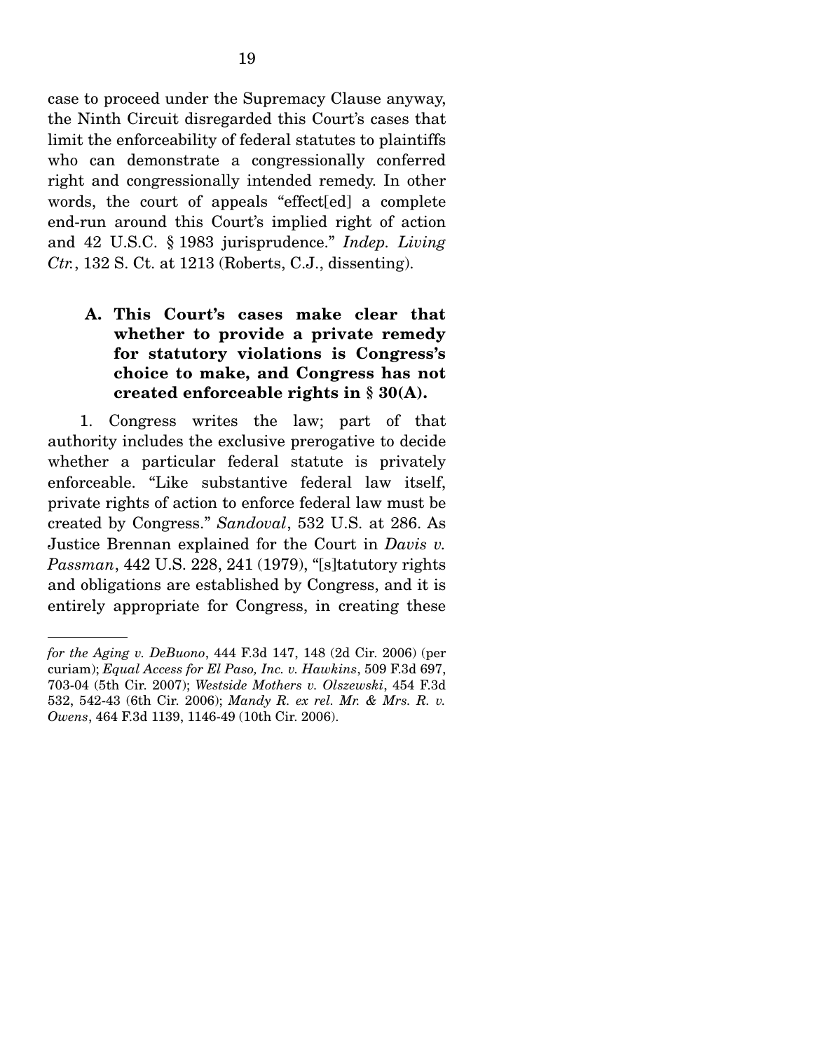case to proceed under the Supremacy Clause anyway, the Ninth Circuit disregarded this Court's cases that limit the enforceability of federal statutes to plaintiffs who can demonstrate a congressionally conferred right and congressionally intended remedy. In other words, the court of appeals "effect[ed] a complete end-run around this Court's implied right of action and 42 U.S.C. § 1983 jurisprudence." *Indep. Living Ctr.*, 132 S. Ct. at 1213 (Roberts, C.J., dissenting).

### A. This Court's cases make clear that whether to provide a private remedy for statutory violations is Congress's choice to make, and Congress has not created enforceable rights in § 30(A).

1. Congress writes the law; part of that authority includes the exclusive prerogative to decide whether a particular federal statute is privately enforceable. "Like substantive federal law itself, private rights of action to enforce federal law must be created by Congress." *Sandoval*, 532 U.S. at 286. As Justice Brennan explained for the Court in *Davis v. Passman*, 442 U.S. 228, 241 (1979), "[s]tatutory rights and obligations are established by Congress, and it is entirely appropriate for Congress, in creating these

---

*for the Aging v. DeBuono*, 444 F.3d 147, 148 (2d Cir. 2006) (per curiam); *Equal Access for El Paso, Inc. v. Hawkins*, 509 F.3d 697, 703-04 (5th Cir. 2007); *Westside Mothers v. Olszewski*, 454 F.3d 532, 542-43 (6th Cir. 2006); *Mandy R. ex rel. Mr. & Mrs. R. v. Owens*, 464 F.3d 1139, 1146-49 (10th Cir. 2006).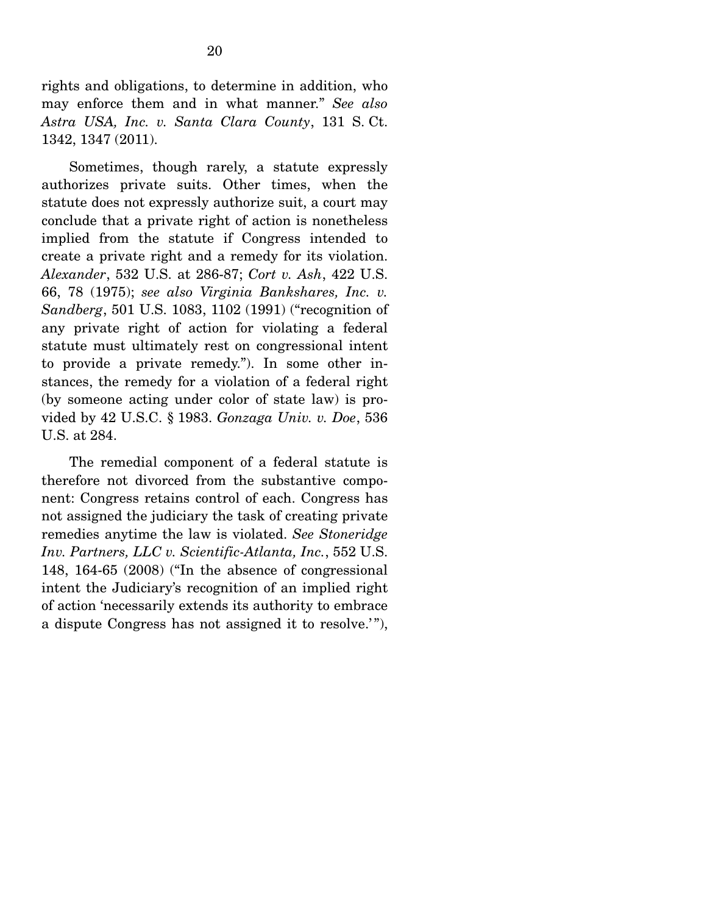rights and obligations, to determine in addition, who may enforce them and in what manner." *See also Astra USA, Inc. v. Santa Clara County*, 131 S. Ct. 1342, 1347 (2011).

Sometimes, though rarely, a statute expressly authorizes private suits. Other times, when the statute does not expressly authorize suit, a court may conclude that a private right of action is nonetheless implied from the statute if Congress intended to create a private right and a remedy for its violation. *Alexander*, 532 U.S. at 286-87; *Cort v. Ash*, 422 U.S. 66, 78 (1975); *see also Virginia Bankshares, Inc. v. Sandberg*, 501 U.S. 1083, 1102 (1991) ("recognition of any private right of action for violating a federal statute must ultimately rest on congressional intent to provide a private remedy."). In some other instances, the remedy for a violation of a federal right (by someone acting under color of state law) is provided by 42 U.S.C. § 1983. *Gonzaga Univ. v. Doe*, 536 U.S. at 284.

The remedial component of a federal statute is therefore not divorced from the substantive component: Congress retains control of each. Congress has not assigned the judiciary the task of creating private remedies anytime the law is violated. *See Stoneridge Inv. Partners, LLC v. Scientific-Atlanta, Inc.*, 552 U.S. 148, 164-65 (2008) ("In the absence of congressional intent the Judiciary's recognition of an implied right of action 'necessarily extends its authority to embrace a dispute Congress has not assigned it to resolve.'"),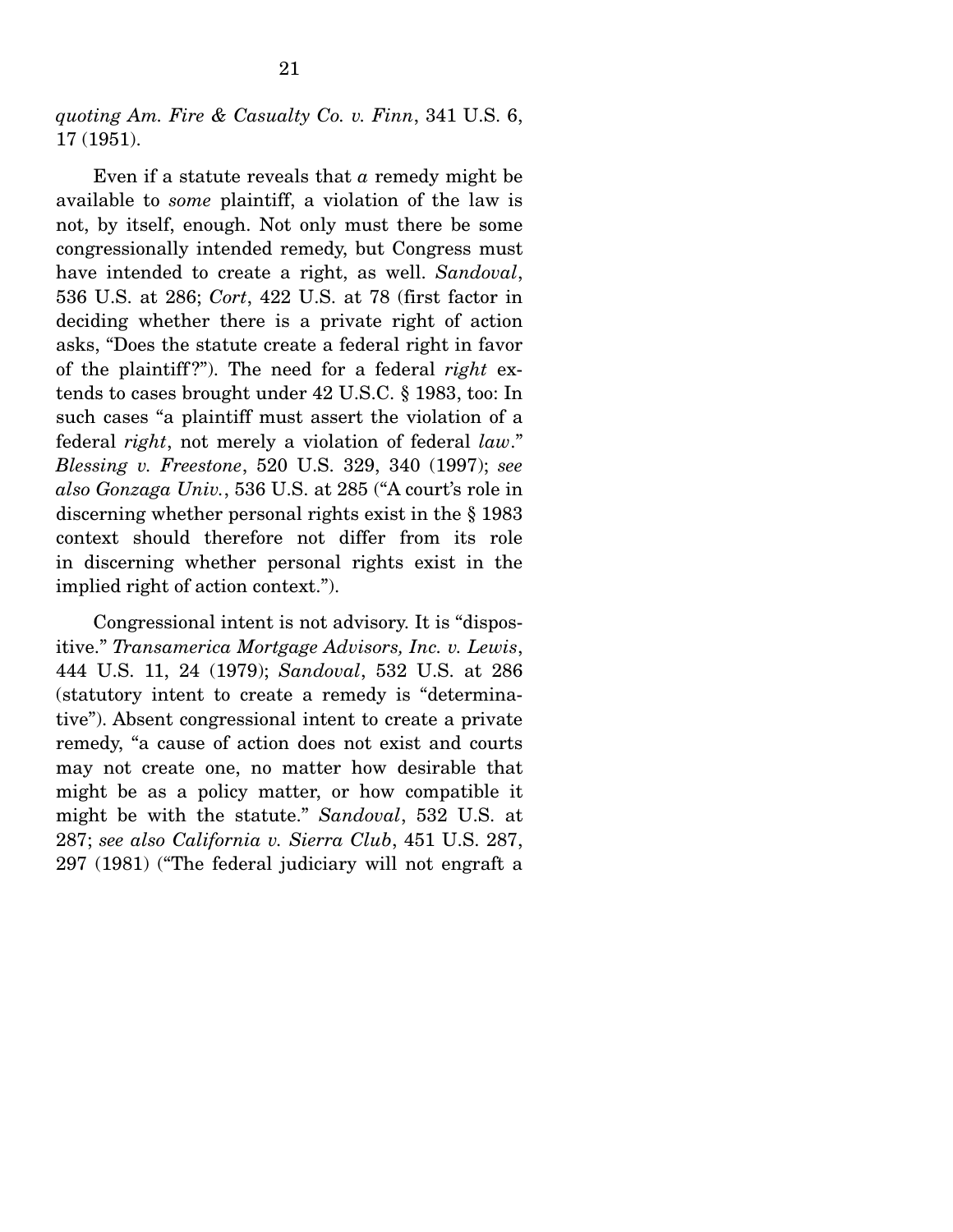*quoting Am. Fire & Casualty Co. v. Finn*, 341 U.S. 6, 17 (1951).

Even if a statute reveals that *a* remedy might be available to *some* plaintiff, a violation of the law is not, by itself, enough. Not only must there be some congressionally intended remedy, but Congress must have intended to create a right, as well. *Sandoval*, 536 U.S. at 286; *Cort*, 422 U.S. at 78 (first factor in deciding whether there is a private right of action asks, "Does the statute create a federal right in favor of the plaintiff?"). The need for a federal *right* extends to cases brought under 42 U.S.C. § 1983, too: In such cases "a plaintiff must assert the violation of a federal *right*, not merely a violation of federal *law*." *Blessing v. Freestone*, 520 U.S. 329, 340 (1997); *see also Gonzaga Univ.*, 536 U.S. at 285 ("A court's role in discerning whether personal rights exist in the § 1983 context should therefore not differ from its role in discerning whether personal rights exist in the implied right of action context.").

Congressional intent is not advisory. It is "dispositive." *Transamerica Mortgage Advisors, Inc. v. Lewis*, 444 U.S. 11, 24 (1979); *Sandoval*, 532 U.S. at 286 (statutory intent to create a remedy is "determinative"). Absent congressional intent to create a private remedy, "a cause of action does not exist and courts may not create one, no matter how desirable that might be as a policy matter, or how compatible it might be with the statute." *Sandoval*, 532 U.S. at 287; *see also California v. Sierra Club*, 451 U.S. 287, 297 (1981) ("The federal judiciary will not engraft a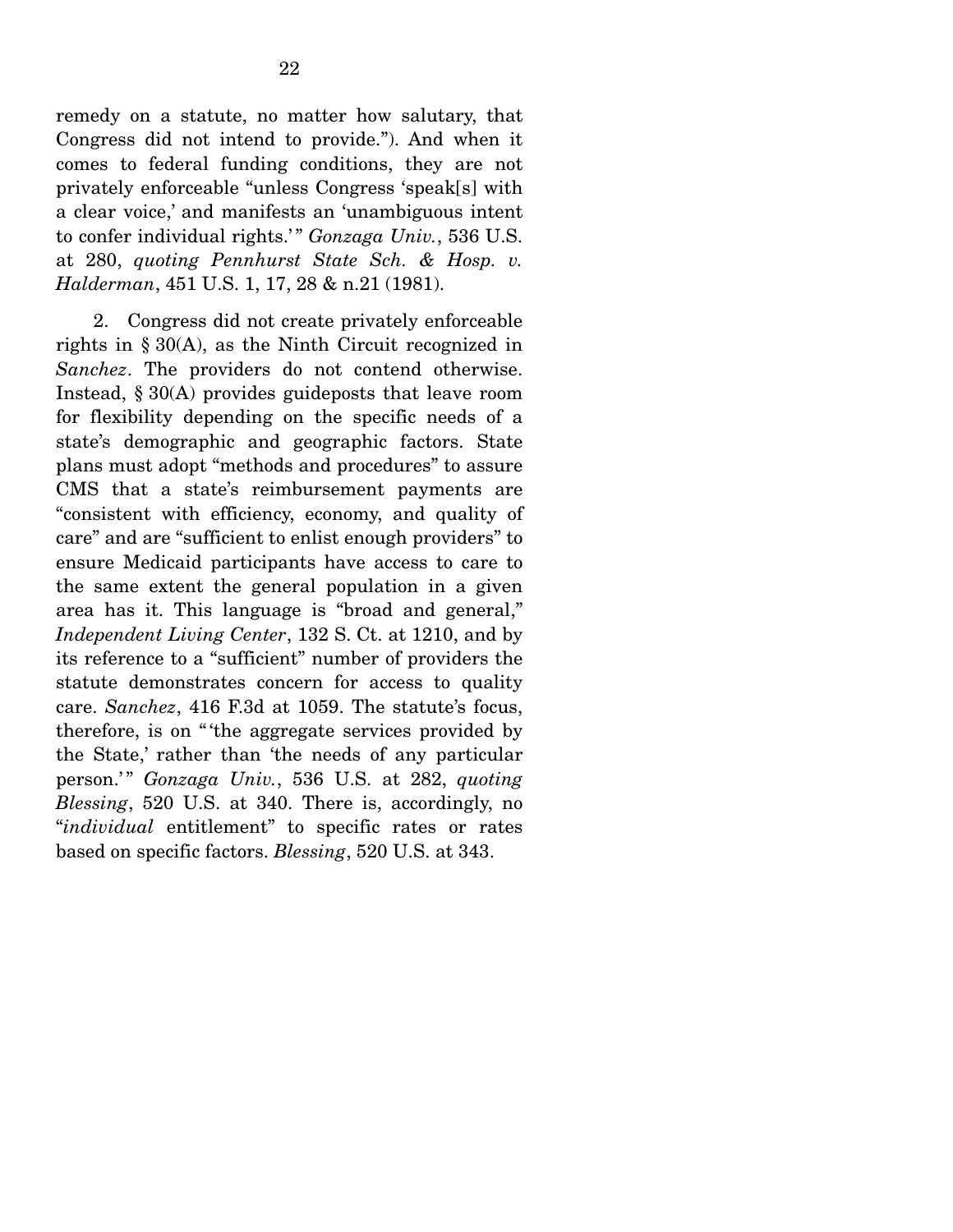remedy on a statute, no matter how salutary, that Congress did not intend to provide."). And when it comes to federal funding conditions, they are not privately enforceable "unless Congress 'speak[s] with a clear voice,' and manifests an 'unambiguous intent to confer individual rights.'" *Gonzaga Univ.*, 536 U.S. at 280, *quoting Pennhurst State Sch. & Hosp. v. Halderman*, 451 U.S. 1, 17, 28 & n.21 (1981).

2. Congress did not create privately enforceable rights in § 30(A), as the Ninth Circuit recognized in *Sanchez*. The providers do not contend otherwise. Instead, § 30(A) provides guideposts that leave room for flexibility depending on the specific needs of a state's demographic and geographic factors. State plans must adopt "methods and procedures" to assure CMS that a state's reimbursement payments are "consistent with efficiency, economy, and quality of care" and are "sufficient to enlist enough providers" to ensure Medicaid participants have access to care to the same extent the general population in a given area has it. This language is "broad and general," *Independent Living Center*, 132 S. Ct. at 1210, and by its reference to a "sufficient" number of providers the statute demonstrates concern for access to quality care. *Sanchez*, 416 F.3d at 1059. The statute's focus, therefore, is on "'the aggregate services provided by the State,' rather than 'the needs of any particular person.'" *Gonzaga Univ.*, 536 U.S. at 282, *quoting Blessing*, 520 U.S. at 340. There is, accordingly, no "*individual* entitlement" to specific rates or rates based on specific factors. *Blessing*, 520 U.S. at 343.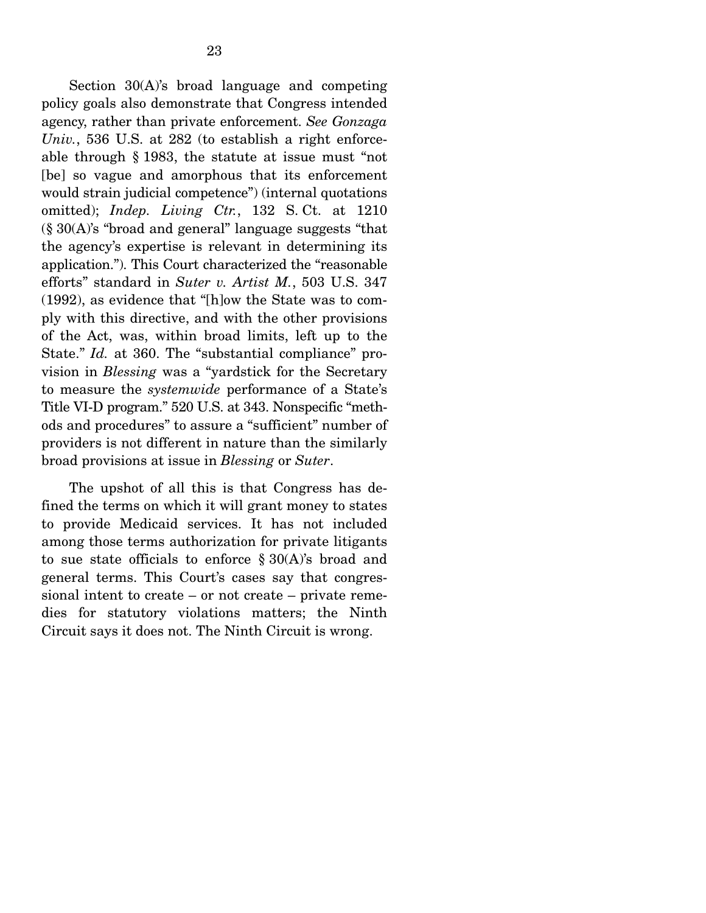Section 30(A)'s broad language and competing policy goals also demonstrate that Congress intended agency, rather than private enforcement. *See Gonzaga Univ.*, 536 U.S. at 282 (to establish a right enforceable through § 1983, the statute at issue must "not [be] so vague and amorphous that its enforcement would strain judicial competence") (internal quotations omitted); *Indep. Living Ctr.*, 132 S. Ct. at 1210 (§ 30(A)'s "broad and general" language suggests "that the agency's expertise is relevant in determining its application."). This Court characterized the "reasonable efforts" standard in *Suter v. Artist M.*, 503 U.S. 347 (1992), as evidence that "[h]ow the State was to comply with this directive, and with the other provisions of the Act, was, within broad limits, left up to the State." *Id.* at 360. The "substantial compliance" provision in *Blessing* was a "yardstick for the Secretary to measure the *systemwide* performance of a State's Title VI-D program." 520 U.S. at 343. Nonspecific "methods and procedures" to assure a "sufficient" number of providers is not different in nature than the similarly broad provisions at issue in *Blessing* or *Suter*.

The upshot of all this is that Congress has defined the terms on which it will grant money to states to provide Medicaid services. It has not included among those terms authorization for private litigants to sue state officials to enforce § 30(A)'s broad and general terms. This Court's cases say that congressional intent to create – or not create – private remedies for statutory violations matters; the Ninth Circuit says it does not. The Ninth Circuit is wrong.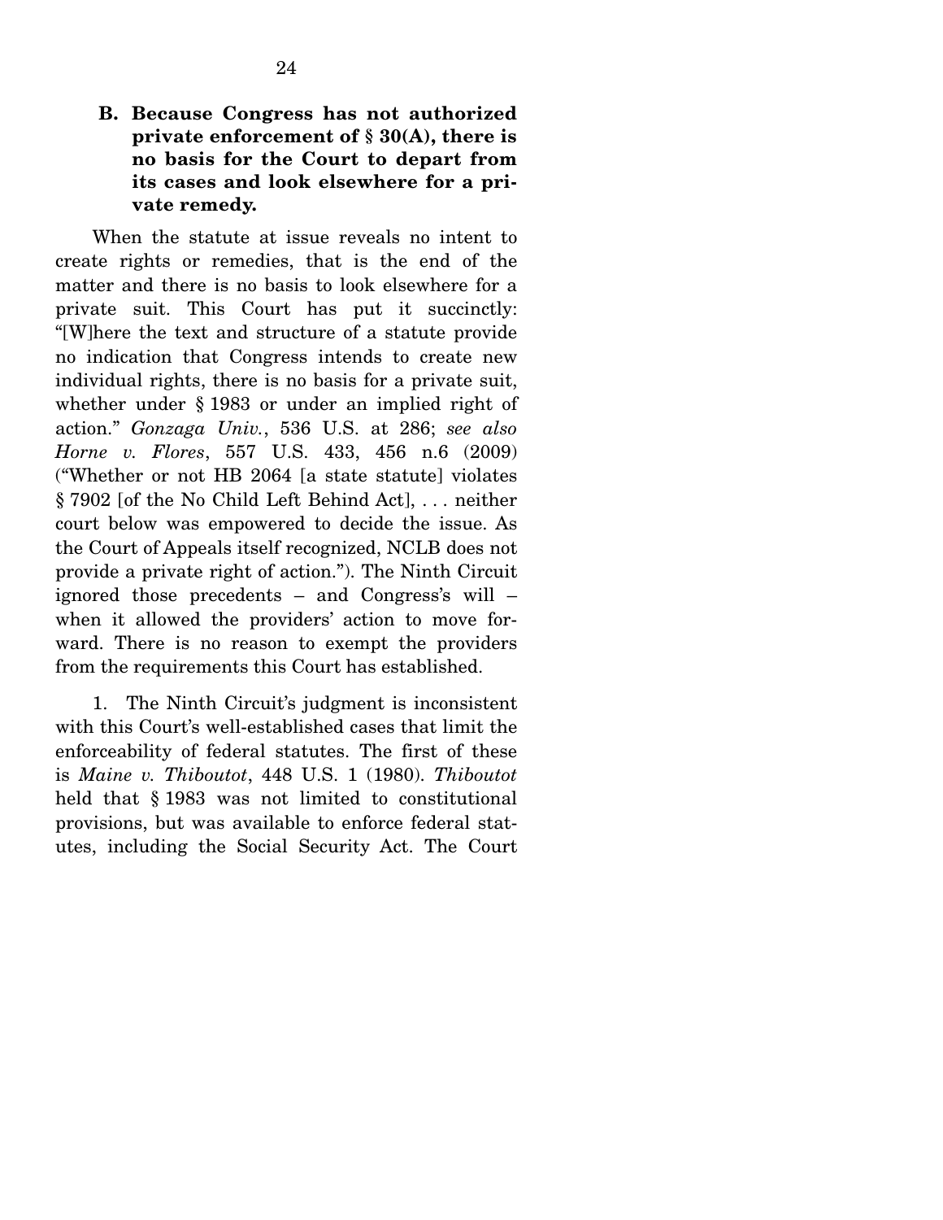### B. Because Congress has not authorized private enforcement of § 30(A), there is no basis for the Court to depart from its cases and look elsewhere for a private remedy.

When the statute at issue reveals no intent to create rights or remedies, that is the end of the matter and there is no basis to look elsewhere for a private suit. This Court has put it succinctly: "[W]here the text and structure of a statute provide no indication that Congress intends to create new individual rights, there is no basis for a private suit, whether under § 1983 or under an implied right of action." *Gonzaga Univ.*, 536 U.S. at 286; *see also Horne v. Flores*, 557 U.S. 433, 456 n.6 (2009) ("Whether or not HB 2064 [a state statute] violates § 7902 [of the No Child Left Behind Act], . . . neither court below was empowered to decide the issue. As the Court of Appeals itself recognized, NCLB does not provide a private right of action."). The Ninth Circuit ignored those precedents – and Congress's will – when it allowed the providers' action to move forward. There is no reason to exempt the providers from the requirements this Court has established.

1. The Ninth Circuit's judgment is inconsistent with this Court's well-established cases that limit the enforceability of federal statutes. The first of these is *Maine v. Thiboutot*, 448 U.S. 1 (1980). *Thiboutot* held that § 1983 was not limited to constitutional provisions, but was available to enforce federal statutes, including the Social Security Act. The Court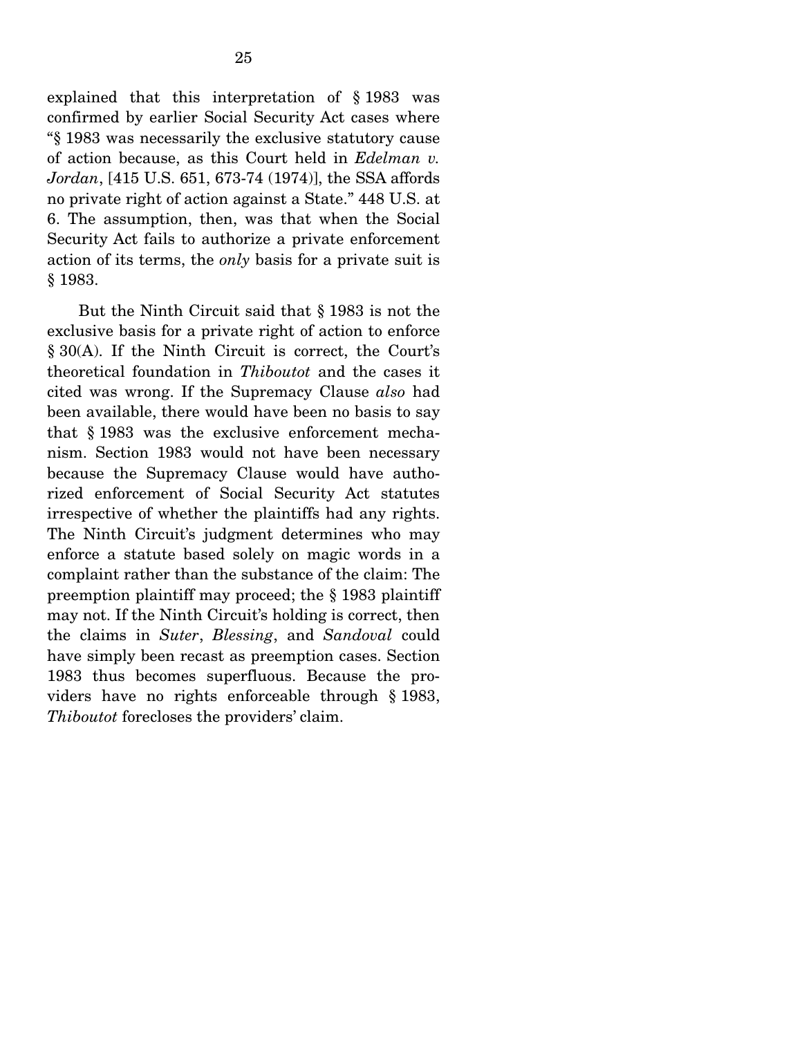explained that this interpretation of § 1983 was confirmed by earlier Social Security Act cases where "§ 1983 was necessarily the exclusive statutory cause of action because, as this Court held in *Edelman v. Jordan*, [415 U.S. 651, 673-74 (1974)], the SSA affords no private right of action against a State." 448 U.S. at 6. The assumption, then, was that when the Social Security Act fails to authorize a private enforcement action of its terms, the *only* basis for a private suit is § 1983.

But the Ninth Circuit said that § 1983 is not the exclusive basis for a private right of action to enforce § 30(A). If the Ninth Circuit is correct, the Court's theoretical foundation in *Thiboutot* and the cases it cited was wrong. If the Supremacy Clause *also* had been available, there would have been no basis to say that § 1983 was the exclusive enforcement mechanism. Section 1983 would not have been necessary because the Supremacy Clause would have authorized enforcement of Social Security Act statutes irrespective of whether the plaintiffs had any rights. The Ninth Circuit's judgment determines who may enforce a statute based solely on magic words in a complaint rather than the substance of the claim: The preemption plaintiff may proceed; the § 1983 plaintiff may not. If the Ninth Circuit's holding is correct, then the claims in *Suter*, *Blessing*, and *Sandoval* could have simply been recast as preemption cases. Section 1983 thus becomes superfluous. Because the providers have no rights enforceable through § 1983, *Thiboutot* forecloses the providers' claim.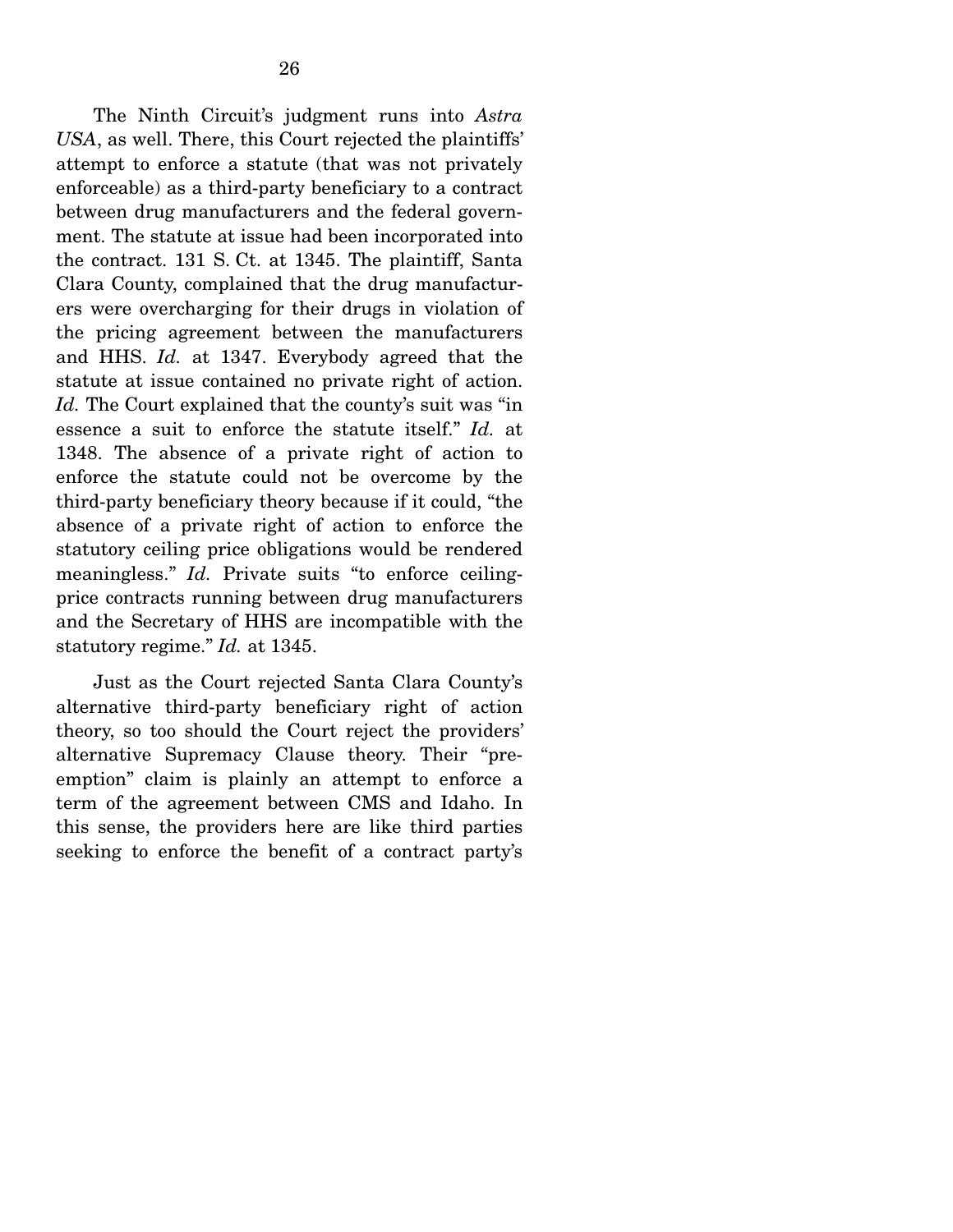The Ninth Circuit's judgment runs into *Astra USA*, as well. There, this Court rejected the plaintiffs' attempt to enforce a statute (that was not privately enforceable) as a third-party beneficiary to a contract between drug manufacturers and the federal government. The statute at issue had been incorporated into the contract. 131 S. Ct. at 1345. The plaintiff, Santa Clara County, complained that the drug manufacturers were overcharging for their drugs in violation of the pricing agreement between the manufacturers and HHS. *Id.* at 1347. Everybody agreed that the statute at issue contained no private right of action. *Id.* The Court explained that the county's suit was "in essence a suit to enforce the statute itself." *Id.* at 1348. The absence of a private right of action to enforce the statute could not be overcome by the third-party beneficiary theory because if it could, "the absence of a private right of action to enforce the statutory ceiling price obligations would be rendered meaningless." *Id.* Private suits "to enforce ceiling-price contracts running between drug manufacturers and the Secretary of HHS are incompatible with the statutory regime." *Id.* at 1345.

Just as the Court rejected Santa Clara County's alternative third-party beneficiary right of action theory, so too should the Court reject the providers' alternative Supremacy Clause theory. Their "preemption" claim is plainly an attempt to enforce a term of the agreement between CMS and Idaho. In this sense, the providers here are like third parties seeking to enforce the benefit of a contract party's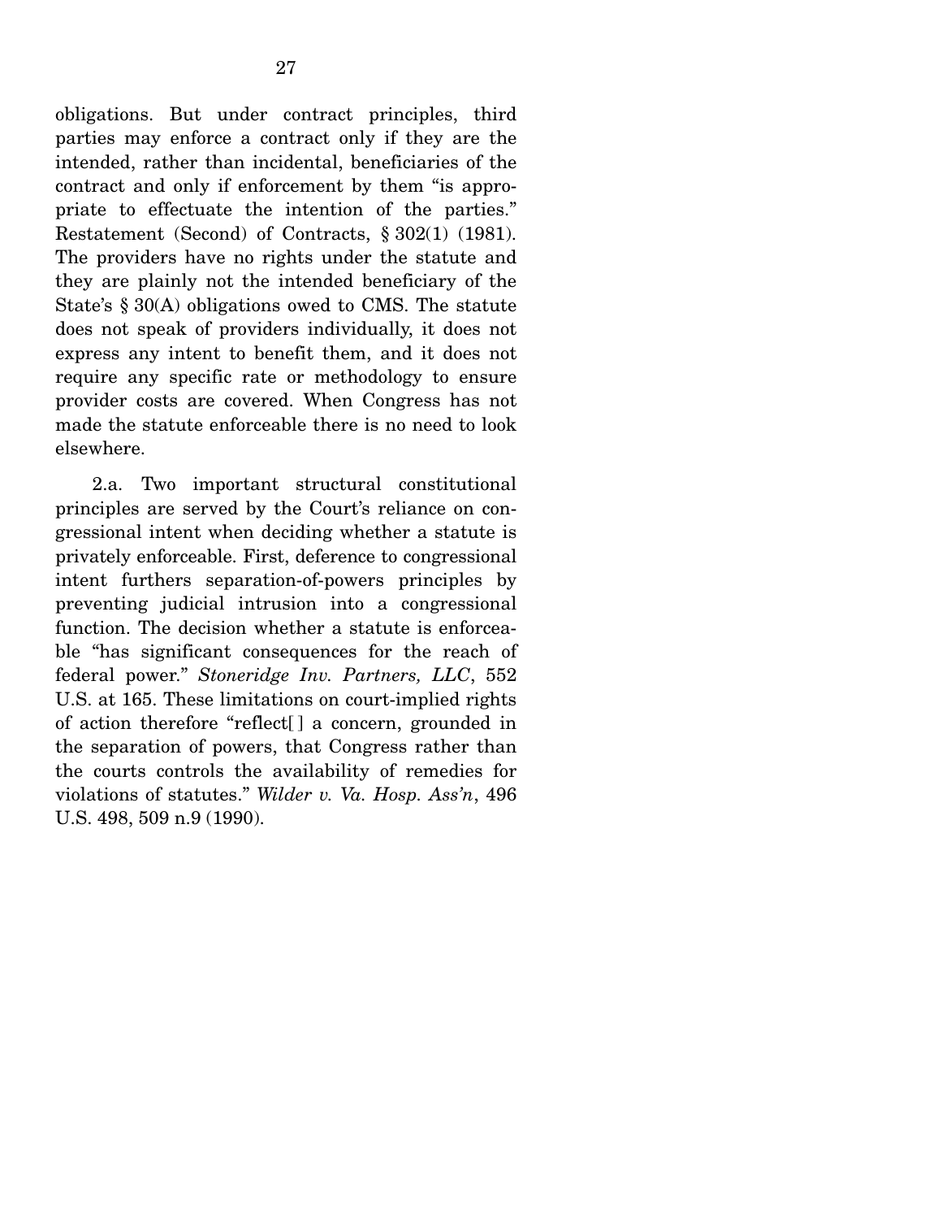obligations. But under contract principles, third parties may enforce a contract only if they are the intended, rather than incidental, beneficiaries of the contract and only if enforcement by them "is appropriate to effectuate the intention of the parties." Restatement (Second) of Contracts, § 302(1) (1981). The providers have no rights under the statute and they are plainly not the intended beneficiary of the State's § 30(A) obligations owed to CMS. The statute does not speak of providers individually, it does not express any intent to benefit them, and it does not require any specific rate or methodology to ensure provider costs are covered. When Congress has not made the statute enforceable there is no need to look elsewhere.

2.a. Two important structural constitutional principles are served by the Court's reliance on congressional intent when deciding whether a statute is privately enforceable. First, deference to congressional intent furthers separation-of-powers principles by preventing judicial intrusion into a congressional function. The decision whether a statute is enforceable "has significant consequences for the reach of federal power." *Stoneridge Inv. Partners, LLC*, 552 U.S. at 165. These limitations on court-implied rights of action therefore "reflect[] a concern, grounded in the separation of powers, that Congress rather than the courts controls the availability of remedies for violations of statutes." *Wilder v. Va. Hosp. Ass'n*, 496 U.S. 498, 509 n.9 (1990).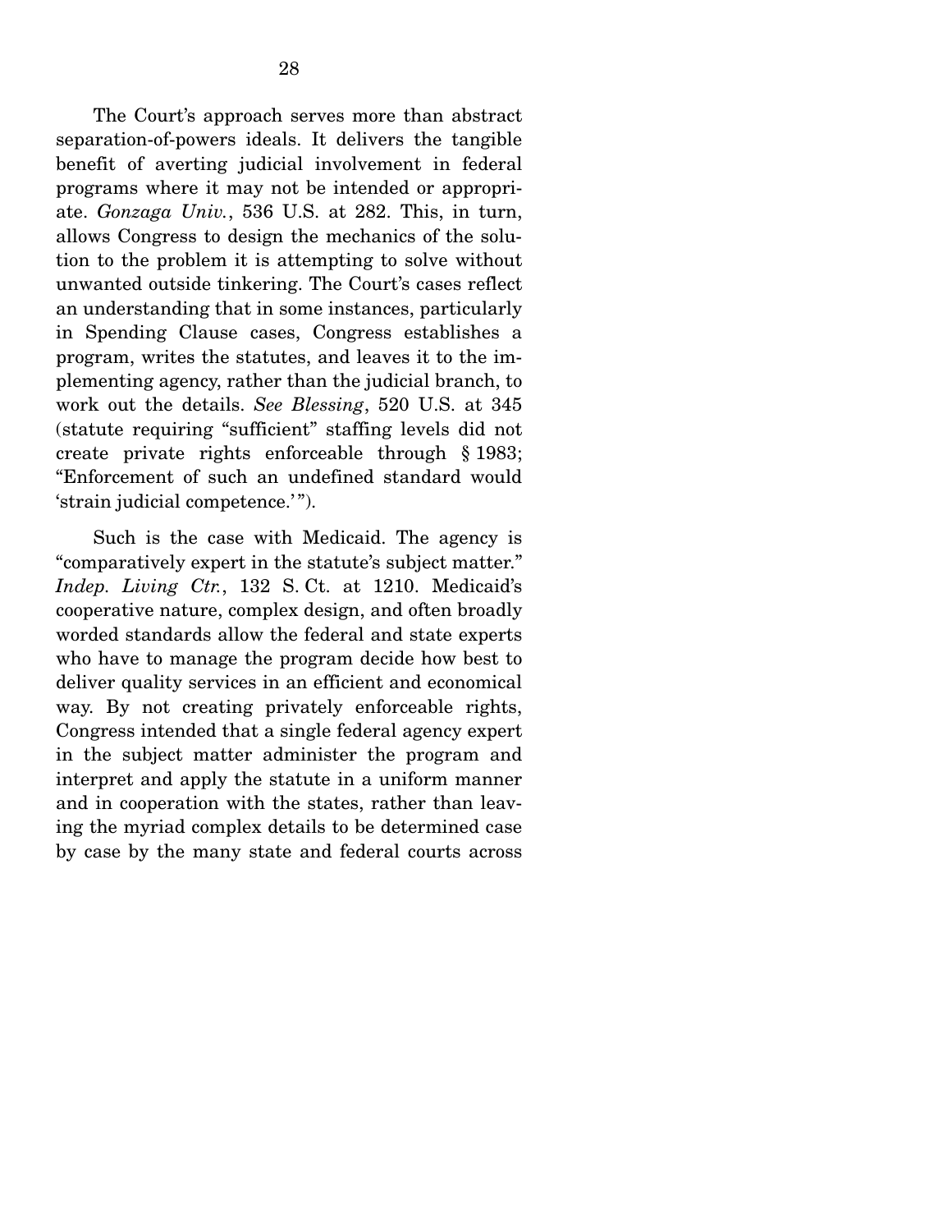The Court's approach serves more than abstract separation-of-powers ideals. It delivers the tangible benefit of averting judicial involvement in federal programs where it may not be intended or appropriate. *Gonzaga Univ.*, 536 U.S. at 282. This, in turn, allows Congress to design the mechanics of the solution to the problem it is attempting to solve without unwanted outside tinkering. The Court's cases reflect an understanding that in some instances, particularly in Spending Clause cases, Congress establishes a program, writes the statutes, and leaves it to the implementing agency, rather than the judicial branch, to work out the details. *See Blessing*, 520 U.S. at 345 (statute requiring "sufficient" staffing levels did not create private rights enforceable through § 1983; "Enforcement of such an undefined standard would 'strain judicial competence.'").

Such is the case with Medicaid. The agency is "comparatively expert in the statute's subject matter." *Indep. Living Ctr.*, 132 S. Ct. at 1210. Medicaid's cooperative nature, complex design, and often broadly worded standards allow the federal and state experts who have to manage the program decide how best to deliver quality services in an efficient and economical way. By not creating privately enforceable rights, Congress intended that a single federal agency expert in the subject matter administer the program and interpret and apply the statute in a uniform manner and in cooperation with the states, rather than leaving the myriad complex details to be determined case by case by the many state and federal courts across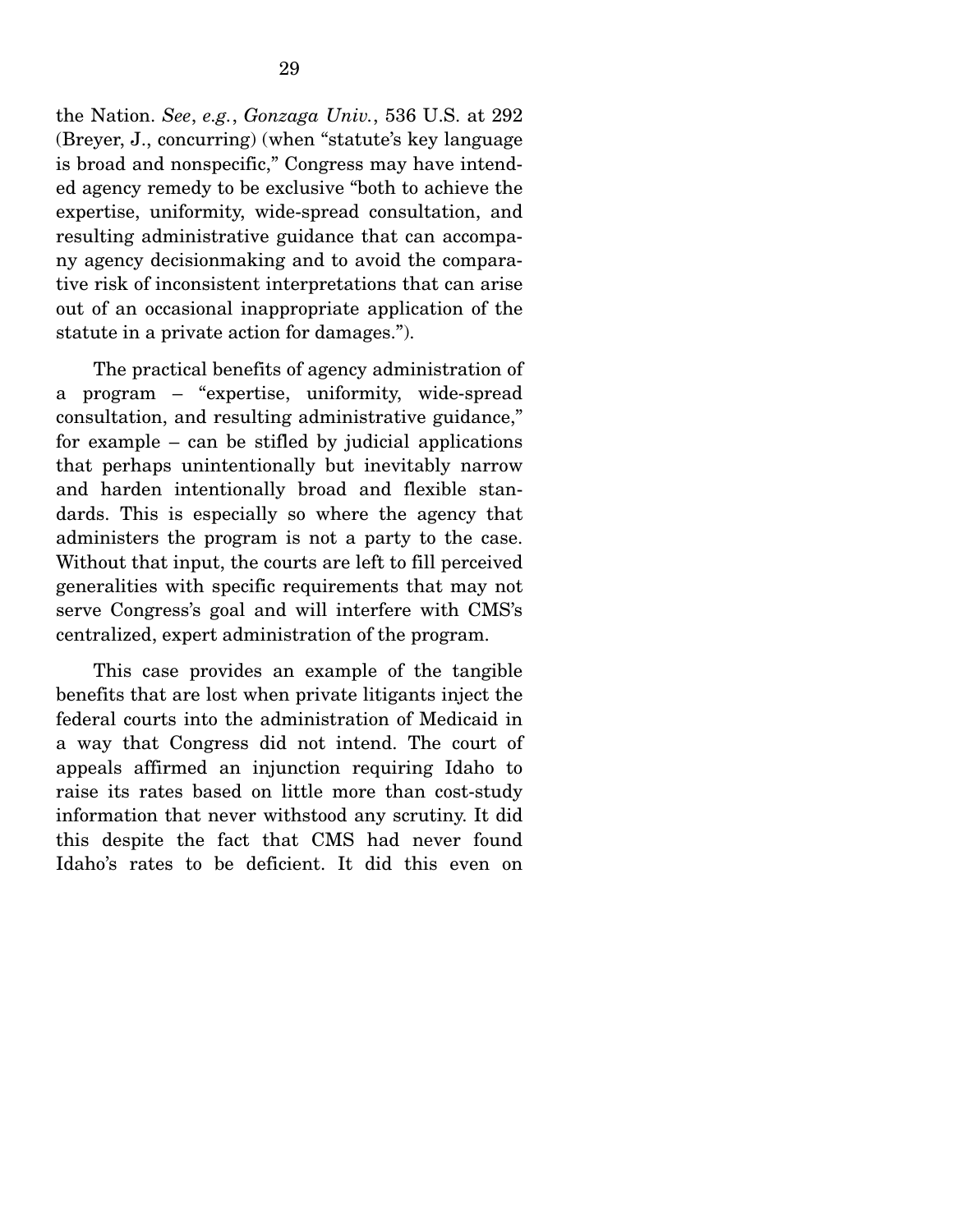the Nation. *See*, *e.g.*, *Gonzaga Univ.*, 536 U.S. at 292 (Breyer, J., concurring) (when "statute's key language is broad and nonspecific," Congress may have intended agency remedy to be exclusive "both to achieve the expertise, uniformity, wide-spread consultation, and resulting administrative guidance that can accompany agency decisionmaking and to avoid the comparative risk of inconsistent interpretations that can arise out of an occasional inappropriate application of the statute in a private action for damages.").

The practical benefits of agency administration of a program – "expertise, uniformity, wide-spread consultation, and resulting administrative guidance," for example – can be stifled by judicial applications that perhaps unintentionally but inevitably narrow and harden intentionally broad and flexible standards. This is especially so where the agency that administers the program is not a party to the case. Without that input, the courts are left to fill perceived generalities with specific requirements that may not serve Congress's goal and will interfere with CMS's centralized, expert administration of the program.

This case provides an example of the tangible benefits that are lost when private litigants inject the federal courts into the administration of Medicaid in a way that Congress did not intend. The court of appeals affirmed an injunction requiring Idaho to raise its rates based on little more than cost-study information that never withstood any scrutiny. It did this despite the fact that CMS had never found Idaho's rates to be deficient. It did this even on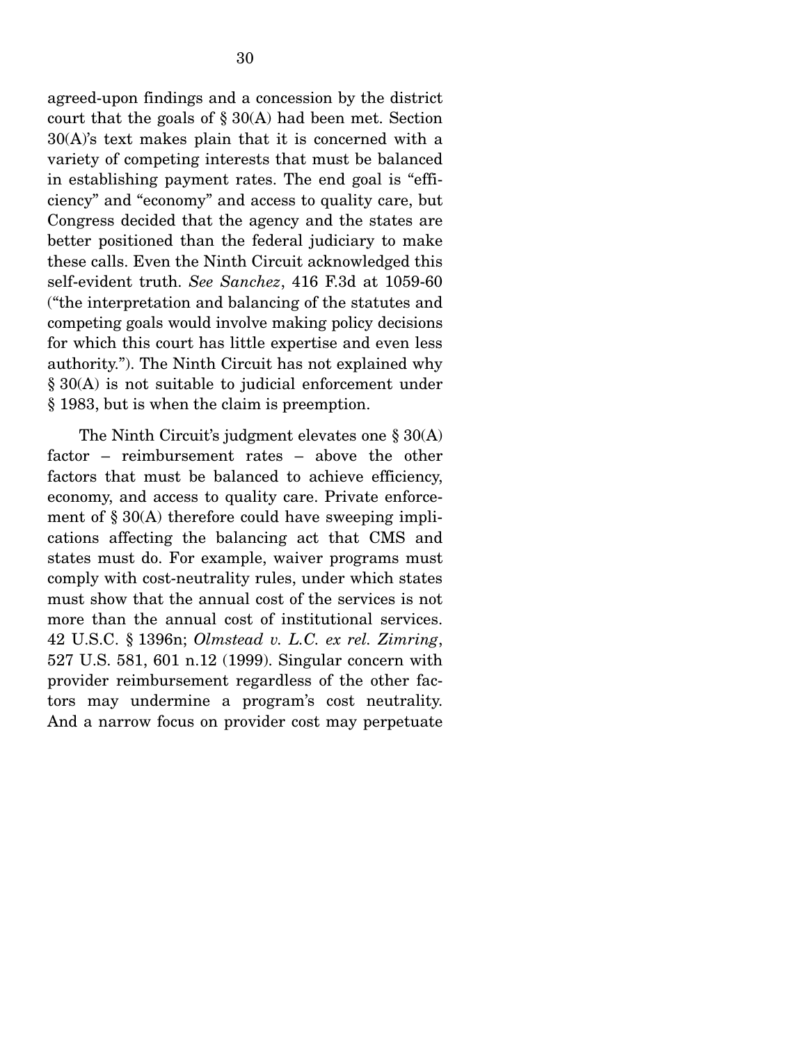agreed-upon findings and a concession by the district court that the goals of § 30(A) had been met. Section 30(A)'s text makes plain that it is concerned with a variety of competing interests that must be balanced in establishing payment rates. The end goal is "efficiency" and "economy" and access to quality care, but Congress decided that the agency and the states are better positioned than the federal judiciary to make these calls. Even the Ninth Circuit acknowledged this self-evident truth. *See Sanchez*, 416 F.3d at 1059-60 ("the interpretation and balancing of the statutes and competing goals would involve making policy decisions for which this court has little expertise and even less authority."). The Ninth Circuit has not explained why § 30(A) is not suitable to judicial enforcement under § 1983, but is when the claim is preemption.

The Ninth Circuit's judgment elevates one § 30(A) factor – reimbursement rates – above the other factors that must be balanced to achieve efficiency, economy, and access to quality care. Private enforcement of § 30(A) therefore could have sweeping implications affecting the balancing act that CMS and states must do. For example, waiver programs must comply with cost-neutrality rules, under which states must show that the annual cost of the services is not more than the annual cost of institutional services. 42 U.S.C. § 1396n; *Olmstead v. L.C. ex rel. Zimring*, 527 U.S. 581, 601 n.12 (1999). Singular concern with provider reimbursement regardless of the other factors may undermine a program's cost neutrality. And a narrow focus on provider cost may perpetuate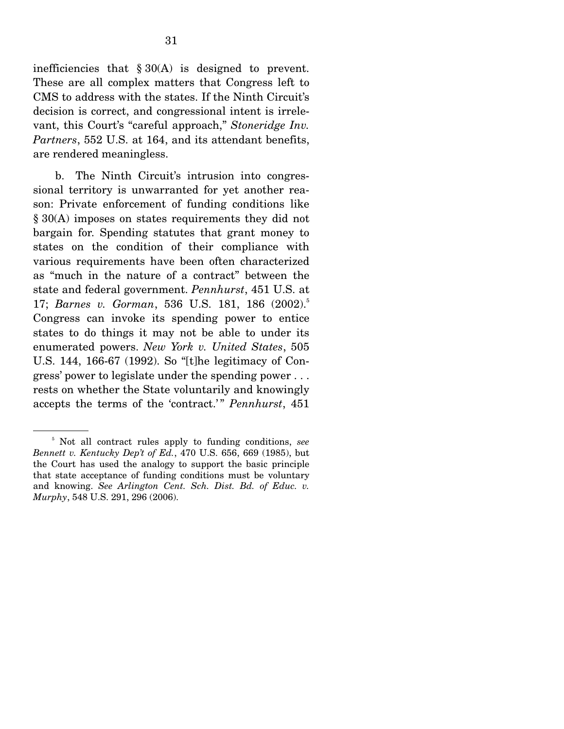inefficiencies that § 30(A) is designed to prevent. These are all complex matters that Congress left to CMS to address with the states. If the Ninth Circuit's decision is correct, and congressional intent is irrelevant, this Court's "careful approach," *Stoneridge Inv. Partners*, 552 U.S. at 164, and its attendant benefits, are rendered meaningless.

b. The Ninth Circuit's intrusion into congressional territory is unwarranted for yet another reason: Private enforcement of funding conditions like § 30(A) imposes on states requirements they did not bargain for. Spending statutes that grant money to states on the condition of their compliance with various requirements have been often characterized as "much in the nature of a contract" between the state and federal government. *Pennhurst*, 451 U.S. at 17; *Barnes v. Gorman*, 536 U.S. 181, 186 (2002).[5] Congress can invoke its spending power to entice states to do things it may not be able to under its enumerated powers. *New York v. United States*, 505 U.S. 144, 166-67 (1992). So "[t]he legitimacy of Congress' power to legislate under the spending power . . . rests on whether the State voluntarily and knowingly accepts the terms of the 'contract.'" *Pennhurst*, 451

[5] Not all contract rules apply to funding conditions, *see Bennett v. Kentucky Dep't of Ed.*, 470 U.S. 656, 669 (1985), but the Court has used the analogy to support the basic principle that state acceptance of funding conditions must be voluntary and knowing. *See Arlington Cent. Sch. Dist. Bd. of Educ. v. Murphy*, 548 U.S. 291, 296 (2006).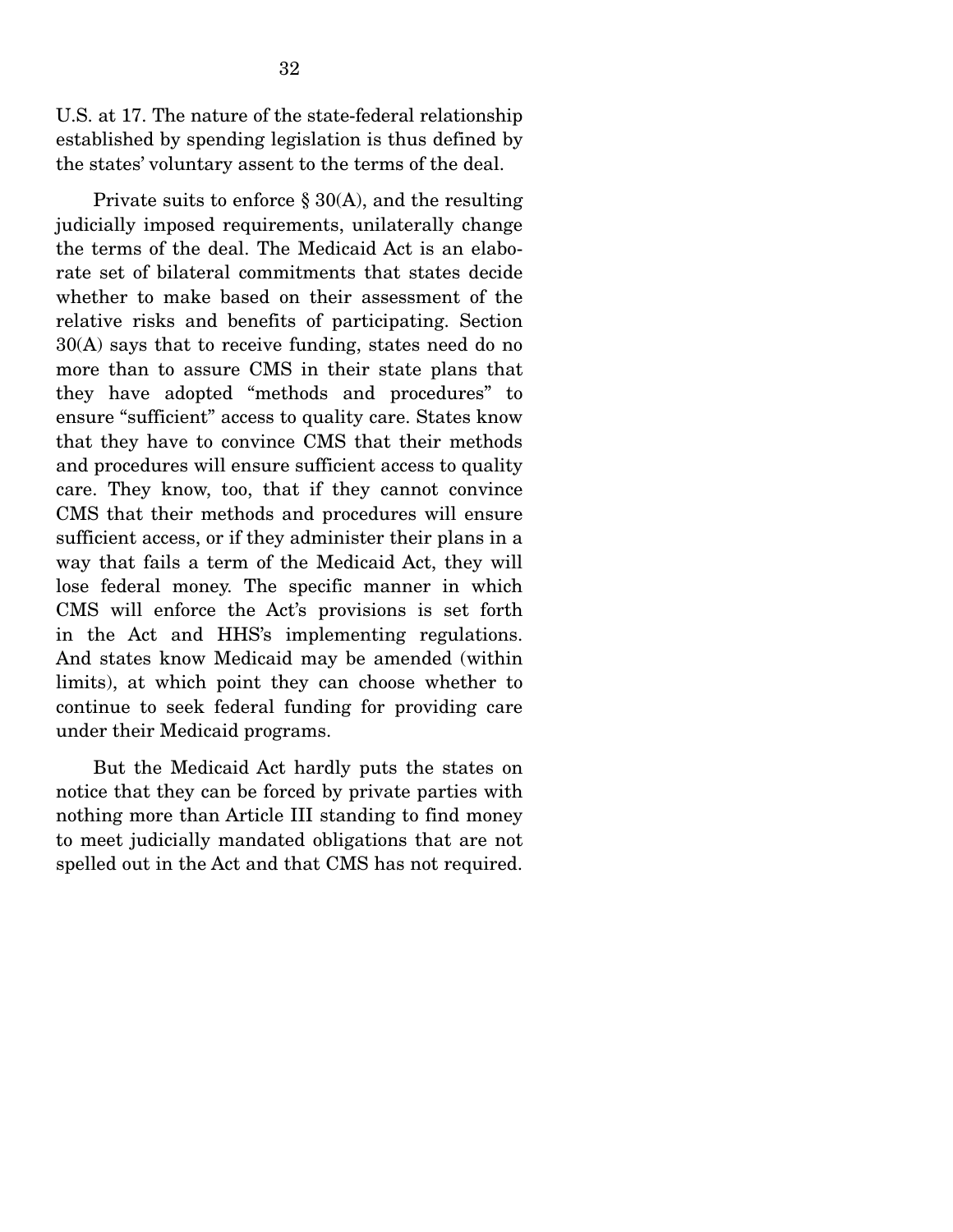U.S. at 17. The nature of the state-federal relationship established by spending legislation is thus defined by the states' voluntary assent to the terms of the deal.

Private suits to enforce § 30(A), and the resulting judicially imposed requirements, unilaterally change the terms of the deal. The Medicaid Act is an elaborate set of bilateral commitments that states decide whether to make based on their assessment of the relative risks and benefits of participating. Section 30(A) says that to receive funding, states need do no more than to assure CMS in their state plans that they have adopted "methods and procedures" to ensure "sufficient" access to quality care. States know that they have to convince CMS that their methods and procedures will ensure sufficient access to quality care. They know, too, that if they cannot convince CMS that their methods and procedures will ensure sufficient access, or if they administer their plans in a way that fails a term of the Medicaid Act, they will lose federal money. The specific manner in which CMS will enforce the Act's provisions is set forth in the Act and HHS's implementing regulations. And states know Medicaid may be amended (within limits), at which point they can choose whether to continue to seek federal funding for providing care under their Medicaid programs.

But the Medicaid Act hardly puts the states on notice that they can be forced by private parties with nothing more than Article III standing to find money to meet judicially mandated obligations that are not spelled out in the Act and that CMS has not required.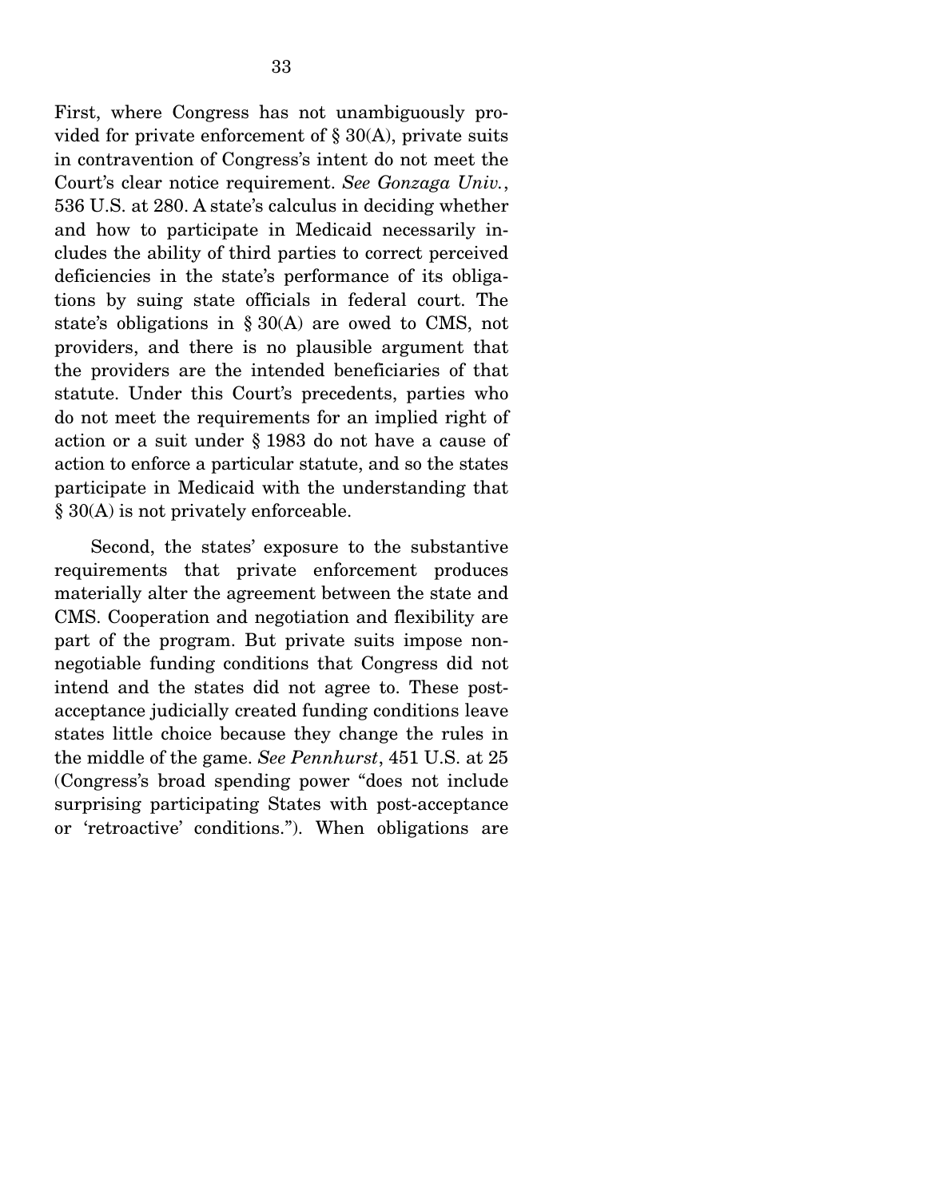First, where Congress has not unambiguously provided for private enforcement of § 30(A), private suits in contravention of Congress's intent do not meet the Court's clear notice requirement. *See Gonzaga Univ.*, 536 U.S. at 280. A state's calculus in deciding whether and how to participate in Medicaid necessarily includes the ability of third parties to correct perceived deficiencies in the state's performance of its obligations by suing state officials in federal court. The state's obligations in § 30(A) are owed to CMS, not providers, and there is no plausible argument that the providers are the intended beneficiaries of that statute. Under this Court's precedents, parties who do not meet the requirements for an implied right of action or a suit under § 1983 do not have a cause of action to enforce a particular statute, and so the states participate in Medicaid with the understanding that § 30(A) is not privately enforceable.

Second, the states' exposure to the substantive requirements that private enforcement produces materially alter the agreement between the state and CMS. Cooperation and negotiation and flexibility are part of the program. But private suits impose non-negotiable funding conditions that Congress did not intend and the states did not agree to. These post-acceptance judicially created funding conditions leave states little choice because they change the rules in the middle of the game. *See Pennhurst*, 451 U.S. at 25 (Congress's broad spending power "does not include surprising participating States with post-acceptance or 'retroactive' conditions."). When obligations are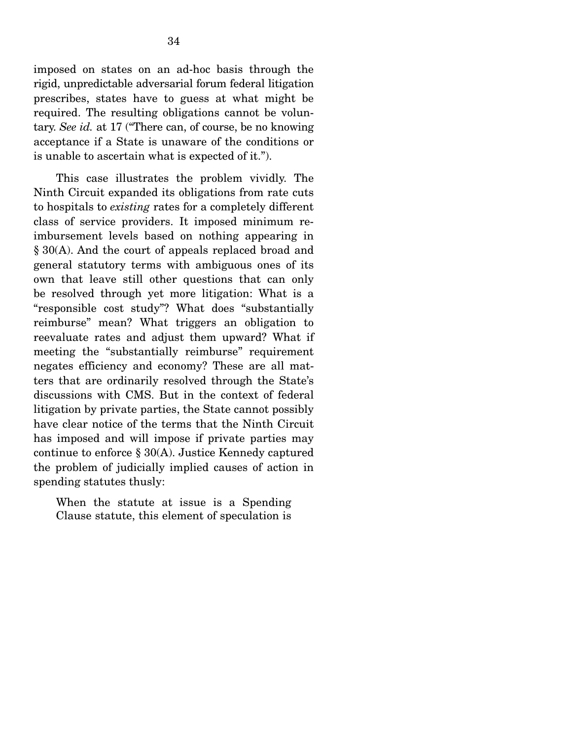imposed on states on an ad-hoc basis through the rigid, unpredictable adversarial forum federal litigation prescribes, states have to guess at what might be required. The resulting obligations cannot be voluntary. *See id.* at 17 ("There can, of course, be no knowing acceptance if a State is unaware of the conditions or is unable to ascertain what is expected of it.").

This case illustrates the problem vividly. The Ninth Circuit expanded its obligations from rate cuts to hospitals to *existing* rates for a completely different class of service providers. It imposed minimum reimbursement levels based on nothing appearing in § 30(A). And the court of appeals replaced broad and general statutory terms with ambiguous ones of its own that leave still other questions that can only be resolved through yet more litigation: What is a "responsible cost study"? What does "substantially reimburse" mean? What triggers an obligation to reevaluate rates and adjust them upward? What if meeting the "substantially reimburse" requirement negates efficiency and economy? These are all matters that are ordinarily resolved through the State's discussions with CMS. But in the context of federal litigation by private parties, the State cannot possibly have clear notice of the terms that the Ninth Circuit has imposed and will impose if private parties may continue to enforce § 30(A). Justice Kennedy captured the problem of judicially implied causes of action in spending statutes thusly:

> When the statute at issue is a Spending Clause statute, this element of speculation is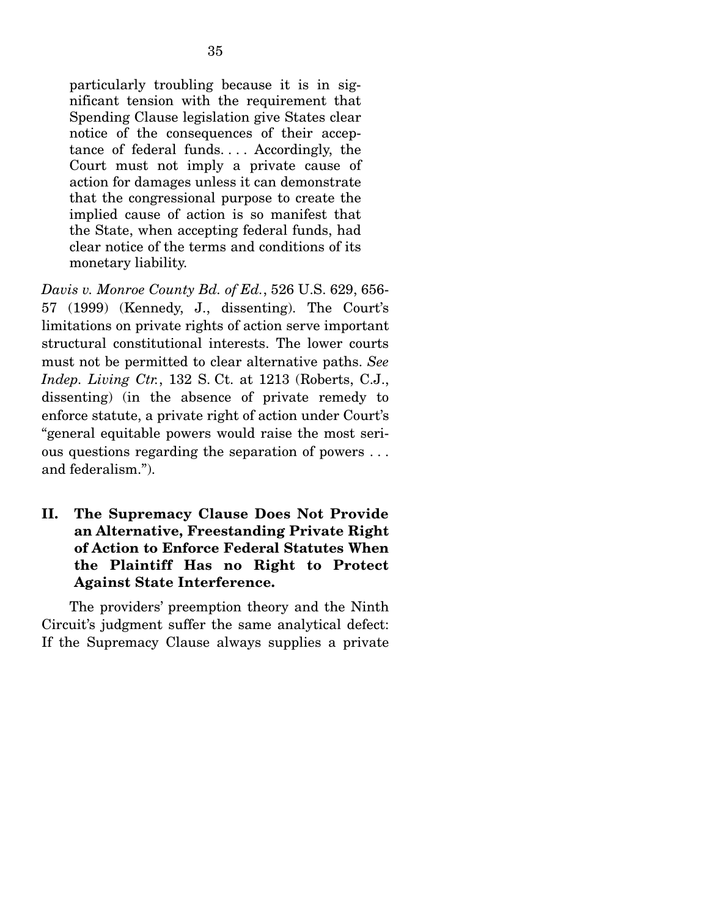> particularly troubling because it is in significant tension with the requirement that Spending Clause legislation give States clear notice of the consequences of their acceptance of federal funds. . . . Accordingly, the Court must not imply a private cause of action for damages unless it can demonstrate that the congressional purpose to create the implied cause of action is so manifest that the State, when accepting federal funds, had clear notice of the terms and conditions of its monetary liability.

*Davis v. Monroe County Bd. of Ed.*, 526 U.S. 629, 656-57 (1999) (Kennedy, J., dissenting). The Court's limitations on private rights of action serve important structural constitutional interests. The lower courts must not be permitted to clear alternative paths. *See Indep. Living Ctr.*, 132 S. Ct. at 1213 (Roberts, C.J., dissenting) (in the absence of private remedy to enforce statute, a private right of action under Court's "general equitable powers would raise the most serious questions regarding the separation of powers . . . and federalism.").

## II. The Supremacy Clause Does Not Provide an Alternative, Freestanding Private Right of Action to Enforce Federal Statutes When the Plaintiff Has no Right to Protect Against State Interference.

The providers' preemption theory and the Ninth Circuit's judgment suffer the same analytical defect: If the Supremacy Clause always supplies a private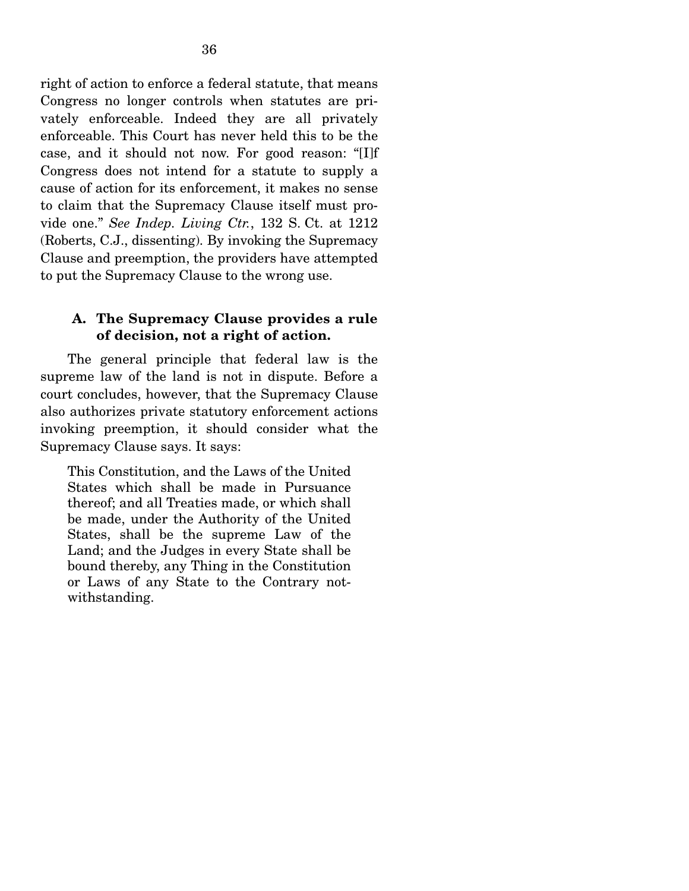right of action to enforce a federal statute, that means Congress no longer controls when statutes are privately enforceable. Indeed they are all privately enforceable. This Court has never held this to be the case, and it should not now. For good reason: "[I]f Congress does not intend for a statute to supply a cause of action for its enforcement, it makes no sense to claim that the Supremacy Clause itself must provide one." *See Indep. Living Ctr.*, 132 S. Ct. at 1212 (Roberts, C.J., dissenting). By invoking the Supremacy Clause and preemption, the providers have attempted to put the Supremacy Clause to the wrong use.

### A. The Supremacy Clause provides a rule of decision, not a right of action.

The general principle that federal law is the supreme law of the land is not in dispute. Before a court concludes, however, that the Supremacy Clause also authorizes private statutory enforcement actions invoking preemption, it should consider what the Supremacy Clause says. It says:

> This Constitution, and the Laws of the United States which shall be made in Pursuance thereof; and all Treaties made, or which shall be made, under the Authority of the United States, shall be the supreme Law of the Land; and the Judges in every State shall be bound thereby, any Thing in the Constitution or Laws of any State to the Contrary notwithstanding.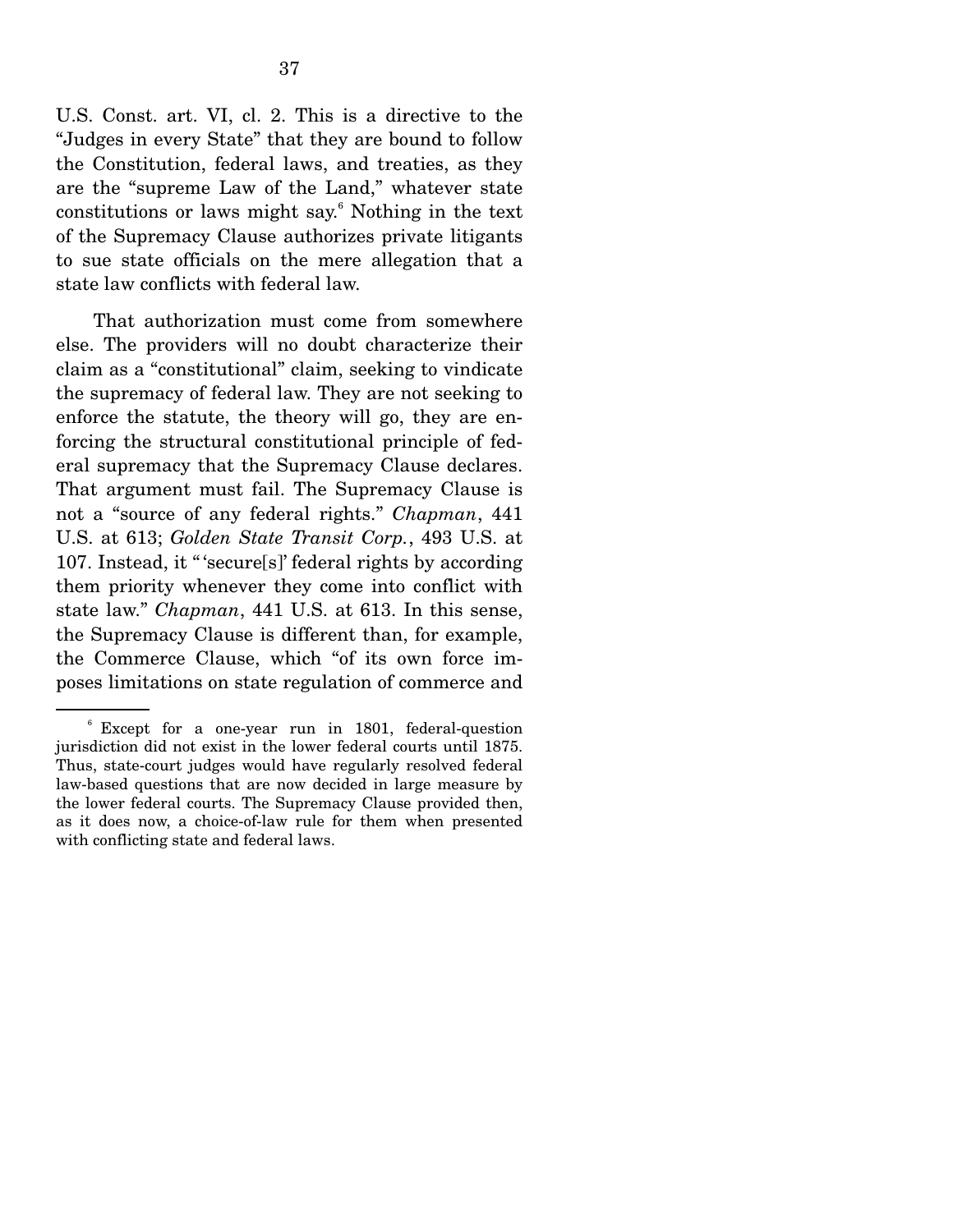U.S. Const. art. VI, cl. 2. This is a directive to the "Judges in every State" that they are bound to follow the Constitution, federal laws, and treaties, as they are the "supreme Law of the Land," whatever state constitutions or laws might say.[6] Nothing in the text of the Supremacy Clause authorizes private litigants to sue state officials on the mere allegation that a state law conflicts with federal law.

That authorization must come from somewhere else. The providers will no doubt characterize their claim as a "constitutional" claim, seeking to vindicate the supremacy of federal law. They are not seeking to enforce the statute, the theory will go, they are enforcing the structural constitutional principle of federal supremacy that the Supremacy Clause declares. That argument must fail. The Supremacy Clause is not a "source of any federal rights." *Chapman*, 441 U.S. at 613; *Golden State Transit Corp.*, 493 U.S. at 107. Instead, it "'secure[s]' federal rights by according them priority whenever they come into conflict with state law." *Chapman*, 441 U.S. at 613. In this sense, the Supremacy Clause is different than, for example, the Commerce Clause, which "of its own force imposes limitations on state regulation of commerce and

---

[6] Except for a one-year run in 1801, federal-question jurisdiction did not exist in the lower federal courts until 1875. Thus, state-court judges would have regularly resolved federal law-based questions that are now decided in large measure by the lower federal courts. The Supremacy Clause provided then, as it does now, a choice-of-law rule for them when presented with conflicting state and federal laws.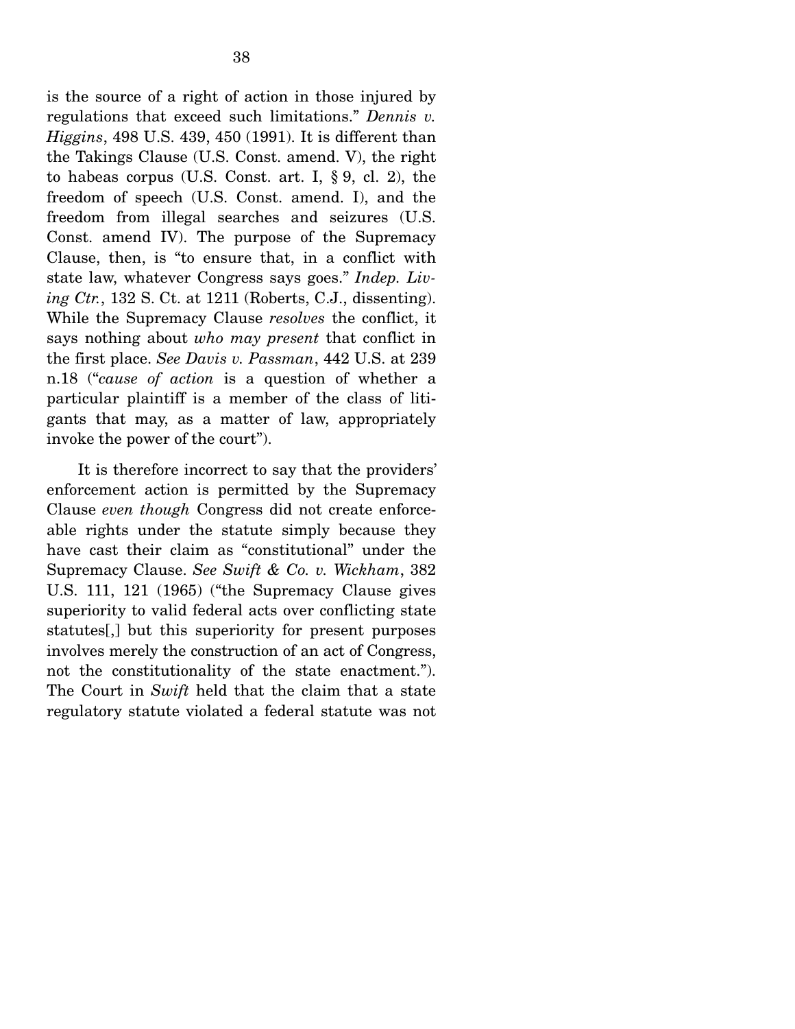is the source of a right of action in those injured by regulations that exceed such limitations." *Dennis v. Higgins*, 498 U.S. 439, 450 (1991). It is different than the Takings Clause (U.S. Const. amend. V), the right to habeas corpus (U.S. Const. art. I, § 9, cl. 2), the freedom of speech (U.S. Const. amend. I), and the freedom from illegal searches and seizures (U.S. Const. amend IV). The purpose of the Supremacy Clause, then, is "to ensure that, in a conflict with state law, whatever Congress says goes." *Indep. Living Ctr.*, 132 S. Ct. at 1211 (Roberts, C.J., dissenting). While the Supremacy Clause *resolves* the conflict, it says nothing about *who may present* that conflict in the first place. *See Davis v. Passman*, 442 U.S. at 239 n.18 ("*cause of action* is a question of whether a particular plaintiff is a member of the class of litigants that may, as a matter of law, appropriately invoke the power of the court").

It is therefore incorrect to say that the providers' enforcement action is permitted by the Supremacy Clause *even though* Congress did not create enforceable rights under the statute simply because they have cast their claim as "constitutional" under the Supremacy Clause. *See Swift & Co. v. Wickham*, 382 U.S. 111, 121 (1965) ("the Supremacy Clause gives superiority to valid federal acts over conflicting state statutes[,] but this superiority for present purposes involves merely the construction of an act of Congress, not the constitutionality of the state enactment."). The Court in *Swift* held that the claim that a state regulatory statute violated a federal statute was not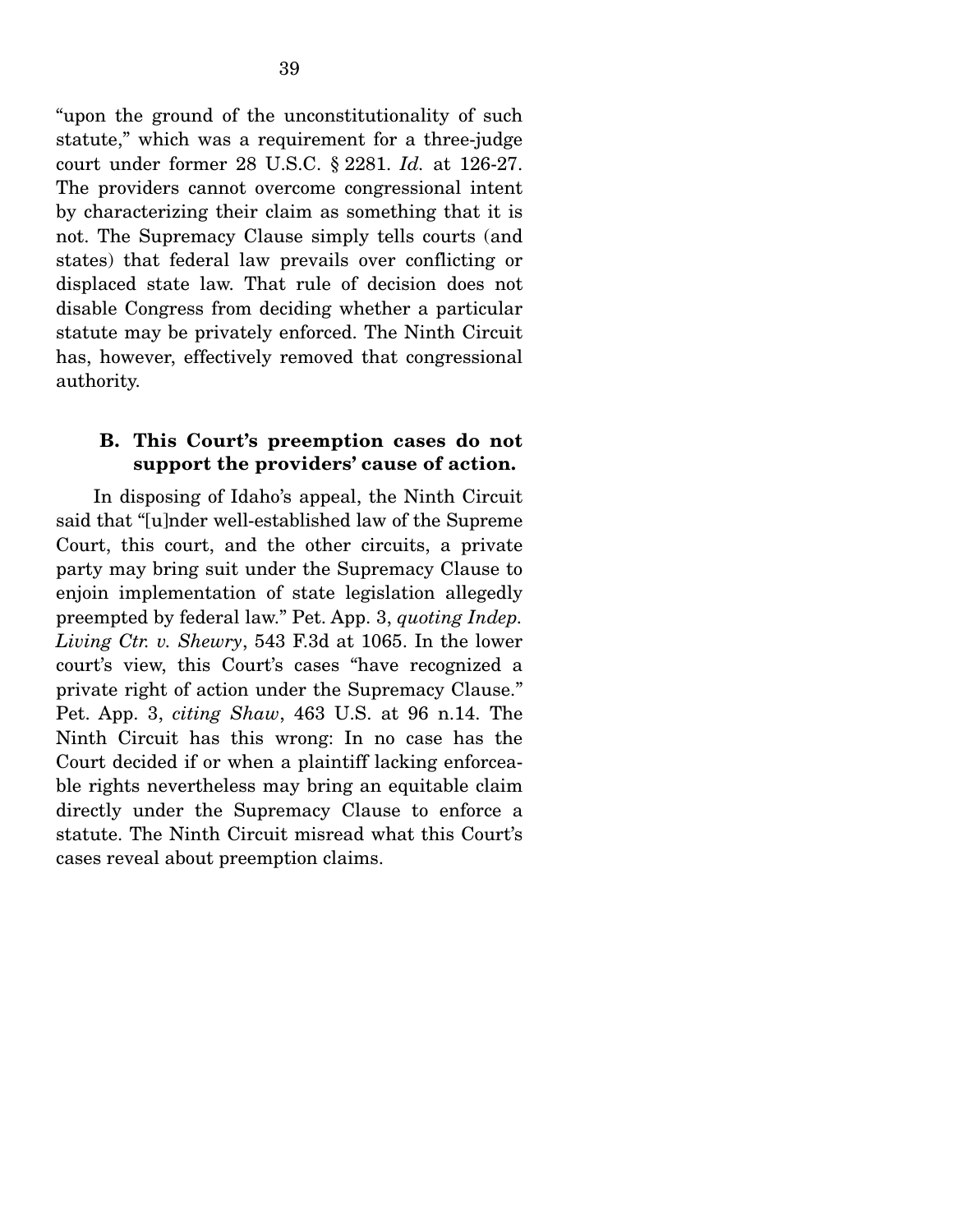"upon the ground of the unconstitutionality of such statute," which was a requirement for a three-judge court under former 28 U.S.C. § 2281. *Id.* at 126-27. The providers cannot overcome congressional intent by characterizing their claim as something that it is not. The Supremacy Clause simply tells courts (and states) that federal law prevails over conflicting or displaced state law. That rule of decision does not disable Congress from deciding whether a particular statute may be privately enforced. The Ninth Circuit has, however, effectively removed that congressional authority.

### B. This Court's preemption cases do not support the providers' cause of action.

In disposing of Idaho's appeal, the Ninth Circuit said that "[u]nder well-established law of the Supreme Court, this court, and the other circuits, a private party may bring suit under the Supremacy Clause to enjoin implementation of state legislation allegedly preempted by federal law." Pet. App. 3, *quoting Indep. Living Ctr. v. Shewry*, 543 F.3d at 1065. In the lower court's view, this Court's cases "have recognized a private right of action under the Supremacy Clause." Pet. App. 3, *citing Shaw*, 463 U.S. at 96 n.14. The Ninth Circuit has this wrong: In no case has the Court decided if or when a plaintiff lacking enforceable rights nevertheless may bring an equitable claim directly under the Supremacy Clause to enforce a statute. The Ninth Circuit misread what this Court's cases reveal about preemption claims.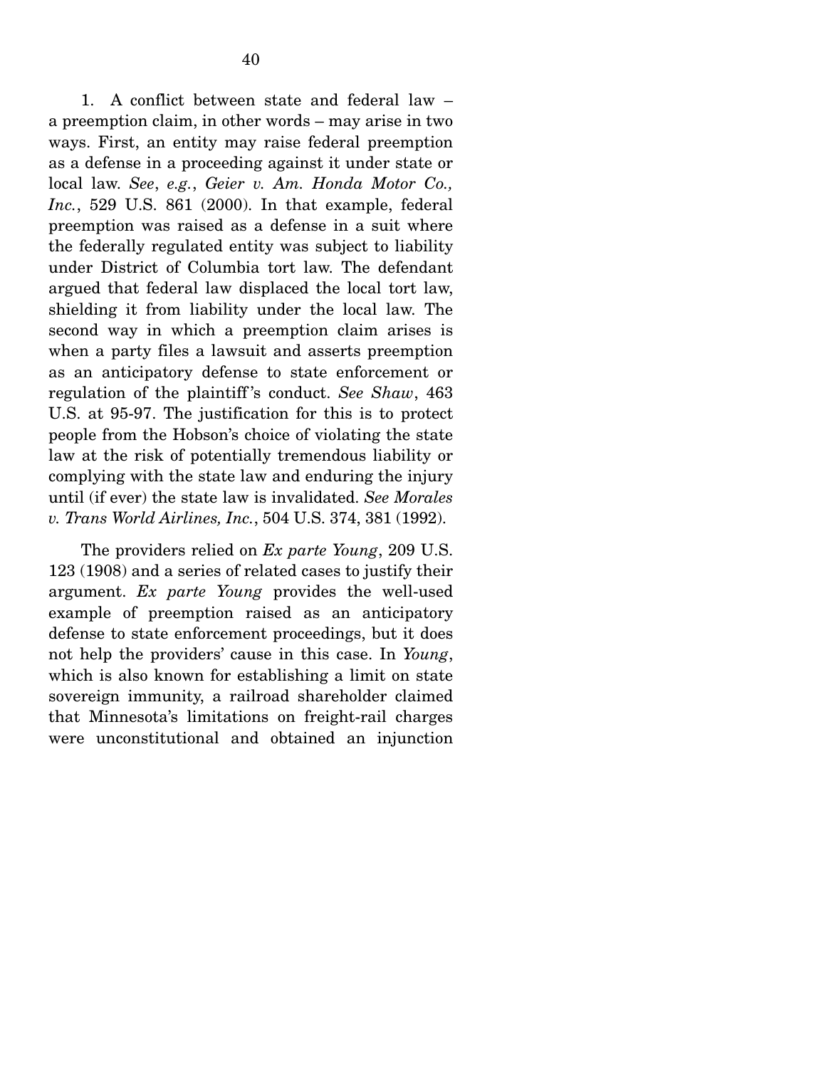1. A conflict between state and federal law – a preemption claim, in other words – may arise in two ways. First, an entity may raise federal preemption as a defense in a proceeding against it under state or local law. *See*, *e.g.*, *Geier v. Am. Honda Motor Co., Inc.*, 529 U.S. 861 (2000). In that example, federal preemption was raised as a defense in a suit where the federally regulated entity was subject to liability under District of Columbia tort law. The defendant argued that federal law displaced the local tort law, shielding it from liability under the local law. The second way in which a preemption claim arises is when a party files a lawsuit and asserts preemption as an anticipatory defense to state enforcement or regulation of the plaintiff's conduct. *See Shaw*, 463 U.S. at 95-97. The justification for this is to protect people from the Hobson's choice of violating the state law at the risk of potentially tremendous liability or complying with the state law and enduring the injury until (if ever) the state law is invalidated. *See Morales v. Trans World Airlines, Inc.*, 504 U.S. 374, 381 (1992).

The providers relied on *Ex parte Young*, 209 U.S. 123 (1908) and a series of related cases to justify their argument. *Ex parte Young* provides the well-used example of preemption raised as an anticipatory defense to state enforcement proceedings, but it does not help the providers' cause in this case. In *Young*, which is also known for establishing a limit on state sovereign immunity, a railroad shareholder claimed that Minnesota's limitations on freight-rail charges were unconstitutional and obtained an injunction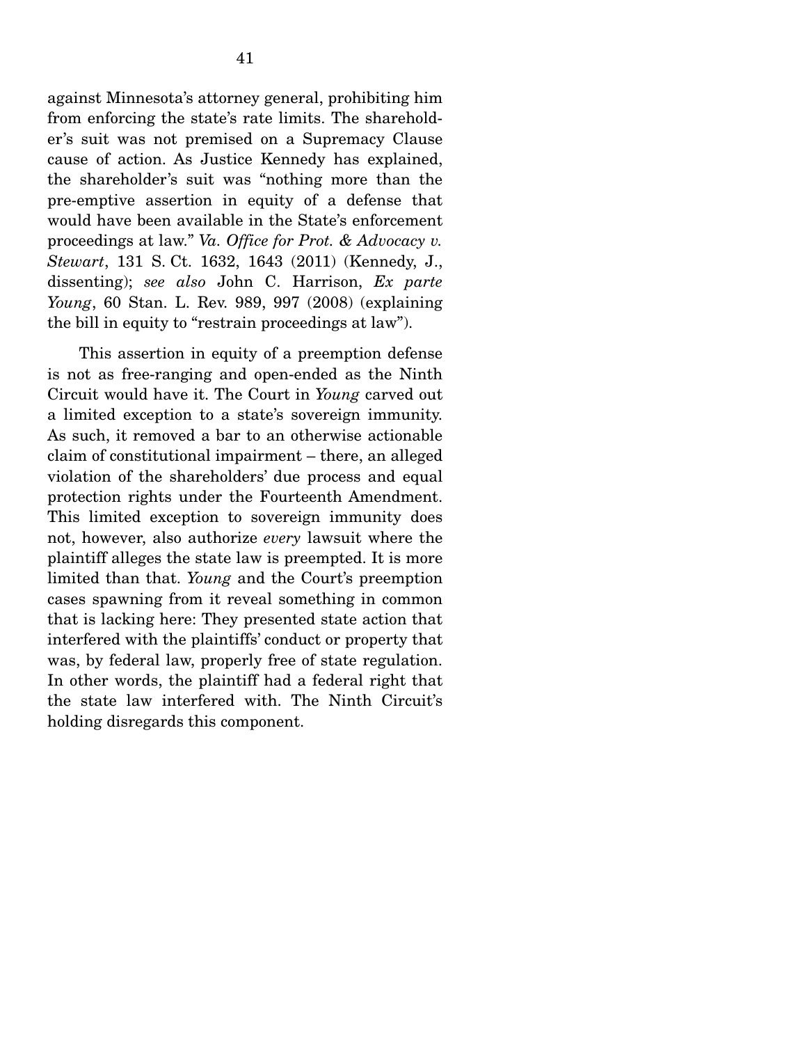against Minnesota's attorney general, prohibiting him from enforcing the state's rate limits. The shareholder's suit was not premised on a Supremacy Clause cause of action. As Justice Kennedy has explained, the shareholder's suit was "nothing more than the pre-emptive assertion in equity of a defense that would have been available in the State's enforcement proceedings at law." *Va. Office for Prot. & Advocacy v. Stewart*, 131 S. Ct. 1632, 1643 (2011) (Kennedy, J., dissenting); *see also* John C. Harrison, *Ex parte Young*, 60 Stan. L. Rev. 989, 997 (2008) (explaining the bill in equity to "restrain proceedings at law").

This assertion in equity of a preemption defense is not as free-ranging and open-ended as the Ninth Circuit would have it. The Court in *Young* carved out a limited exception to a state's sovereign immunity. As such, it removed a bar to an otherwise actionable claim of constitutional impairment – there, an alleged violation of the shareholders' due process and equal protection rights under the Fourteenth Amendment. This limited exception to sovereign immunity does not, however, also authorize *every* lawsuit where the plaintiff alleges the state law is preempted. It is more limited than that. *Young* and the Court's preemption cases spawning from it reveal something in common that is lacking here: They presented state action that interfered with the plaintiffs' conduct or property that was, by federal law, properly free of state regulation. In other words, the plaintiff had a federal right that the state law interfered with. The Ninth Circuit's holding disregards this component.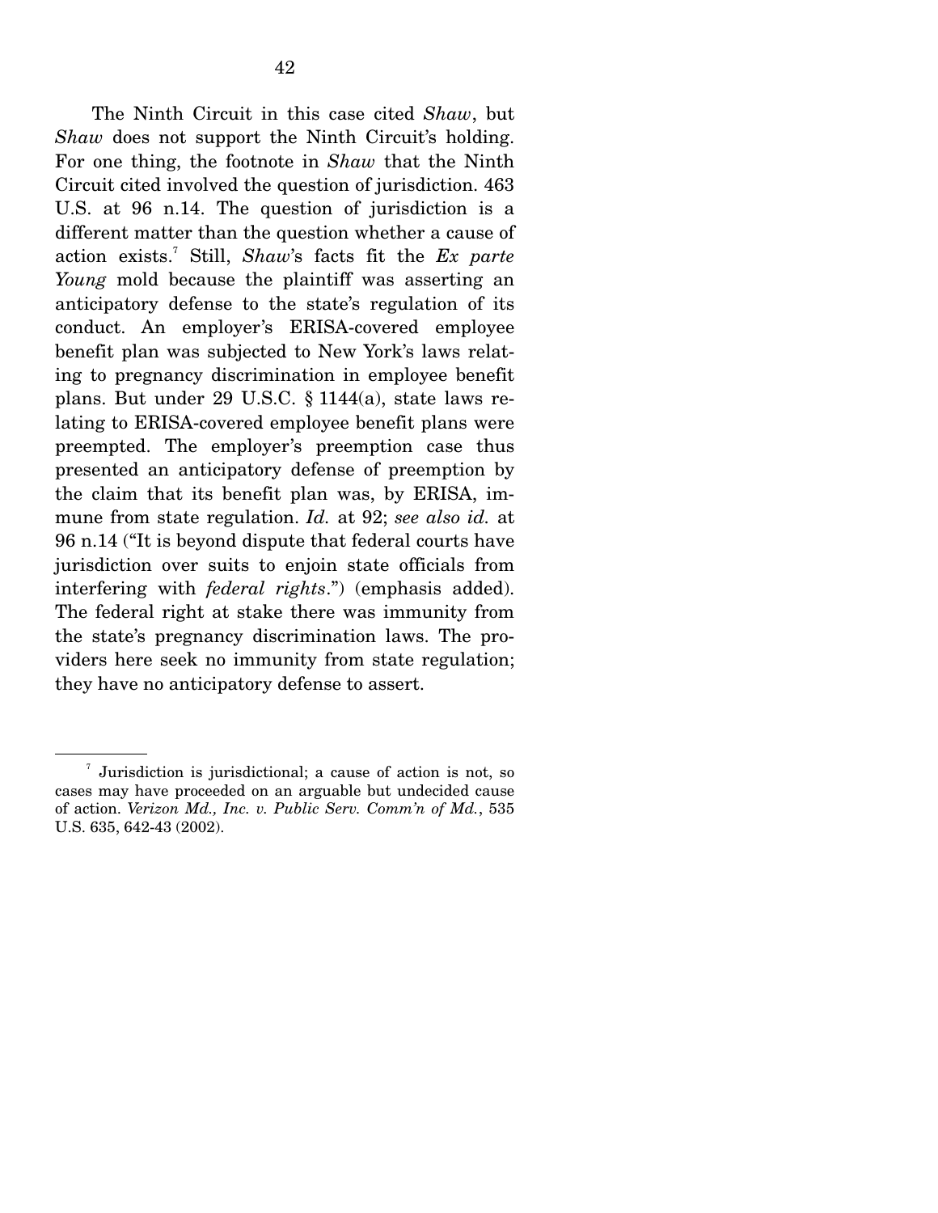The Ninth Circuit in this case cited *Shaw*, but *Shaw* does not support the Ninth Circuit's holding. For one thing, the footnote in *Shaw* that the Ninth Circuit cited involved the question of jurisdiction. 463 U.S. at 96 n.14. The question of jurisdiction is a different matter than the question whether a cause of action exists.[7] Still, *Shaw*'s facts fit the *Ex parte Young* mold because the plaintiff was asserting an anticipatory defense to the state's regulation of its conduct. An employer's ERISA-covered employee benefit plan was subjected to New York's laws relating to pregnancy discrimination in employee benefit plans. But under 29 U.S.C. § 1144(a), state laws relating to ERISA-covered employee benefit plans were preempted. The employer's preemption case thus presented an anticipatory defense of preemption by the claim that its benefit plan was, by ERISA, immune from state regulation. *Id.* at 92; *see also id.* at 96 n.14 ("It is beyond dispute that federal courts have jurisdiction over suits to enjoin state officials from interfering with *federal rights*.") (emphasis added). The federal right at stake there was immunity from the state's pregnancy discrimination laws. The providers here seek no immunity from state regulation; they have no anticipatory defense to assert.

---

[7] Jurisdiction is jurisdictional; a cause of action is not, so cases may have proceeded on an arguable but undecided cause of action. *Verizon Md., Inc. v. Public Serv. Comm'n of Md.*, 535 U.S. 635, 642-43 (2002).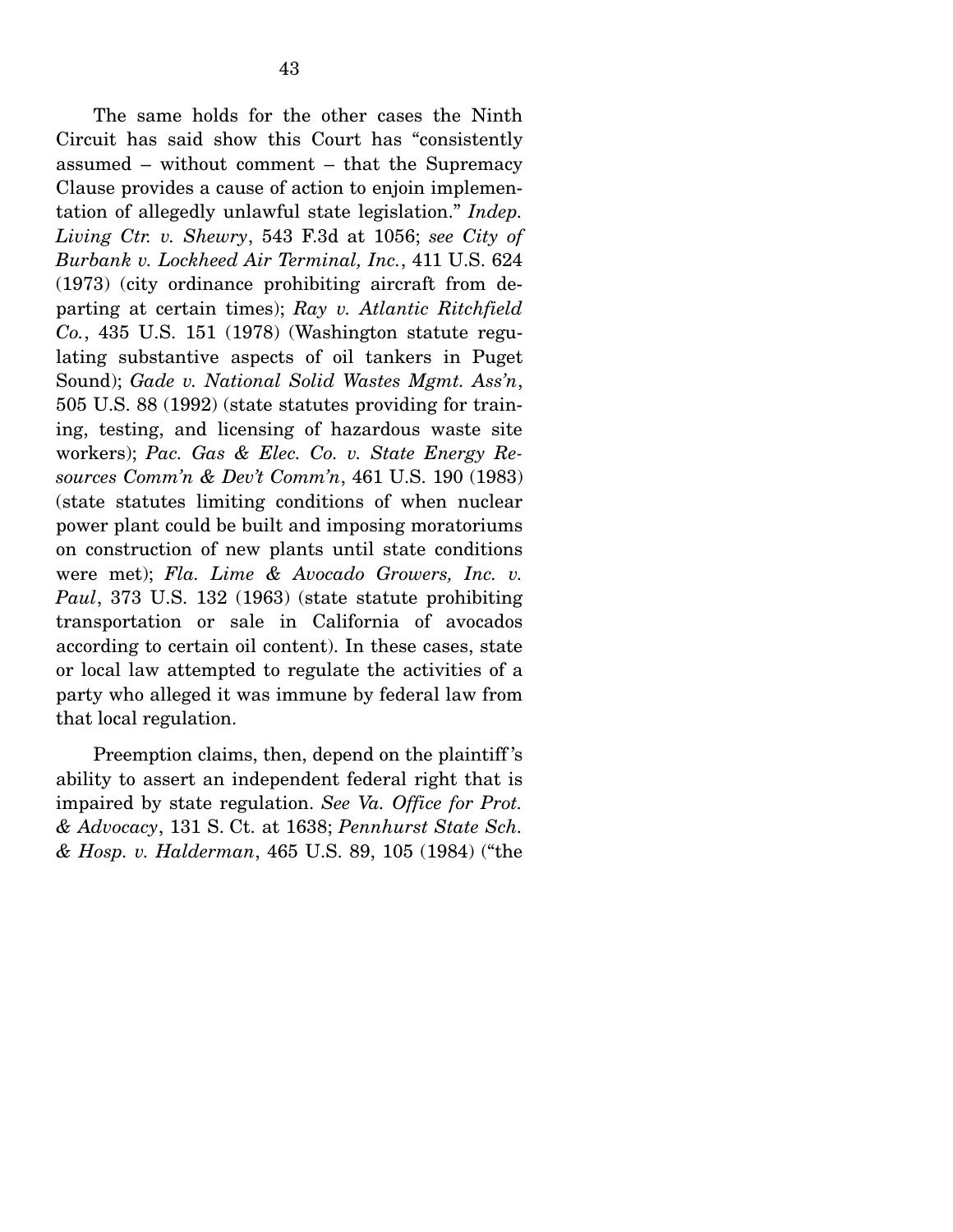The same holds for the other cases the Ninth Circuit has said show this Court has "consistently assumed – without comment – that the Supremacy Clause provides a cause of action to enjoin implementation of allegedly unlawful state legislation." *Indep. Living Ctr. v. Shewry*, 543 F.3d at 1056; *see City of Burbank v. Lockheed Air Terminal, Inc.*, 411 U.S. 624 (1973) (city ordinance prohibiting aircraft from departing at certain times); *Ray v. Atlantic Ritchfield Co.*, 435 U.S. 151 (1978) (Washington statute regulating substantive aspects of oil tankers in Puget Sound); *Gade v. National Solid Wastes Mgmt. Ass'n*, 505 U.S. 88 (1992) (state statutes providing for training, testing, and licensing of hazardous waste site workers); *Pac. Gas & Elec. Co. v. State Energy Resources Comm'n & Dev't Comm'n*, 461 U.S. 190 (1983) (state statutes limiting conditions of when nuclear power plant could be built and imposing moratoriums on construction of new plants until state conditions were met); *Fla. Lime & Avocado Growers, Inc. v. Paul*, 373 U.S. 132 (1963) (state statute prohibiting transportation or sale in California of avocados according to certain oil content). In these cases, state or local law attempted to regulate the activities of a party who alleged it was immune by federal law from that local regulation.

Preemption claims, then, depend on the plaintiff's ability to assert an independent federal right that is impaired by state regulation. *See Va. Office for Prot. & Advocacy*, 131 S. Ct. at 1638; *Pennhurst State Sch. & Hosp. v. Halderman*, 465 U.S. 89, 105 (1984) ("the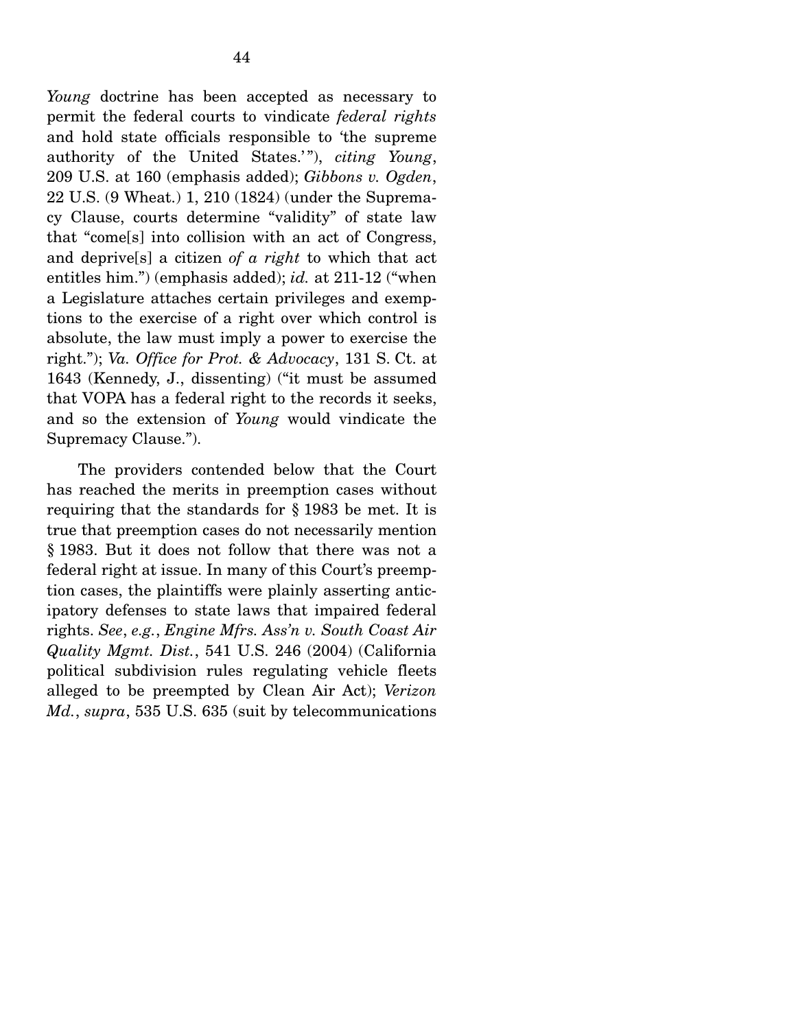*Young* doctrine has been accepted as necessary to permit the federal courts to vindicate *federal rights* and hold state officials responsible to 'the supreme authority of the United States.'"), *citing Young*, 209 U.S. at 160 (emphasis added); *Gibbons v. Ogden*, 22 U.S. (9 Wheat.) 1, 210 (1824) (under the Supremacy Clause, courts determine "validity" of state law that "come[s] into collision with an act of Congress, and deprive[s] a citizen *of a right* to which that act entitles him.") (emphasis added); *id.* at 211-12 ("when a Legislature attaches certain privileges and exemptions to the exercise of a right over which control is absolute, the law must imply a power to exercise the right."); *Va. Office for Prot. & Advocacy*, 131 S. Ct. at 1643 (Kennedy, J., dissenting) ("it must be assumed that VOPA has a federal right to the records it seeks, and so the extension of *Young* would vindicate the Supremacy Clause.").

The providers contended below that the Court has reached the merits in preemption cases without requiring that the standards for § 1983 be met. It is true that preemption cases do not necessarily mention § 1983. But it does not follow that there was not a federal right at issue. In many of this Court's preemption cases, the plaintiffs were plainly asserting anticipatory defenses to state laws that impaired federal rights. *See*, *e.g.*, *Engine Mfrs. Ass'n v. South Coast Air Quality Mgmt. Dist.*, 541 U.S. 246 (2004) (California political subdivision rules regulating vehicle fleets alleged to be preempted by Clean Air Act); *Verizon Md.*, *supra*, 535 U.S. 635 (suit by telecommunications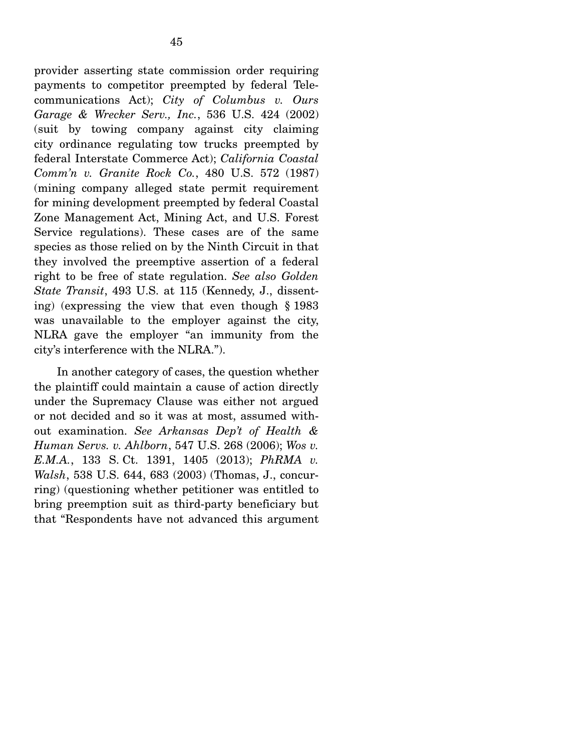provider asserting state commission order requiring payments to competitor preempted by federal Telecommunications Act); *City of Columbus v. Ours Garage & Wrecker Serv., Inc.*, 536 U.S. 424 (2002) (suit by towing company against city claiming city ordinance regulating tow trucks preempted by federal Interstate Commerce Act); *California Coastal Comm'n v. Granite Rock Co.*, 480 U.S. 572 (1987) (mining company alleged state permit requirement for mining development preempted by federal Coastal Zone Management Act, Mining Act, and U.S. Forest Service regulations). These cases are of the same species as those relied on by the Ninth Circuit in that they involved the preemptive assertion of a federal right to be free of state regulation. *See also Golden State Transit*, 493 U.S. at 115 (Kennedy, J., dissenting) (expressing the view that even though § 1983 was unavailable to the employer against the city, NLRA gave the employer "an immunity from the city's interference with the NLRA.").

In another category of cases, the question whether the plaintiff could maintain a cause of action directly under the Supremacy Clause was either not argued or not decided and so it was at most, assumed without examination. *See Arkansas Dep't of Health & Human Servs. v. Ahlborn*, 547 U.S. 268 (2006); *Wos v. E.M.A.*, 133 S. Ct. 1391, 1405 (2013); *PhRMA v. Walsh*, 538 U.S. 644, 683 (2003) (Thomas, J., concurring) (questioning whether petitioner was entitled to bring preemption suit as third-party beneficiary but that "Respondents have not advanced this argument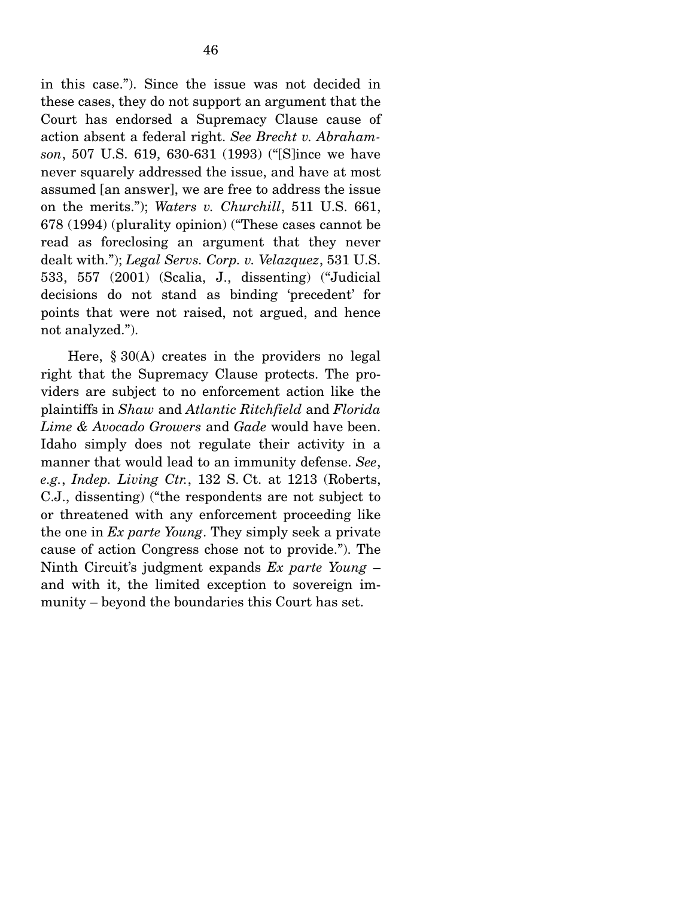in this case."). Since the issue was not decided in these cases, they do not support an argument that the Court has endorsed a Supremacy Clause cause of action absent a federal right. *See Brecht v. Abrahamson*, 507 U.S. 619, 630-631 (1993) ("[S]ince we have never squarely addressed the issue, and have at most assumed [an answer], we are free to address the issue on the merits."); *Waters v. Churchill*, 511 U.S. 661, 678 (1994) (plurality opinion) ("These cases cannot be read as foreclosing an argument that they never dealt with."); *Legal Servs. Corp. v. Velazquez*, 531 U.S. 533, 557 (2001) (Scalia, J., dissenting) ("Judicial decisions do not stand as binding 'precedent' for points that were not raised, not argued, and hence not analyzed.").

Here, § 30(A) creates in the providers no legal right that the Supremacy Clause protects. The providers are subject to no enforcement action like the plaintiffs in *Shaw* and *Atlantic Ritchfield* and *Florida Lime & Avocado Growers* and *Gade* would have been. Idaho simply does not regulate their activity in a manner that would lead to an immunity defense. *See, e.g.*, *Indep. Living Ctr.*, 132 S. Ct. at 1213 (Roberts, C.J., dissenting) ("the respondents are not subject to or threatened with any enforcement proceeding like the one in *Ex parte Young*. They simply seek a private cause of action Congress chose not to provide."). The Ninth Circuit's judgment expands *Ex parte Young* – and with it, the limited exception to sovereign immunity – beyond the boundaries this Court has set.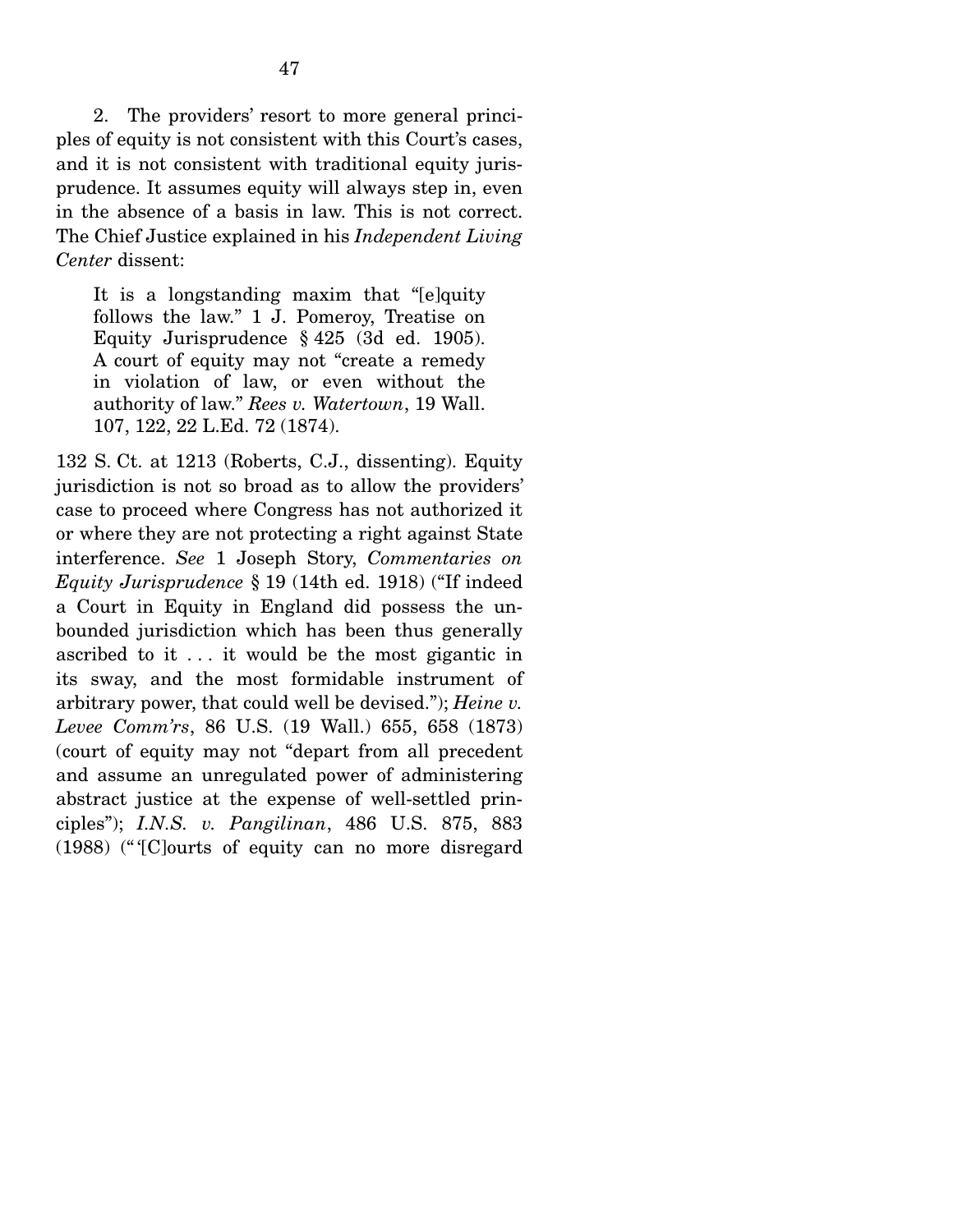2. The providers' resort to more general principles of equity is not consistent with this Court's cases, and it is not consistent with traditional equity jurisprudence. It assumes equity will always step in, even in the absence of a basis in law. This is not correct. The Chief Justice explained in his *Independent Living Center* dissent:

> It is a longstanding maxim that "[e]quity follows the law." 1 J. Pomeroy, Treatise on Equity Jurisprudence § 425 (3d ed. 1905). A court of equity may not "create a remedy in violation of law, or even without the authority of law." *Rees v. Watertown*, 19 Wall. 107, 122, 22 L.Ed. 72 (1874).

132 S. Ct. at 1213 (Roberts, C.J., dissenting). Equity jurisdiction is not so broad as to allow the providers' case to proceed where Congress has not authorized it or where they are not protecting a right against State interference. *See* 1 Joseph Story, *Commentaries on Equity Jurisprudence* § 19 (14th ed. 1918) ("If indeed a Court in Equity in England did possess the unbounded jurisdiction which has been thus generally ascribed to it . . . it would be the most gigantic in its sway, and the most formidable instrument of arbitrary power, that could well be devised."); *Heine v. Levee Comm'rs*, 86 U.S. (19 Wall.) 655, 658 (1873) (court of equity may not "depart from all precedent and assume an unregulated power of administering abstract justice at the expense of well-settled principles"); *I.N.S. v. Pangilinan*, 486 U.S. 875, 883 (1988) ("'[C]ourts of equity can no more disregard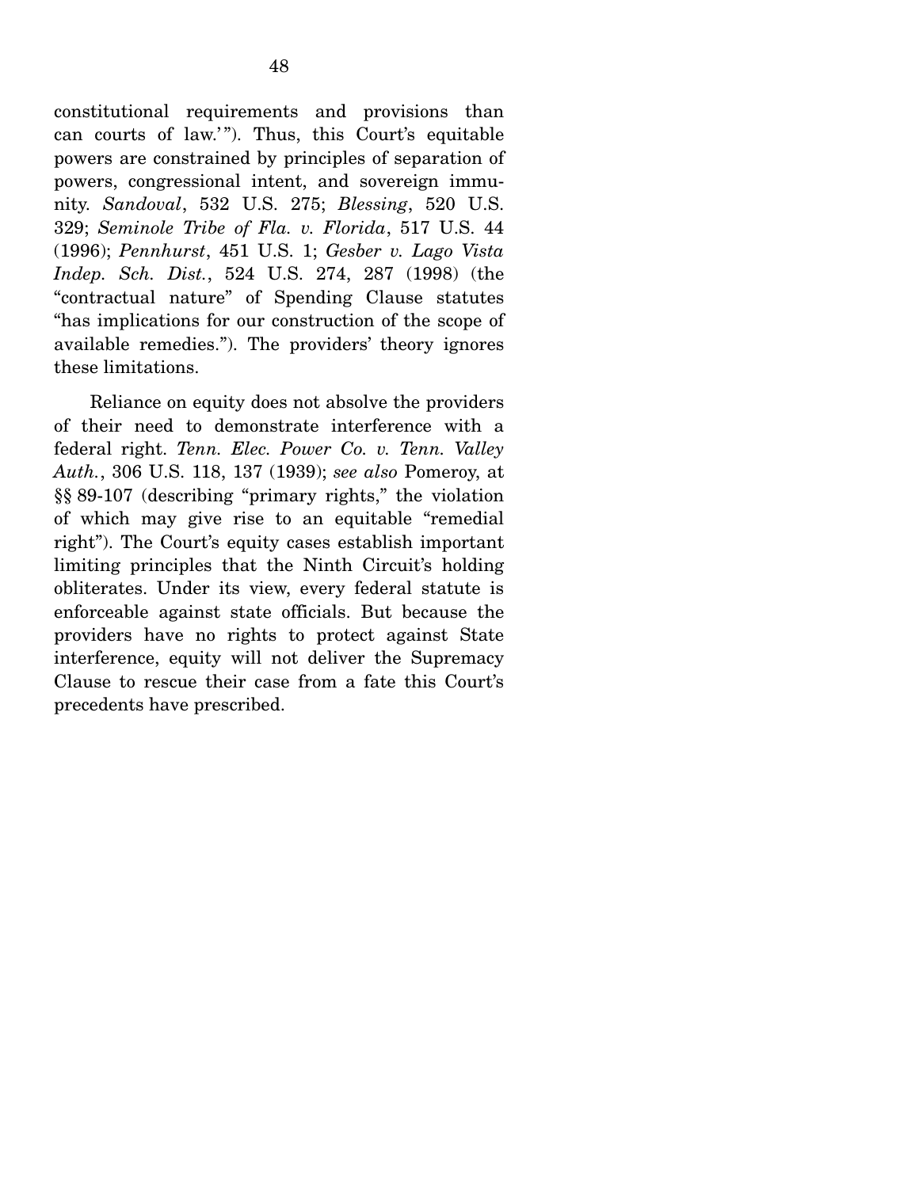constitutional requirements and provisions than can courts of law.'"). Thus, this Court's equitable powers are constrained by principles of separation of powers, congressional intent, and sovereign immunity. *Sandoval*, 532 U.S. 275; *Blessing*, 520 U.S. 329; *Seminole Tribe of Fla. v. Florida*, 517 U.S. 44 (1996); *Pennhurst*, 451 U.S. 1; *Gesber v. Lago Vista Indep. Sch. Dist.*, 524 U.S. 274, 287 (1998) (the "contractual nature" of Spending Clause statutes "has implications for our construction of the scope of available remedies."). The providers' theory ignores these limitations.

Reliance on equity does not absolve the providers of their need to demonstrate interference with a federal right. *Tenn. Elec. Power Co. v. Tenn. Valley Auth.*, 306 U.S. 118, 137 (1939); *see also* Pomeroy, at §§ 89-107 (describing "primary rights," the violation of which may give rise to an equitable "remedial right"). The Court's equity cases establish important limiting principles that the Ninth Circuit's holding obliterates. Under its view, every federal statute is enforceable against state officials. But because the providers have no rights to protect against State interference, equity will not deliver the Supremacy Clause to rescue their case from a fate this Court's precedents have prescribed.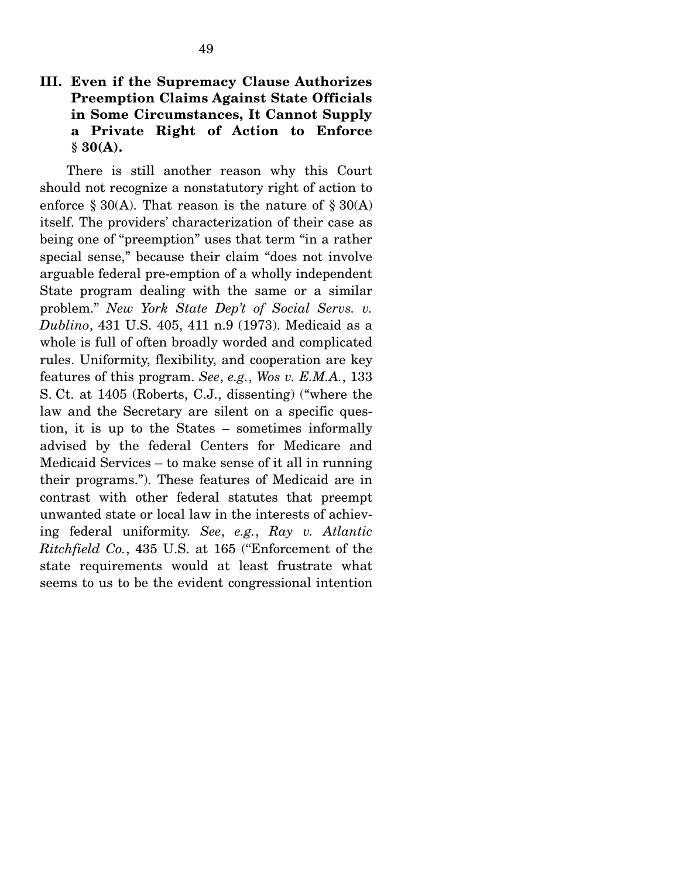### III. Even if the Supremacy Clause Authorizes Preemption Claims Against State Officials in Some Circumstances, It Cannot Supply a Private Right of Action to Enforce § 30(A).

There is still another reason why this Court should not recognize a nonstatutory right of action to enforce § 30(A). That reason is the nature of § 30(A) itself. The providers' characterization of their case as being one of "preemption" uses that term "in a rather special sense," because their claim "does not involve arguable federal pre-emption of a wholly independent State program dealing with the same or a similar problem." *New York State Dep't of Social Servs. v. Dublino*, 431 U.S. 405, 411 n.9 (1973). Medicaid as a whole is full of often broadly worded and complicated rules. Uniformity, flexibility, and cooperation are key features of this program. *See*, *e.g.*, *Wos v. E.M.A.*, 133 S. Ct. at 1405 (Roberts, C.J., dissenting) ("where the law and the Secretary are silent on a specific question, it is up to the States – sometimes informally advised by the federal Centers for Medicare and Medicaid Services – to make sense of it all in running their programs."). These features of Medicaid are in contrast with other federal statutes that preempt unwanted state or local law in the interests of achieving federal uniformity. *See*, *e.g.*, *Ray v. Atlantic Ritchfield Co.*, 435 U.S. at 165 ("Enforcement of the state requirements would at least frustrate what seems to us to be the evident congressional intention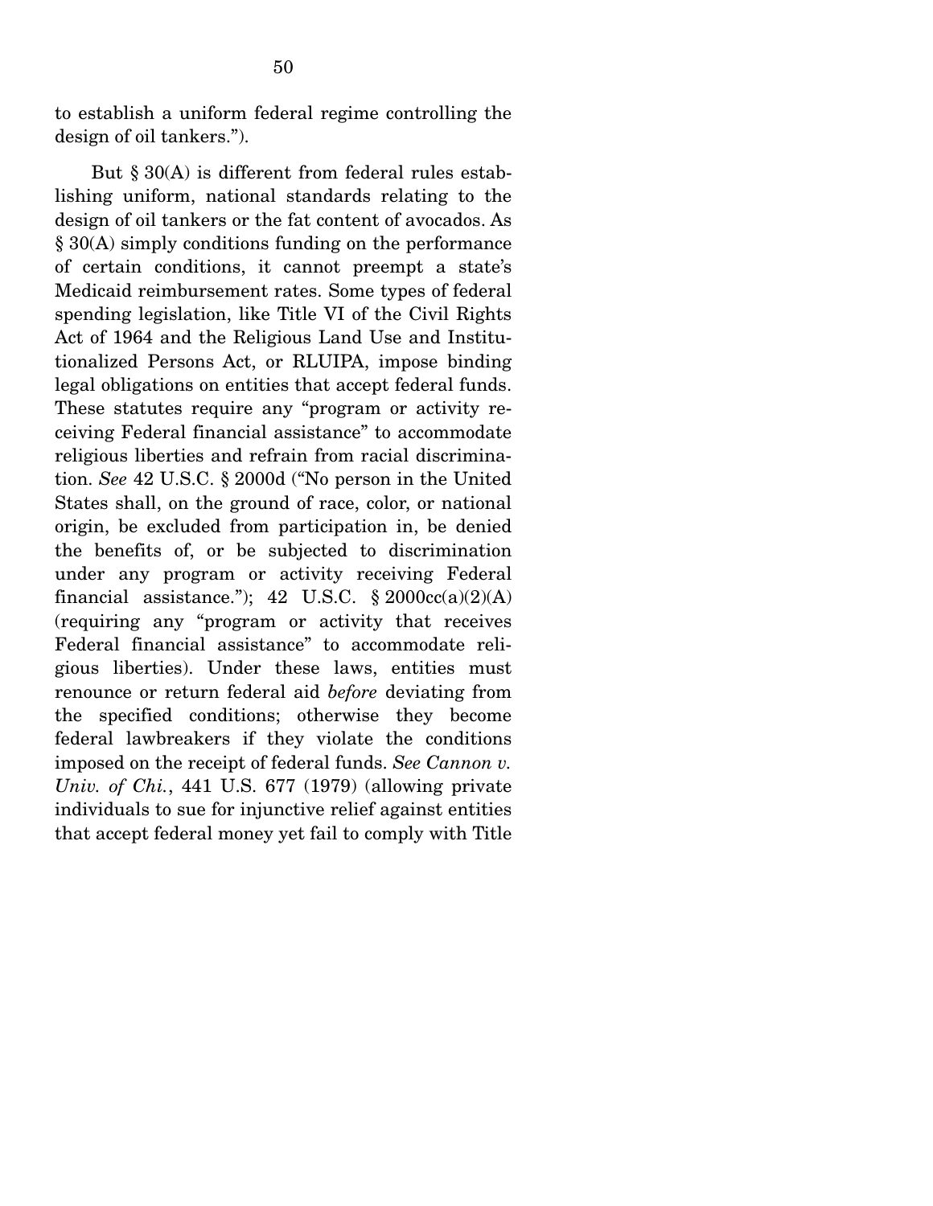to establish a uniform federal regime controlling the design of oil tankers.").

But § 30(A) is different from federal rules establishing uniform, national standards relating to the design of oil tankers or the fat content of avocados. As § 30(A) simply conditions funding on the performance of certain conditions, it cannot preempt a state's Medicaid reimbursement rates. Some types of federal spending legislation, like Title VI of the Civil Rights Act of 1964 and the Religious Land Use and Institutionalized Persons Act, or RLUIPA, impose binding legal obligations on entities that accept federal funds. These statutes require any "program or activity receiving Federal financial assistance" to accommodate religious liberties and refrain from racial discrimination. *See* 42 U.S.C. § 2000d ("No person in the United States shall, on the ground of race, color, or national origin, be excluded from participation in, be denied the benefits of, or be subjected to discrimination under any program or activity receiving Federal financial assistance."); 42 U.S.C. § 2000cc(a)(2)(A) (requiring any "program or activity that receives Federal financial assistance" to accommodate religious liberties). Under these laws, entities must renounce or return federal aid *before* deviating from the specified conditions; otherwise they become federal lawbreakers if they violate the conditions imposed on the receipt of federal funds. *See Cannon v. Univ. of Chi.*, 441 U.S. 677 (1979) (allowing private individuals to sue for injunctive relief against entities that accept federal money yet fail to comply with Title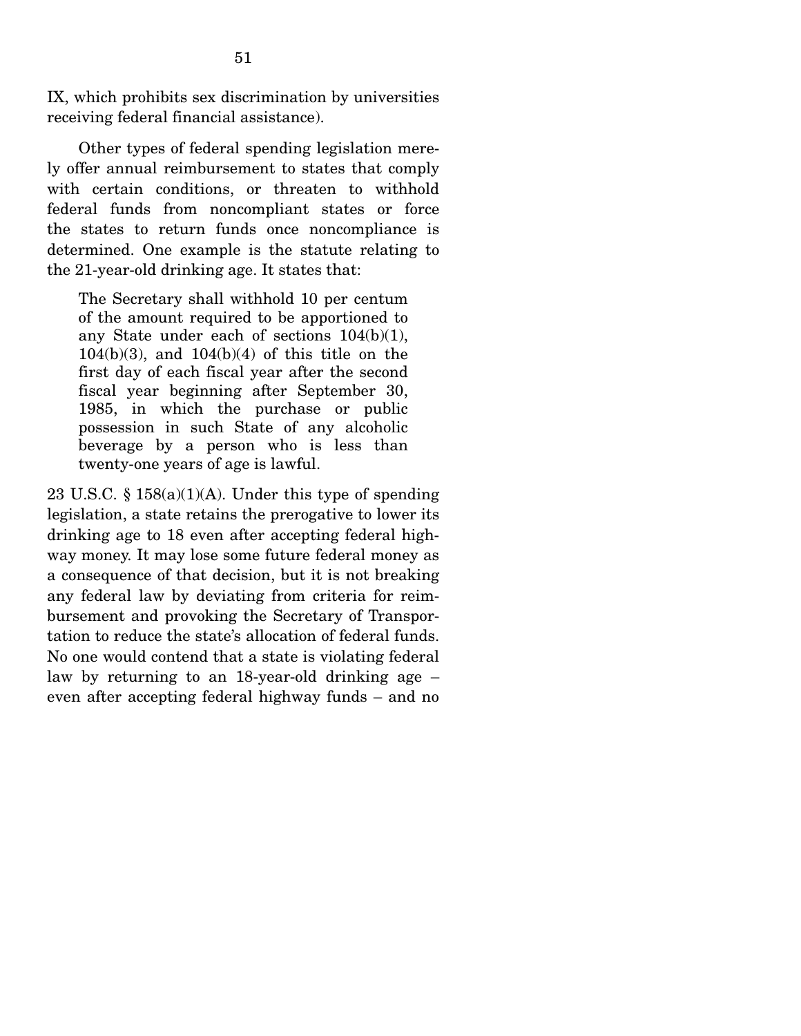IX, which prohibits sex discrimination by universities receiving federal financial assistance).

Other types of federal spending legislation merely offer annual reimbursement to states that comply with certain conditions, or threaten to withhold federal funds from noncompliant states or force the states to return funds once noncompliance is determined. One example is the statute relating to the 21-year-old drinking age. It states that:

> The Secretary shall withhold 10 per centum of the amount required to be apportioned to any State under each of sections 104(b)(1), 104(b)(3), and 104(b)(4) of this title on the first day of each fiscal year after the second fiscal year beginning after September 30, 1985, in which the purchase or public possession in such State of any alcoholic beverage by a person who is less than twenty-one years of age is lawful.

23 U.S.C. § 158(a)(1)(A). Under this type of spending legislation, a state retains the prerogative to lower its drinking age to 18 even after accepting federal highway money. It may lose some future federal money as a consequence of that decision, but it is not breaking any federal law by deviating from criteria for reimbursement and provoking the Secretary of Transportation to reduce the state's allocation of federal funds. No one would contend that a state is violating federal law by returning to an 18-year-old drinking age – even after accepting federal highway funds – and no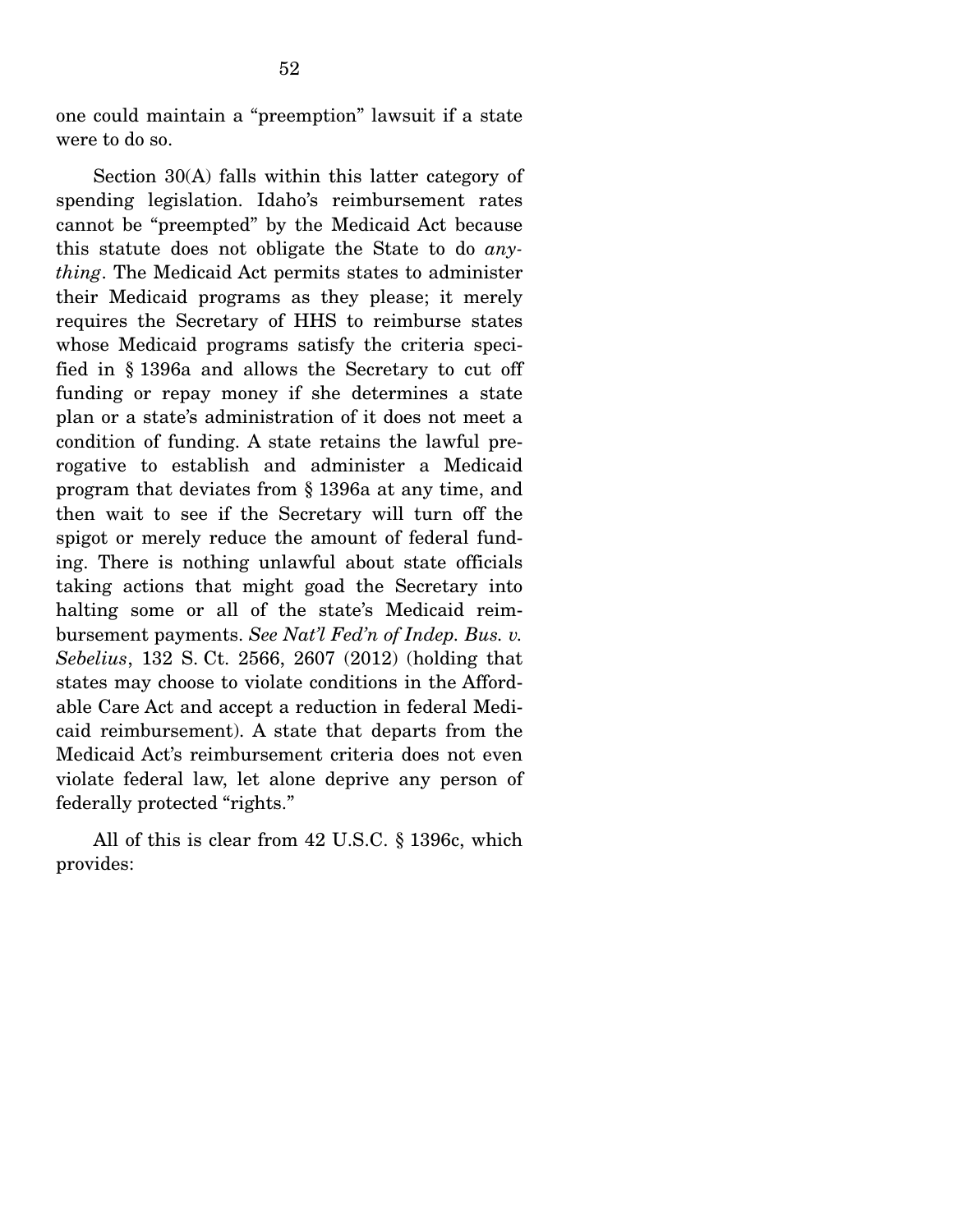one could maintain a "preemption" lawsuit if a state were to do so.

Section 30(A) falls within this latter category of spending legislation. Idaho's reimbursement rates cannot be "preempted" by the Medicaid Act because this statute does not obligate the State to do *anything*. The Medicaid Act permits states to administer their Medicaid programs as they please; it merely requires the Secretary of HHS to reimburse states whose Medicaid programs satisfy the criteria specified in § 1396a and allows the Secretary to cut off funding or repay money if she determines a state plan or a state's administration of it does not meet a condition of funding. A state retains the lawful prerogative to establish and administer a Medicaid program that deviates from § 1396a at any time, and then wait to see if the Secretary will turn off the spigot or merely reduce the amount of federal funding. There is nothing unlawful about state officials taking actions that might goad the Secretary into halting some or all of the state's Medicaid reimbursement payments. *See Nat'l Fed'n of Indep. Bus. v. Sebelius*, 132 S. Ct. 2566, 2607 (2012) (holding that states may choose to violate conditions in the Affordable Care Act and accept a reduction in federal Medicaid reimbursement). A state that departs from the Medicaid Act's reimbursement criteria does not even violate federal law, let alone deprive any person of federally protected "rights."

All of this is clear from 42 U.S.C. § 1396c, which provides: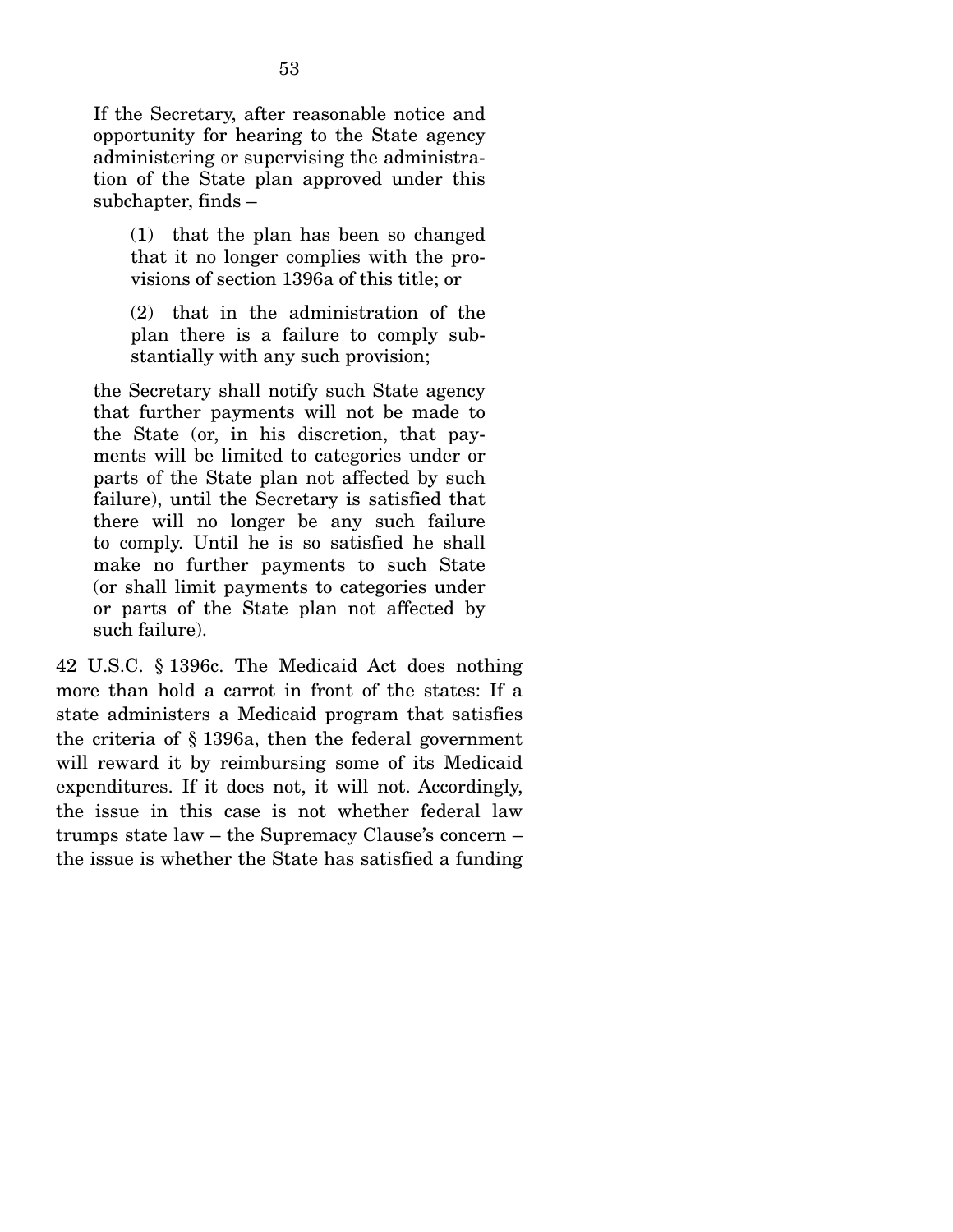> If the Secretary, after reasonable notice and opportunity for hearing to the State agency administering or supervising the administration of the State plan approved under this subchapter, finds –
>
> > (1) that the plan has been so changed that it no longer complies with the provisions of section 1396a of this title; or
> >
> > (2) that in the administration of the plan there is a failure to comply substantially with any such provision;
>
> the Secretary shall notify such State agency that further payments will not be made to the State (or, in his discretion, that payments will be limited to categories under or parts of the State plan not affected by such failure), until the Secretary is satisfied that there will no longer be any such failure to comply. Until he is so satisfied he shall make no further payments to such State (or shall limit payments to categories under or parts of the State plan not affected by such failure).

42 U.S.C. § 1396c. The Medicaid Act does nothing more than hold a carrot in front of the states: If a state administers a Medicaid program that satisfies the criteria of § 1396a, then the federal government will reward it by reimbursing some of its Medicaid expenditures. If it does not, it will not. Accordingly, the issue in this case is not whether federal law trumps state law – the Supremacy Clause's concern – the issue is whether the State has satisfied a funding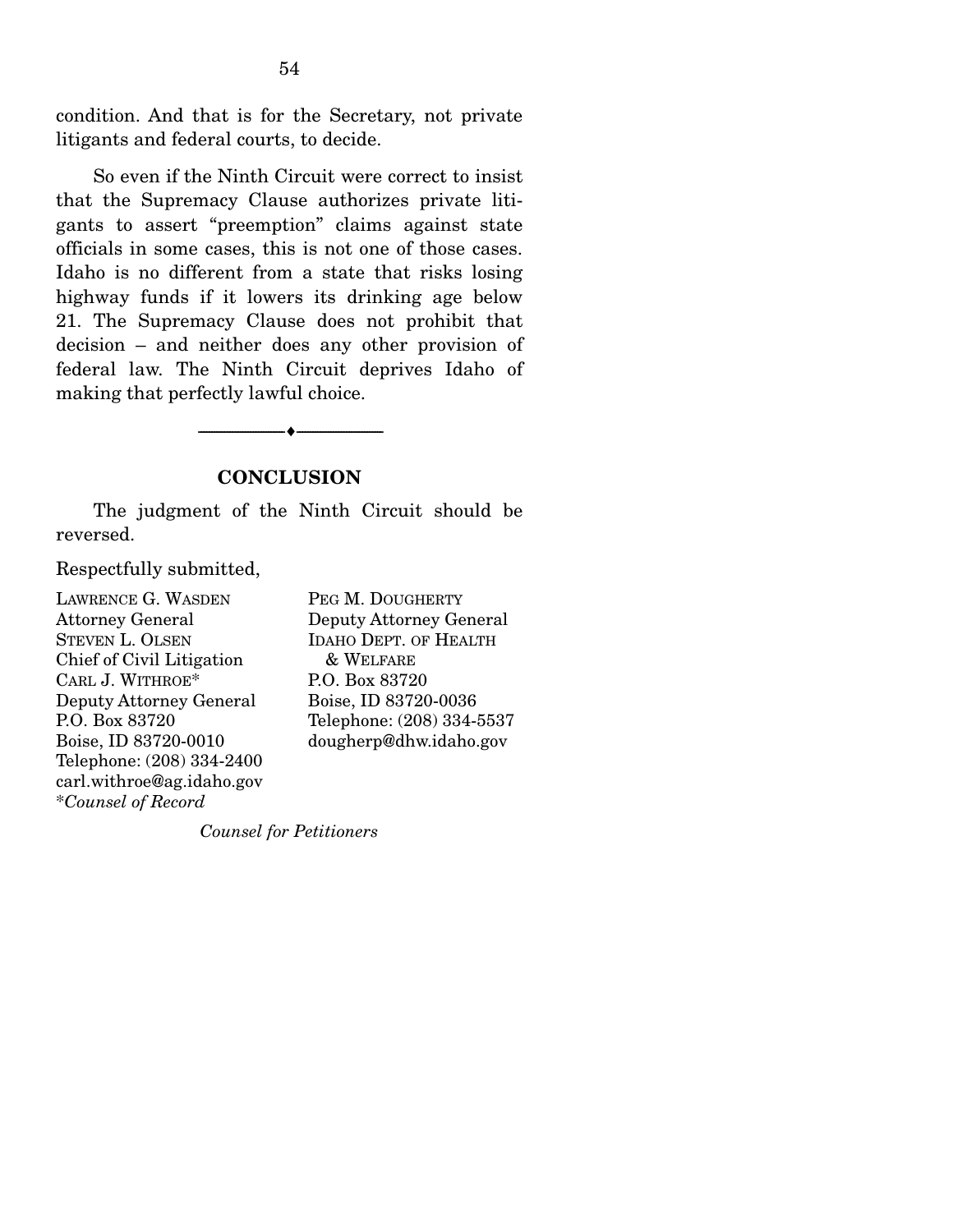condition. And that is for the Secretary, not private litigants and federal courts, to decide.

So even if the Ninth Circuit were correct to insist that the Supremacy Clause authorizes private litigants to assert "preemption" claims against state officials in some cases, this is not one of those cases. Idaho is no different from a state that risks losing highway funds if it lowers its drinking age below 21. The Supremacy Clause does not prohibit that decision – and neither does any other provision of federal law. The Ninth Circuit deprives Idaho of making that perfectly lawful choice.

---

## CONCLUSION

The judgment of the Ninth Circuit should be reversed.

Respectfully submitted,

LAWRENCE G. WASDEN
Attorney General
STEVEN L. OLSEN
Chief of Civil Litigation
CARL J. WITHROE*
Deputy Attorney General
P.O. Box 83720
Boise, ID 83720-0010
Telephone: (208) 334-2400
carl.withroe@ag.idaho.gov
**Counsel of Record*

PEG M. DOUGHERTY
Deputy Attorney General
IDAHO DEPT. OF HEALTH & WELFARE
P.O. Box 83720
Boise, ID 83720-0036
Telephone: (208) 334-5537
dougherp@dhw.idaho.gov

*Counsel for Petitioners*